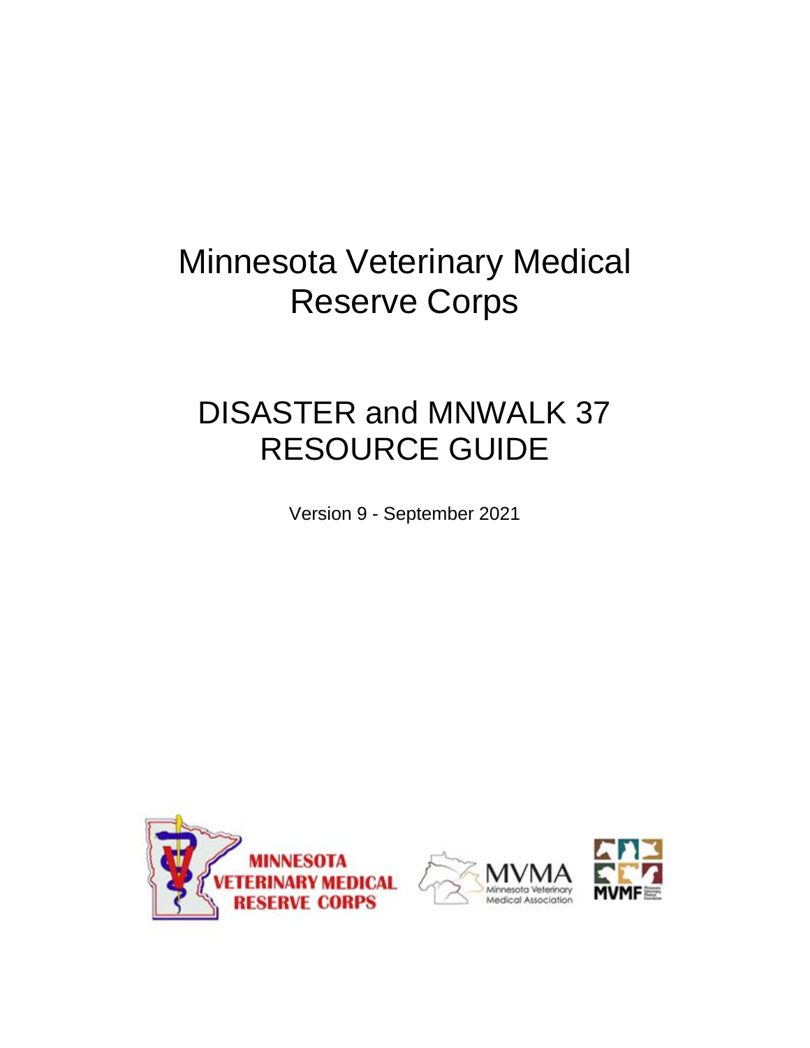# Minnesota Veterinary Medical Reserve Corps

# DISASTER and MNWALK 37 RESOURCE GUIDE

Version 9 - September 2021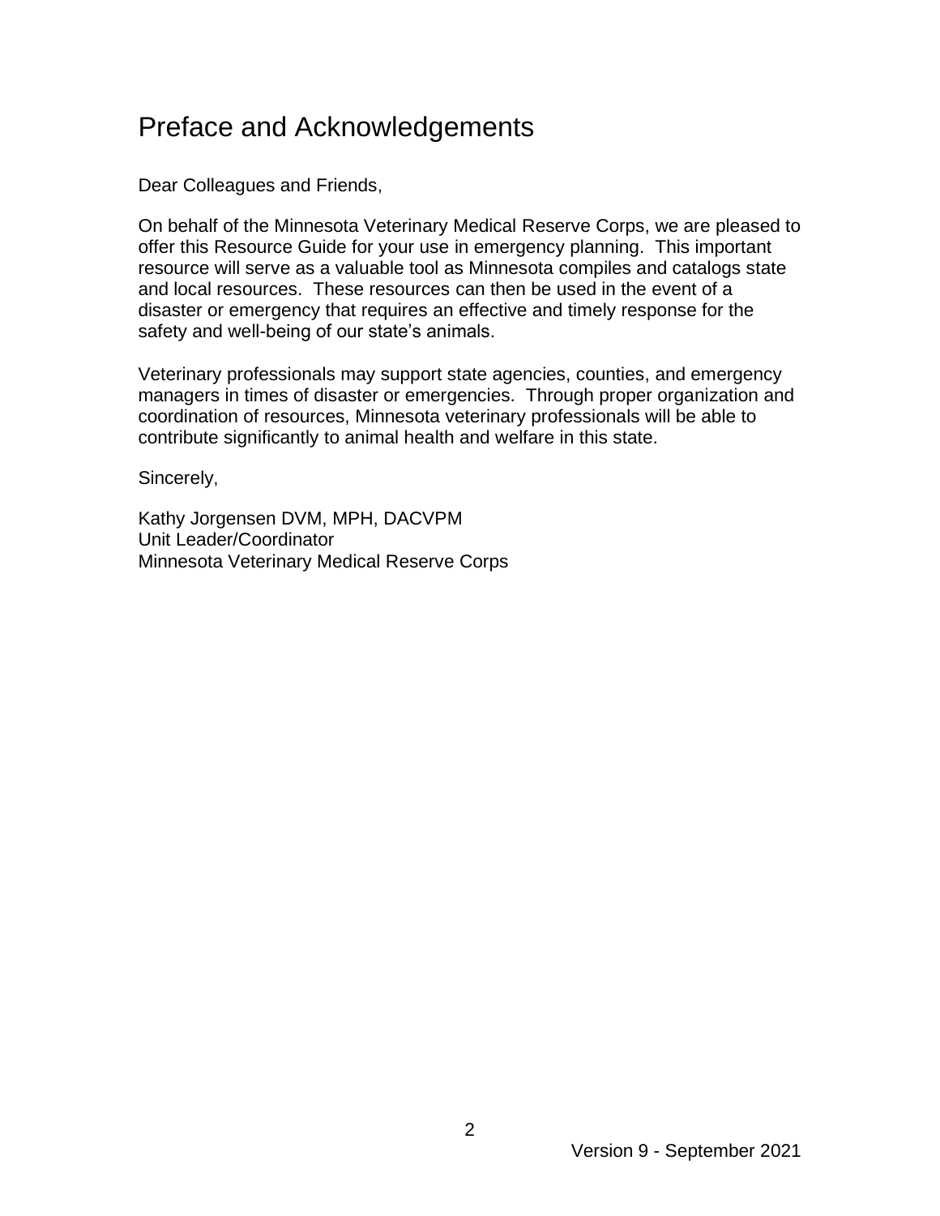# Preface and Acknowledgements

Dear Colleagues and Friends,

On behalf of the Minnesota Veterinary Medical Reserve Corps, we are pleased to offer this Resource Guide for your use in emergency planning. This important resource will serve as a valuable tool as Minnesota compiles and catalogs state and local resources. These resources can then be used in the event of a disaster or emergency that requires an effective and timely response for the safety and well-being of our state's animals.

Veterinary professionals may support state agencies, counties, and emergency managers in times of disaster or emergencies. Through proper organization and coordination of resources, Minnesota veterinary professionals will be able to contribute significantly to animal health and welfare in this state.

Sincerely,

Kathy Jorgensen DVM, MPH, DACVPM
Unit Leader/Coordinator
Minnesota Veterinary Medical Reserve Corps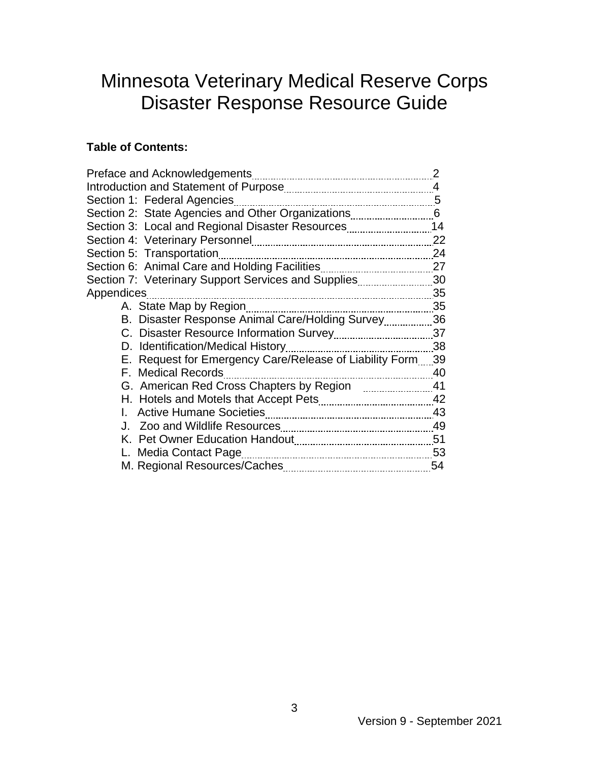# Minnesota Veterinary Medical Reserve Corps Disaster Response Resource Guide

**Table of Contents:**

Preface and Acknowledgements ........ 2
Introduction and Statement of Purpose ........ 4
Section 1: Federal Agencies ........ 5
Section 2: State Agencies and Other Organizations ........ 6
Section 3: Local and Regional Disaster Resources ........ 14
Section 4: Veterinary Personnel ........ 22
Section 5: Transportation ........ 24
Section 6: Animal Care and Holding Facilities ........ 27
Section 7: Veterinary Support Services and Supplies ........ 30
Appendices ........ 35

- A. State Map by Region ........ 35
- B. Disaster Response Animal Care/Holding Survey ........ 36
- C. Disaster Resource Information Survey ........ 37
- D. Identification/Medical History ........ 38
- E. Request for Emergency Care/Release of Liability Form ........ 39
- F. Medical Records ........ 40
- G. American Red Cross Chapters by Region ........ 41
- H. Hotels and Motels that Accept Pets ........ 42
- I. Active Humane Societies ........ 43
- J. Zoo and Wildlife Resources ........ 49
- K. Pet Owner Education Handout ........ 51
- L. Media Contact Page ........ 53
- M. Regional Resources/Caches ........ 54

Version 9 - September 2021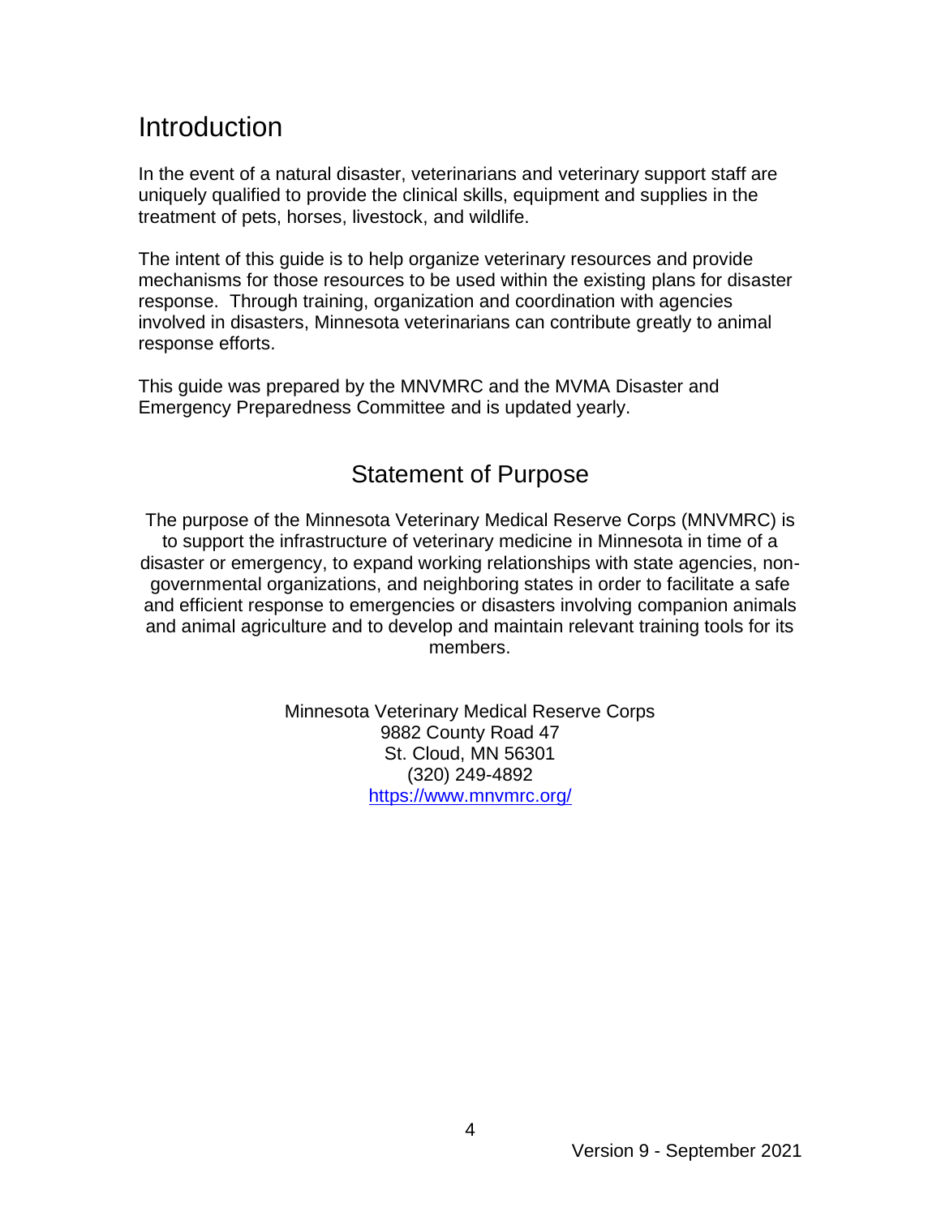# Introduction

In the event of a natural disaster, veterinarians and veterinary support staff are uniquely qualified to provide the clinical skills, equipment and supplies in the treatment of pets, horses, livestock, and wildlife.

The intent of this guide is to help organize veterinary resources and provide mechanisms for those resources to be used within the existing plans for disaster response. Through training, organization and coordination with agencies involved in disasters, Minnesota veterinarians can contribute greatly to animal response efforts.

This guide was prepared by the MNVMRC and the MVMA Disaster and Emergency Preparedness Committee and is updated yearly.

## Statement of Purpose

The purpose of the Minnesota Veterinary Medical Reserve Corps (MNVMRC) is to support the infrastructure of veterinary medicine in Minnesota in time of a disaster or emergency, to expand working relationships with state agencies, non-governmental organizations, and neighboring states in order to facilitate a safe and efficient response to emergencies or disasters involving companion animals and animal agriculture and to develop and maintain relevant training tools for its members.

Minnesota Veterinary Medical Reserve Corps
9882 County Road 47
St. Cloud, MN 56301
(320) 249-4892
https://www.mnvmrc.org/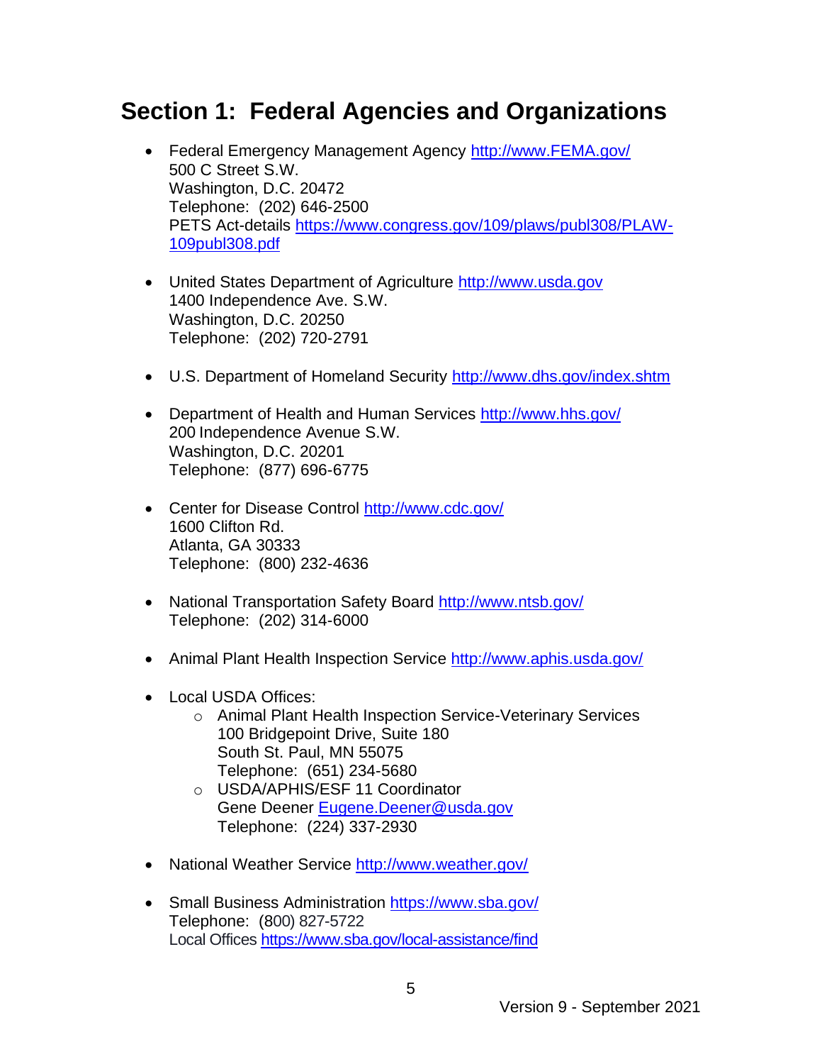## Section 1: Federal Agencies and Organizations

- Federal Emergency Management Agency http://www.FEMA.gov/
  500 C Street S.W.
  Washington, D.C. 20472
  Telephone: (202) 646-2500
  PETS Act-details https://www.congress.gov/109/plaws/publ308/PLAW-109publ308.pdf

- United States Department of Agriculture http://www.usda.gov
  1400 Independence Ave. S.W.
  Washington, D.C. 20250
  Telephone: (202) 720-2791

- U.S. Department of Homeland Security http://www.dhs.gov/index.shtm

- Department of Health and Human Services http://www.hhs.gov/
  200 Independence Avenue S.W.
  Washington, D.C. 20201
  Telephone: (877) 696-6775

- Center for Disease Control http://www.cdc.gov/
  1600 Clifton Rd.
  Atlanta, GA 30333
  Telephone: (800) 232-4636

- National Transportation Safety Board http://www.ntsb.gov/
  Telephone: (202) 314-6000

- Animal Plant Health Inspection Service http://www.aphis.usda.gov/

- Local USDA Offices:
  - Animal Plant Health Inspection Service-Veterinary Services
    100 Bridgepoint Drive, Suite 180
    South St. Paul, MN 55075
    Telephone: (651) 234-5680
  - USDA/APHIS/ESF 11 Coordinator
    Gene Deener Eugene.Deener@usda.gov
    Telephone: (224) 337-2930

- National Weather Service http://www.weather.gov/

- Small Business Administration https://www.sba.gov/
  Telephone: (800) 827-5722
  Local Offices https://www.sba.gov/local-assistance/find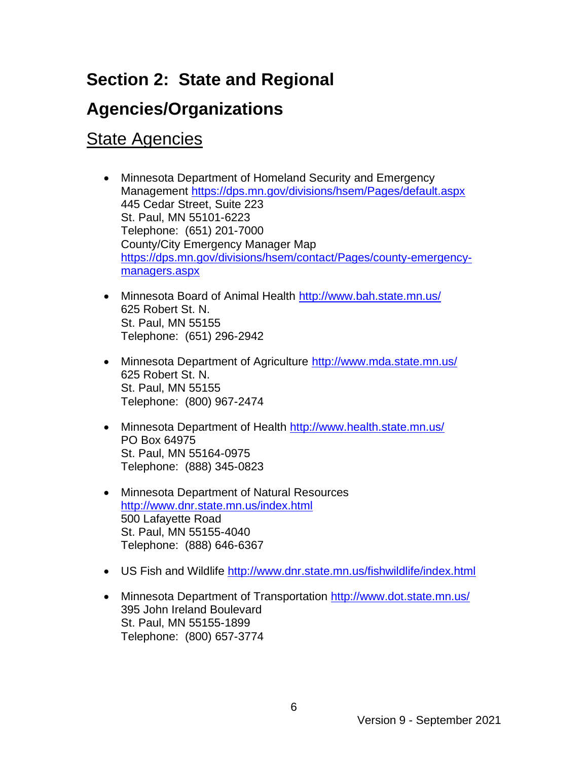# Section 2: State and Regional Agencies/Organizations

## State Agencies

- Minnesota Department of Homeland Security and Emergency Management https://dps.mn.gov/divisions/hsem/Pages/default.aspx
  445 Cedar Street, Suite 223
  St. Paul, MN 55101-6223
  Telephone: (651) 201-7000
  County/City Emergency Manager Map
  https://dps.mn.gov/divisions/hsem/contact/Pages/county-emergency-managers.aspx

- Minnesota Board of Animal Health http://www.bah.state.mn.us/
  625 Robert St. N.
  St. Paul, MN 55155
  Telephone: (651) 296-2942

- Minnesota Department of Agriculture http://www.mda.state.mn.us/
  625 Robert St. N.
  St. Paul, MN 55155
  Telephone: (800) 967-2474

- Minnesota Department of Health http://www.health.state.mn.us/
  PO Box 64975
  St. Paul, MN 55164-0975
  Telephone: (888) 345-0823

- Minnesota Department of Natural Resources
  http://www.dnr.state.mn.us/index.html
  500 Lafayette Road
  St. Paul, MN 55155-4040
  Telephone: (888) 646-6367

- US Fish and Wildlife http://www.dnr.state.mn.us/fishwildlife/index.html

- Minnesota Department of Transportation http://www.dot.state.mn.us/
  395 John Ireland Boulevard
  St. Paul, MN 55155-1899
  Telephone: (800) 657-3774

Version 9 - September 2021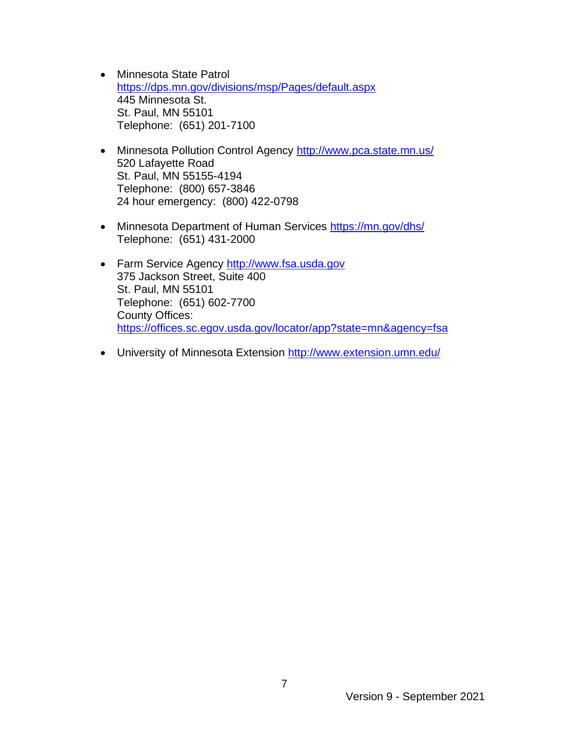- Minnesota State Patrol
  https://dps.mn.gov/divisions/msp/Pages/default.aspx
  445 Minnesota St.
  St. Paul, MN 55101
  Telephone: (651) 201-7100

- Minnesota Pollution Control Agency http://www.pca.state.mn.us/
  520 Lafayette Road
  St. Paul, MN 55155-4194
  Telephone: (800) 657-3846
  24 hour emergency: (800) 422-0798

- Minnesota Department of Human Services https://mn.gov/dhs/
  Telephone: (651) 431-2000

- Farm Service Agency http://www.fsa.usda.gov
  375 Jackson Street, Suite 400
  St. Paul, MN 55101
  Telephone: (651) 602-7700
  County Offices:
  https://offices.sc.egov.usda.gov/locator/app?state=mn&agency=fsa

- University of Minnesota Extension http://www.extension.umn.edu/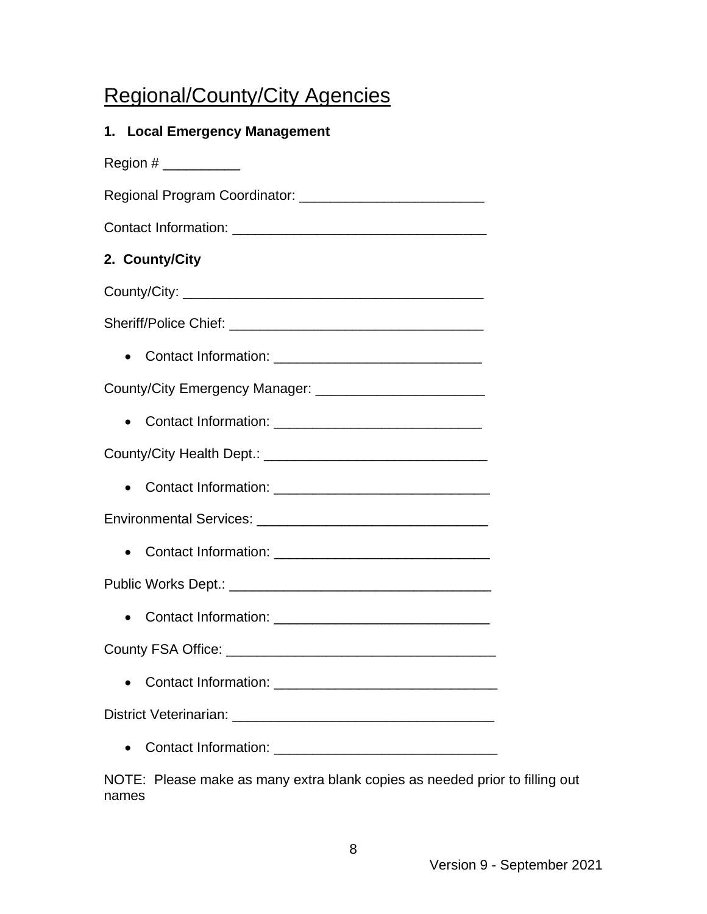# Regional/County/City Agencies

**1. Local Emergency Management**

Region # __________

Regional Program Coordinator: ________________________

Contact Information: _________________________________

**2. County/City**

County/City: _______________________________________

Sheriff/Police Chief: _________________________________

- Contact Information: ___________________________

County/City Emergency Manager: ______________________

- Contact Information: ___________________________

County/City Health Dept.: _____________________________

- Contact Information: ____________________________

Environmental Services: ______________________________

- Contact Information: ____________________________

Public Works Dept.: _________________________________

- Contact Information: ____________________________

County FSA Office: __________________________________

- Contact Information: _____________________________

District Veterinarian: _________________________________

- Contact Information: _____________________________

NOTE: Please make as many extra blank copies as needed prior to filling out names

Version 9 - September 2021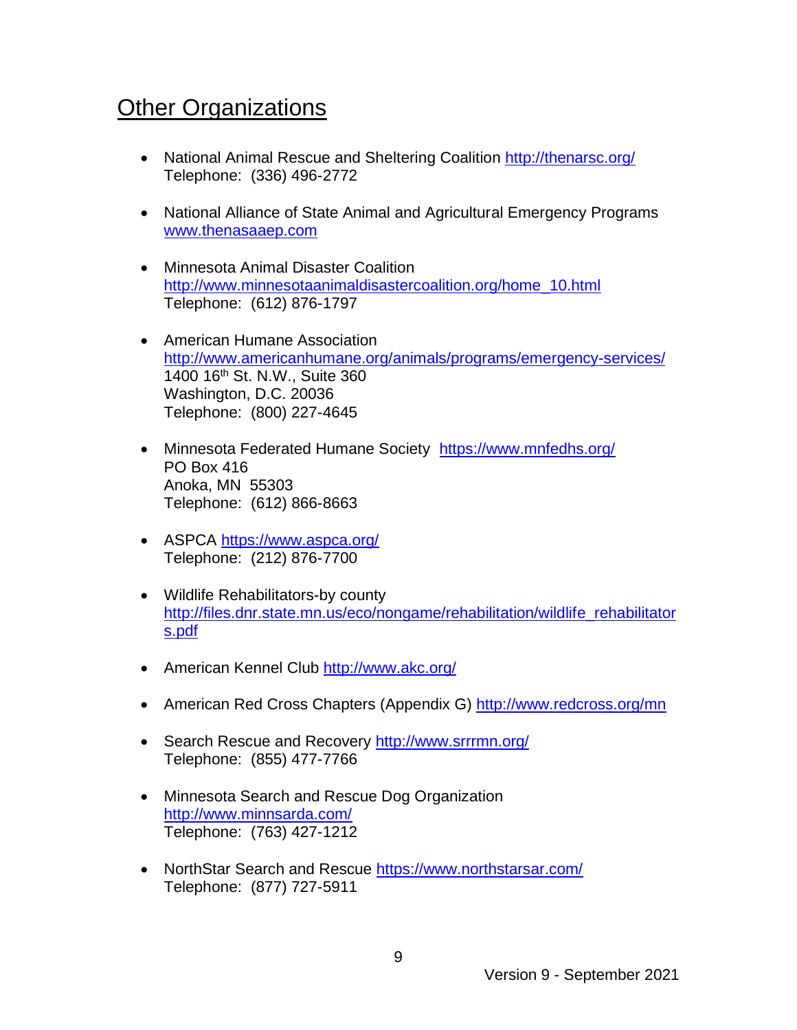## Other Organizations

- National Animal Rescue and Sheltering Coalition http://thenarsc.org/
  Telephone: (336) 496-2772

- National Alliance of State Animal and Agricultural Emergency Programs
  www.thenasaaep.com

- Minnesota Animal Disaster Coalition
  http://www.minnesotaanimaldisastercoalition.org/home_10.html
  Telephone: (612) 876-1797

- American Humane Association
  http://www.americanhumane.org/animals/programs/emergency-services/
  1400 16th St. N.W., Suite 360
  Washington, D.C. 20036
  Telephone: (800) 227-4645

- Minnesota Federated Humane Society https://www.mnfedhs.org/
  PO Box 416
  Anoka, MN 55303
  Telephone: (612) 866-8663

- ASPCA https://www.aspca.org/
  Telephone: (212) 876-7700

- Wildlife Rehabilitators-by county
  http://files.dnr.state.mn.us/eco/nongame/rehabilitation/wildlife_rehabilitators.pdf

- American Kennel Club http://www.akc.org/

- American Red Cross Chapters (Appendix G) http://www.redcross.org/mn

- Search Rescue and Recovery http://www.srrrmn.org/
  Telephone: (855) 477-7766

- Minnesota Search and Rescue Dog Organization
  http://www.minnsarda.com/
  Telephone: (763) 427-1212

- NorthStar Search and Rescue https://www.northstarsar.com/
  Telephone: (877) 727-5911

Version 9 - September 2021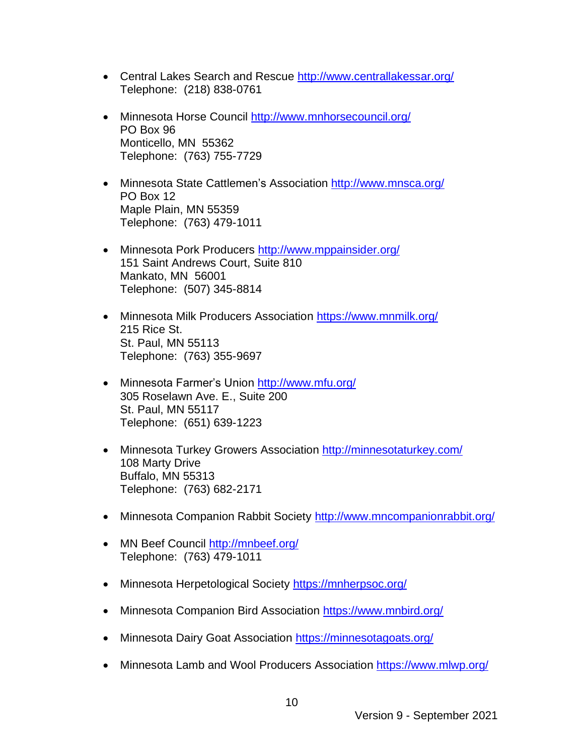- Central Lakes Search and Rescue http://www.centrallakessar.org/
  Telephone: (218) 838-0761

- Minnesota Horse Council http://www.mnhorsecouncil.org/
  PO Box 96
  Monticello, MN 55362
  Telephone: (763) 755-7729

- Minnesota State Cattlemen's Association http://www.mnsca.org/
  PO Box 12
  Maple Plain, MN 55359
  Telephone: (763) 479-1011

- Minnesota Pork Producers http://www.mppainsider.org/
  151 Saint Andrews Court, Suite 810
  Mankato, MN 56001
  Telephone: (507) 345-8814

- Minnesota Milk Producers Association https://www.mnmilk.org/
  215 Rice St.
  St. Paul, MN 55113
  Telephone: (763) 355-9697

- Minnesota Farmer's Union http://www.mfu.org/
  305 Roselawn Ave. E., Suite 200
  St. Paul, MN 55117
  Telephone: (651) 639-1223

- Minnesota Turkey Growers Association http://minnesotaturkey.com/
  108 Marty Drive
  Buffalo, MN 55313
  Telephone: (763) 682-2171

- Minnesota Companion Rabbit Society http://www.mncompanionrabbit.org/

- MN Beef Council http://mnbeef.org/
  Telephone: (763) 479-1011

- Minnesota Herpetological Society https://mnherpsoc.org/

- Minnesota Companion Bird Association https://www.mnbird.org/

- Minnesota Dairy Goat Association https://minnesotagoats.org/

- Minnesota Lamb and Wool Producers Association https://www.mlwp.org/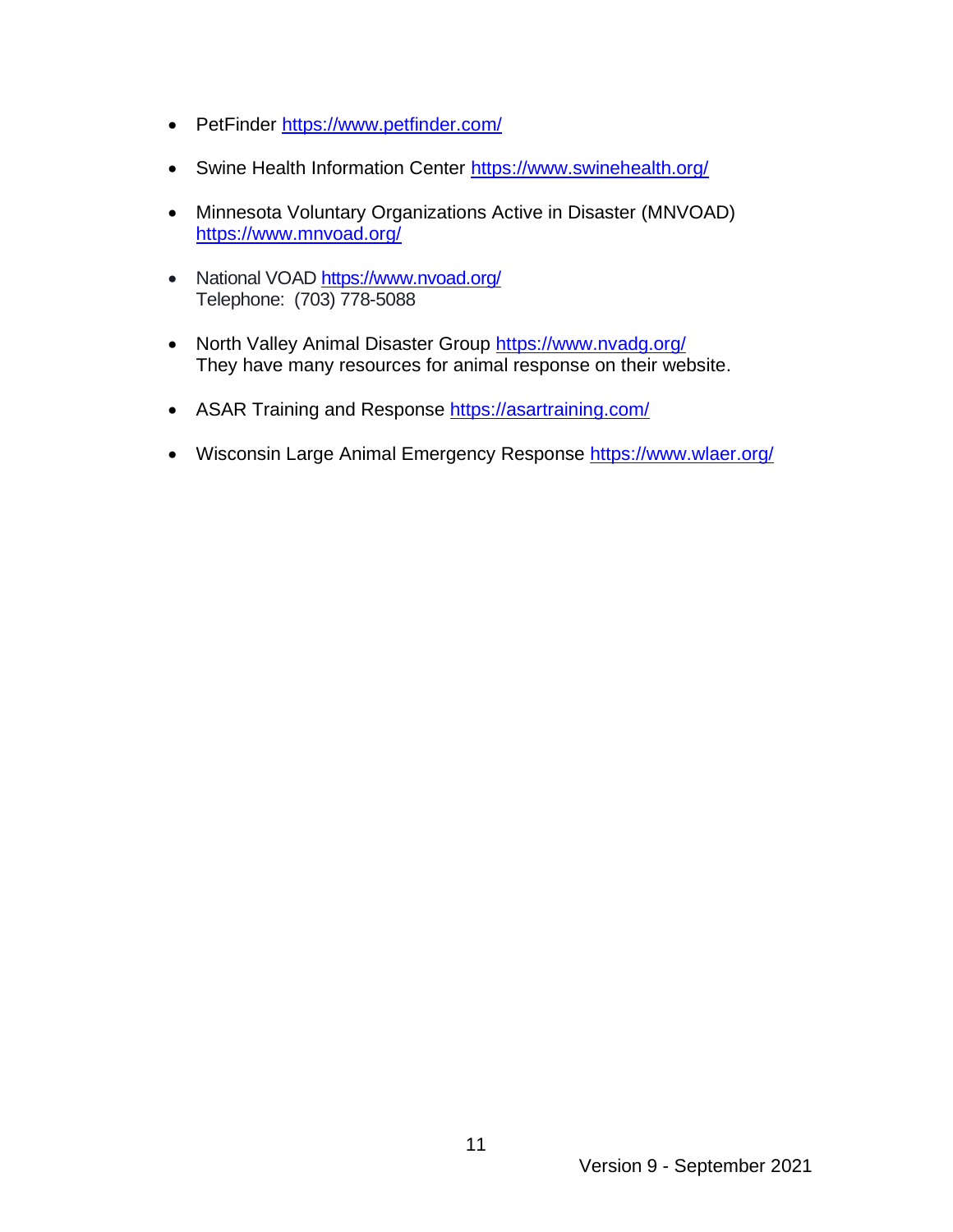- PetFinder https://www.petfinder.com/

- Swine Health Information Center https://www.swinehealth.org/

- Minnesota Voluntary Organizations Active in Disaster (MNVOAD) https://www.mnvoad.org/

- National VOAD https://www.nvoad.org/
  Telephone: (703) 778-5088

- North Valley Animal Disaster Group https://www.nvadg.org/
  They have many resources for animal response on their website.

- ASAR Training and Response https://asartraining.com/

- Wisconsin Large Animal Emergency Response https://www.wlaer.org/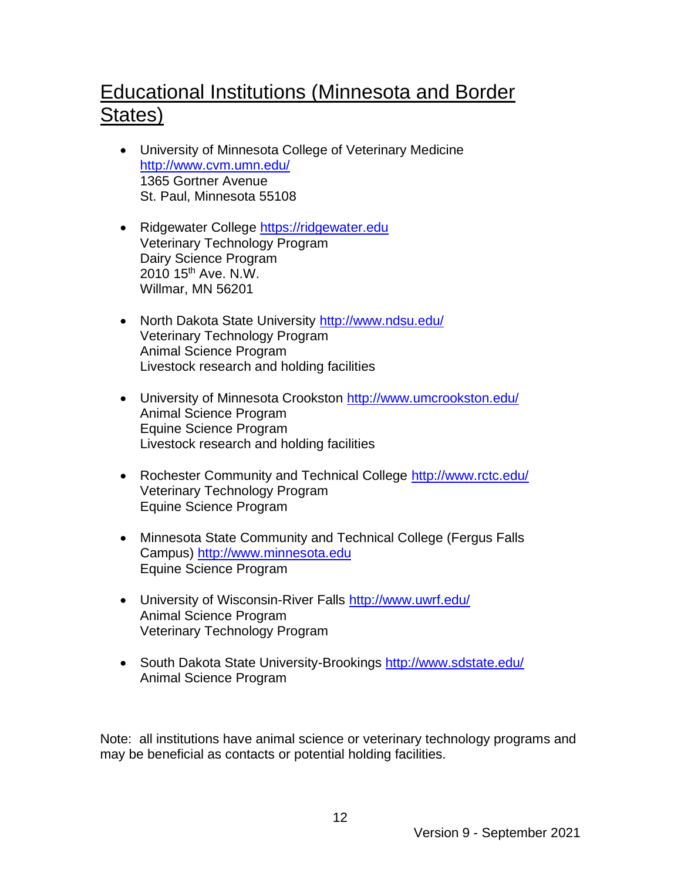## Educational Institutions (Minnesota and Border States)

- University of Minnesota College of Veterinary Medicine
  http://www.cvm.umn.edu/
  1365 Gortner Avenue
  St. Paul, Minnesota 55108

- Ridgewater College https://ridgewater.edu
  Veterinary Technology Program
  Dairy Science Program
  2010 15th Ave. N.W.
  Willmar, MN 56201

- North Dakota State University http://www.ndsu.edu/
  Veterinary Technology Program
  Animal Science Program
  Livestock research and holding facilities

- University of Minnesota Crookston http://www.umcrookston.edu/
  Animal Science Program
  Equine Science Program
  Livestock research and holding facilities

- Rochester Community and Technical College http://www.rctc.edu/
  Veterinary Technology Program
  Equine Science Program

- Minnesota State Community and Technical College (Fergus Falls Campus) http://www.minnesota.edu
  Equine Science Program

- University of Wisconsin-River Falls http://www.uwrf.edu/
  Animal Science Program
  Veterinary Technology Program

- South Dakota State University-Brookings http://www.sdstate.edu/
  Animal Science Program

Note: all institutions have animal science or veterinary technology programs and may be beneficial as contacts or potential holding facilities.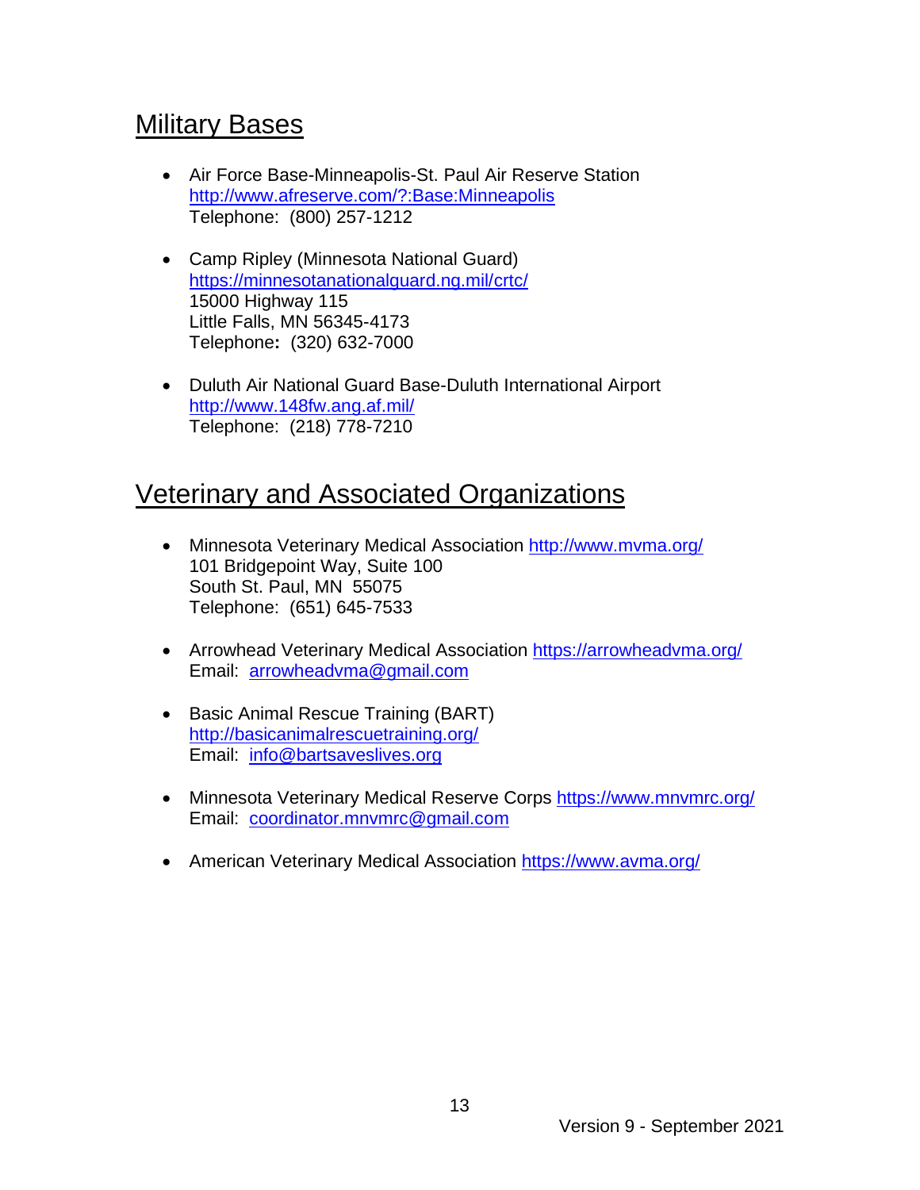## Military Bases

- Air Force Base-Minneapolis-St. Paul Air Reserve Station
  http://www.afreserve.com/?:Base:Minneapolis
  Telephone: (800) 257-1212

- Camp Ripley (Minnesota National Guard)
  https://minnesotanationalguard.ng.mil/crtc/
  15000 Highway 115
  Little Falls, MN 56345-4173
  Telephone**:** (320) 632-7000

- Duluth Air National Guard Base-Duluth International Airport
  http://www.148fw.ang.af.mil/
  Telephone: (218) 778-7210

## Veterinary and Associated Organizations

- Minnesota Veterinary Medical Association http://www.mvma.org/
  101 Bridgepoint Way, Suite 100
  South St. Paul, MN 55075
  Telephone: (651) 645-7533

- Arrowhead Veterinary Medical Association https://arrowheadvma.org/
  Email: arrowheadvma@gmail.com

- Basic Animal Rescue Training (BART)
  http://basicanimalrescuetraining.org/
  Email: info@bartsaveslives.org

- Minnesota Veterinary Medical Reserve Corps https://www.mnvmrc.org/
  Email: coordinator.mnvmrc@gmail.com

- American Veterinary Medical Association https://www.avma.org/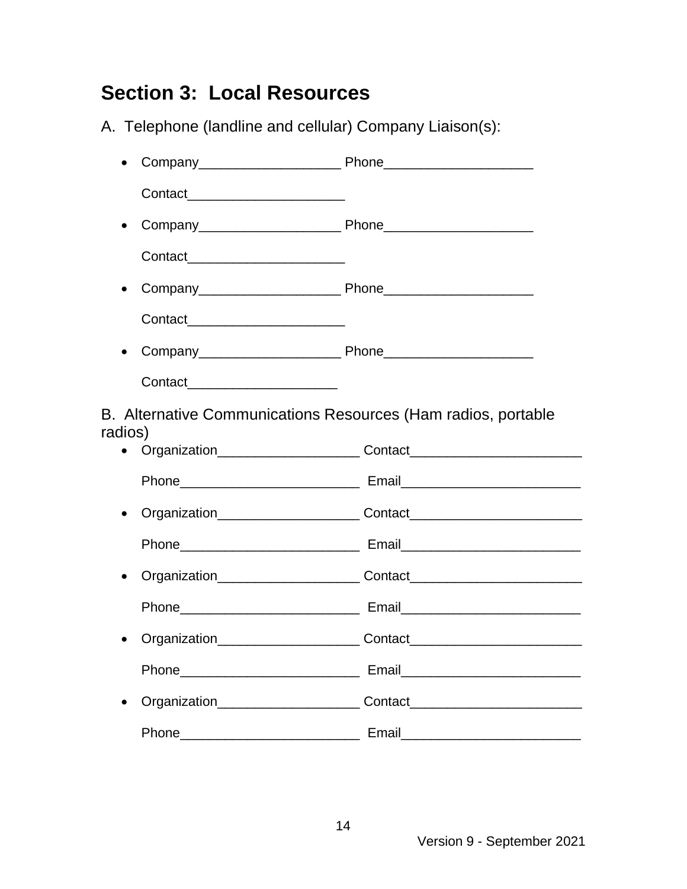## Section 3: Local Resources

A. Telephone (landline and cellular) Company Liaison(s):

- Company___________________ Phone____________________

  Contact_____________________

- Company___________________ Phone____________________

  Contact_____________________

- Company___________________ Phone____________________

  Contact_____________________

- Company___________________ Phone____________________

  Contact____________________

B. Alternative Communications Resources (Ham radios, portable radios)

- Organization___________________ Contact_______________________

  Phone________________________ Email________________________

- Organization___________________ Contact_______________________

  Phone________________________ Email________________________

- Organization___________________ Contact_______________________

  Phone________________________ Email________________________

- Organization___________________ Contact_______________________

  Phone________________________ Email________________________

- Organization___________________ Contact_______________________

  Phone________________________ Email________________________

Version 9 - September 2021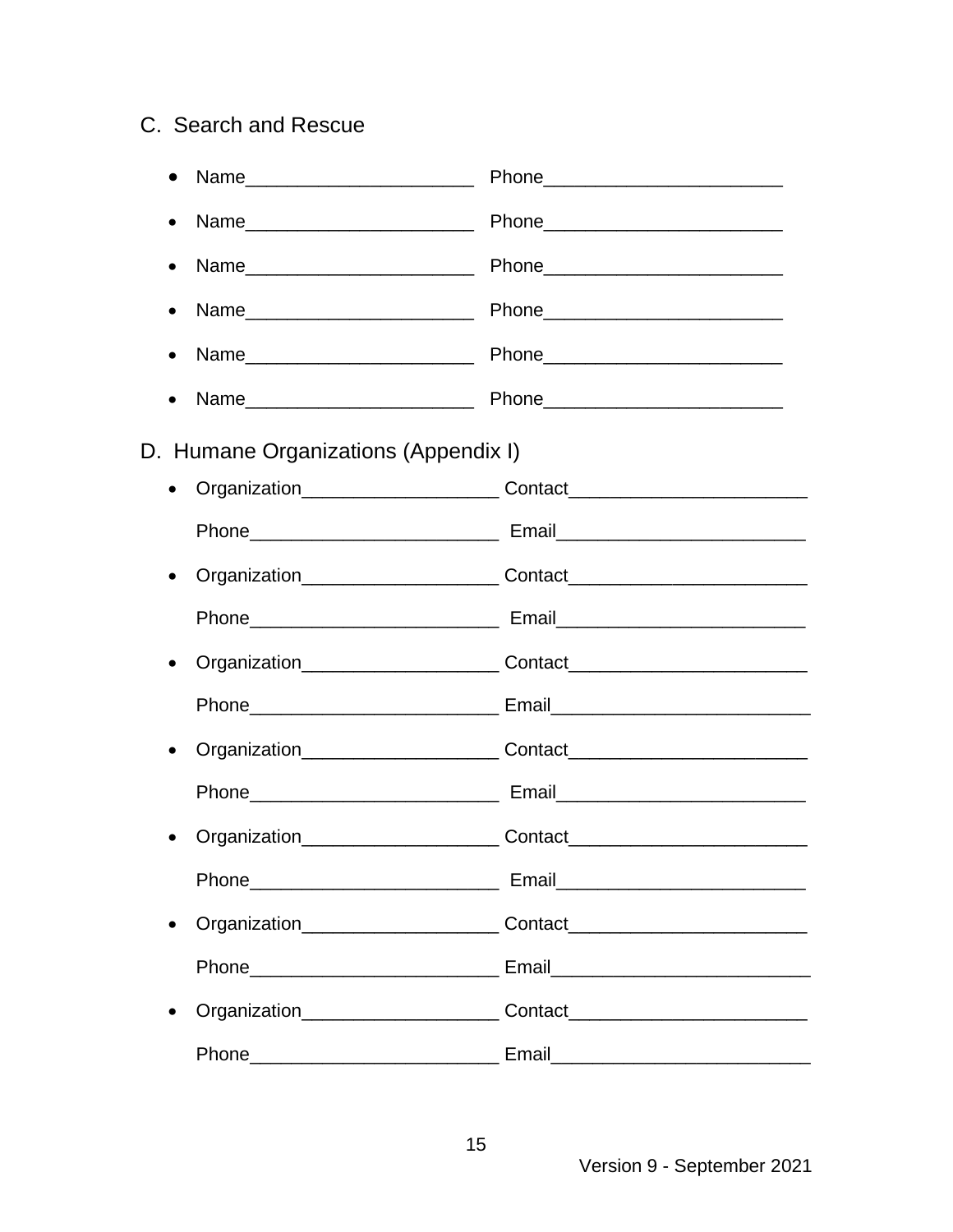## C. Search and Rescue

- Name______________________ Phone_______________________
- Name______________________ Phone_______________________
- Name______________________ Phone_______________________
- Name______________________ Phone_______________________
- Name______________________ Phone_______________________
- Name______________________ Phone_______________________

## D. Humane Organizations (Appendix I)

- Organization___________________ Contact_______________________

  Phone________________________ Email________________________
- Organization___________________ Contact_______________________

  Phone________________________ Email________________________
- Organization___________________ Contact_______________________

  Phone________________________ Email_________________________
- Organization___________________ Contact_______________________

  Phone________________________ Email________________________
- Organization___________________ Contact_______________________

  Phone________________________ Email________________________
- Organization___________________ Contact_______________________

  Phone________________________ Email_________________________
- Organization___________________ Contact_______________________

  Phone________________________ Email_________________________

Version 9 - September 2021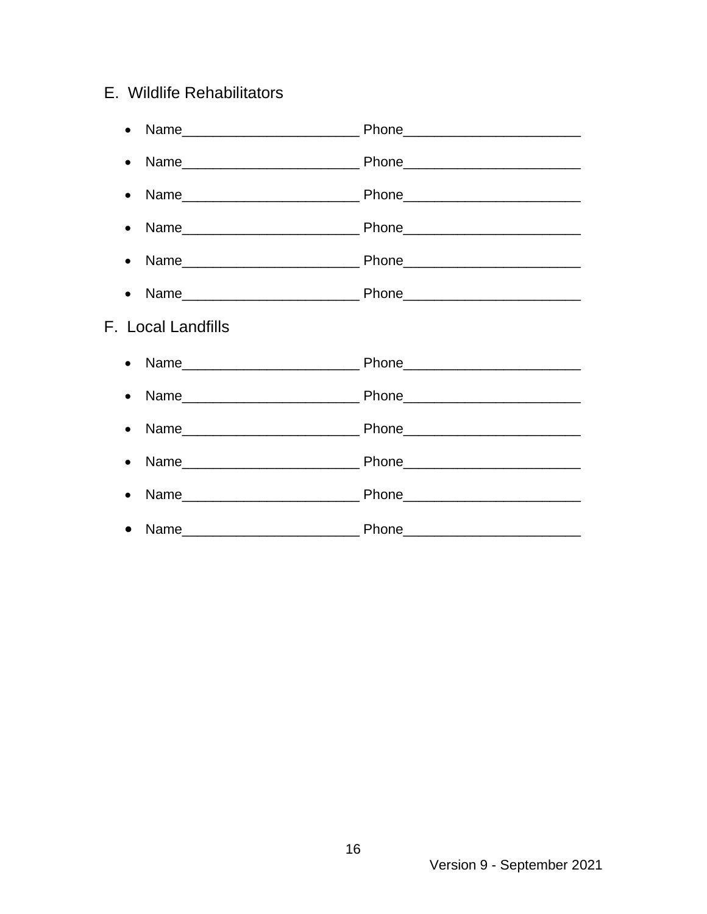## E. Wildlife Rehabilitators

- Name_______________________ Phone_______________________
- Name_______________________ Phone_______________________
- Name_______________________ Phone_______________________
- Name_______________________ Phone_______________________
- Name_______________________ Phone_______________________
- Name_______________________ Phone_______________________

## F. Local Landfills

- Name_______________________ Phone_______________________
- Name_______________________ Phone_______________________
- Name_______________________ Phone_______________________
- Name_______________________ Phone_______________________
- Name_______________________ Phone_______________________
- Name_______________________ Phone_______________________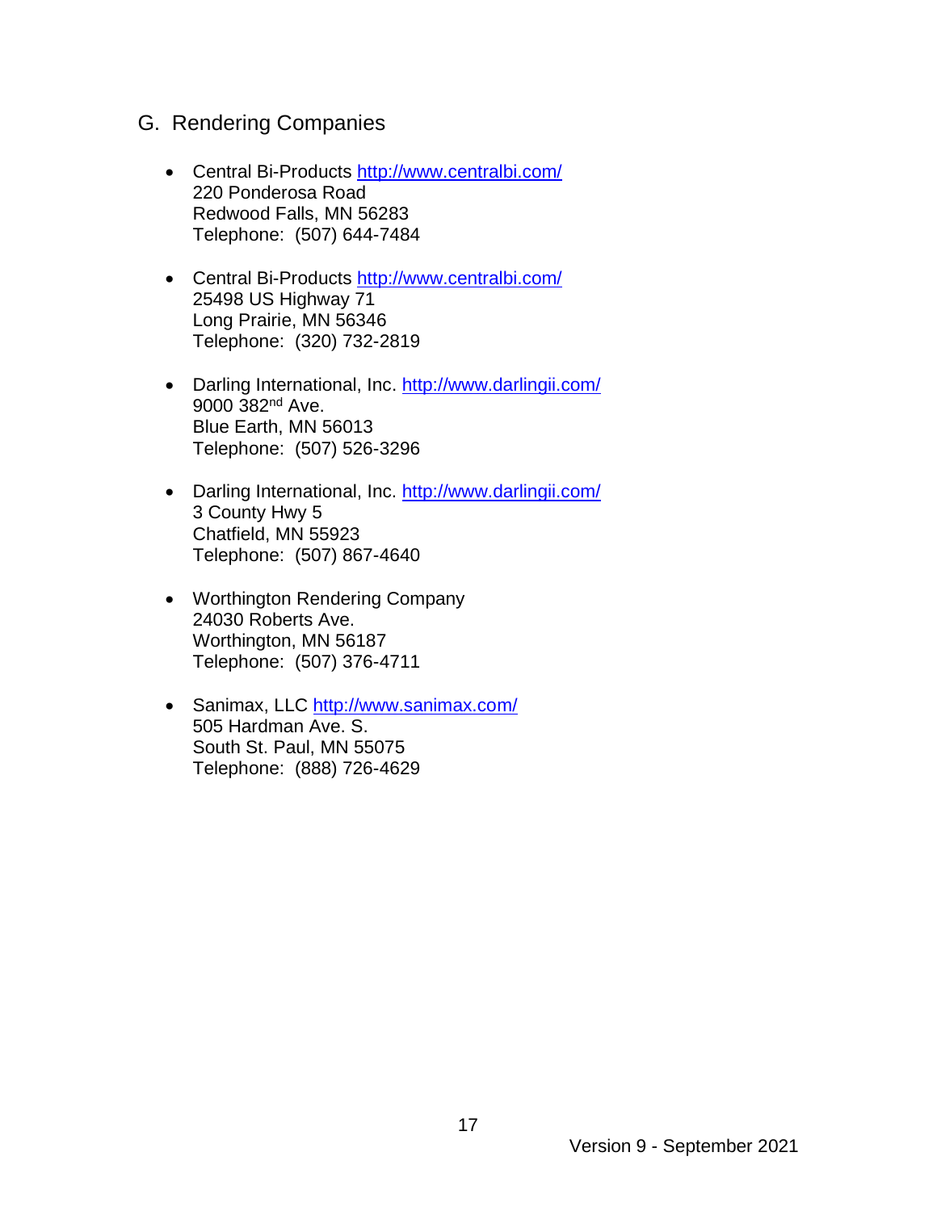## G. Rendering Companies

- Central Bi-Products http://www.centralbi.com/
  220 Ponderosa Road
  Redwood Falls, MN 56283
  Telephone: (507) 644-7484

- Central Bi-Products http://www.centralbi.com/
  25498 US Highway 71
  Long Prairie, MN 56346
  Telephone: (320) 732-2819

- Darling International, Inc. http://www.darlingii.com/
  9000 382nd Ave.
  Blue Earth, MN 56013
  Telephone: (507) 526-3296

- Darling International, Inc. http://www.darlingii.com/
  3 County Hwy 5
  Chatfield, MN 55923
  Telephone: (507) 867-4640

- Worthington Rendering Company
  24030 Roberts Ave.
  Worthington, MN 56187
  Telephone: (507) 376-4711

- Sanimax, LLC http://www.sanimax.com/
  505 Hardman Ave. S.
  South St. Paul, MN 55075
  Telephone: (888) 726-4629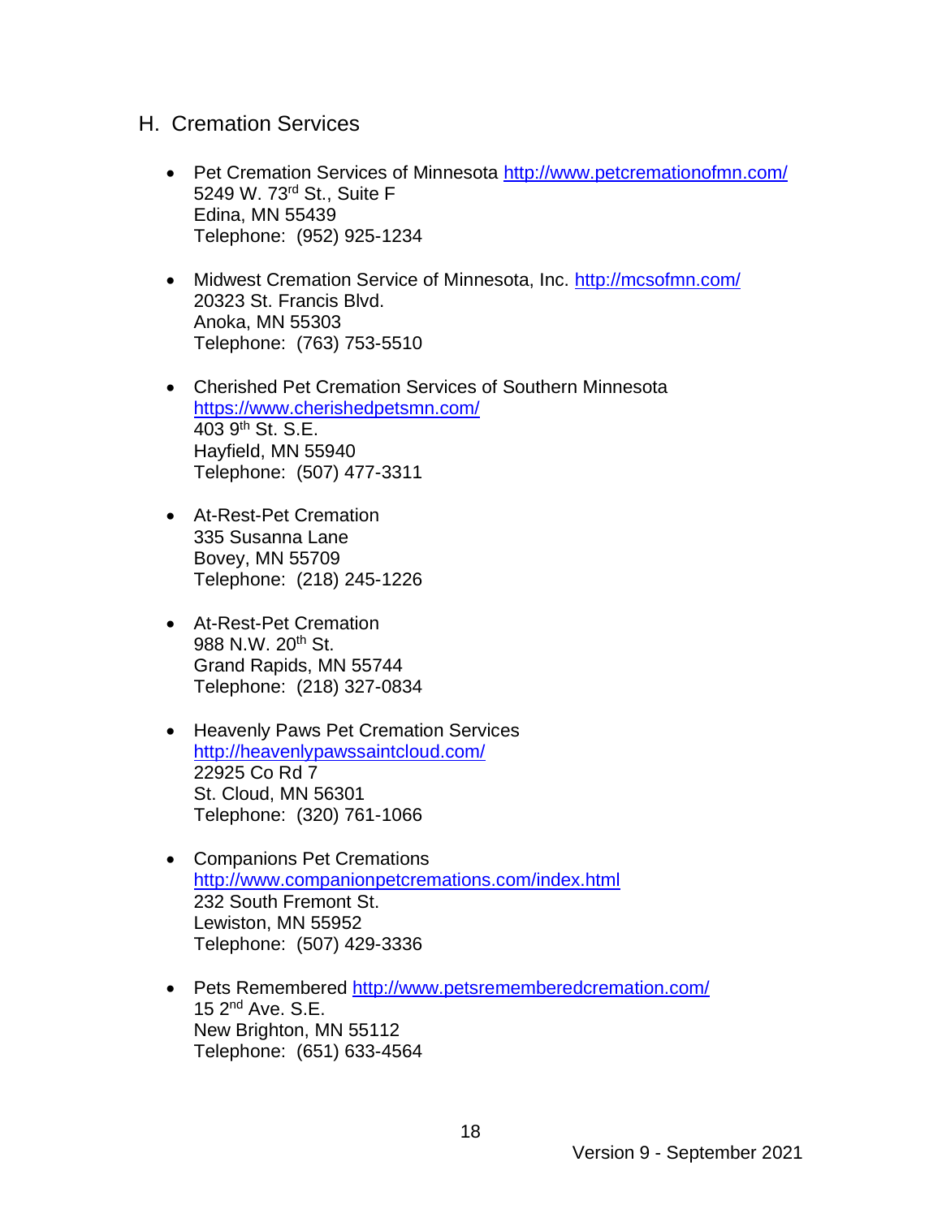## H. Cremation Services

- Pet Cremation Services of Minnesota http://www.petcremationofmn.com/
  5249 W. 73rd St., Suite F
  Edina, MN 55439
  Telephone: (952) 925-1234

- Midwest Cremation Service of Minnesota, Inc. http://mcsofmn.com/
  20323 St. Francis Blvd.
  Anoka, MN 55303
  Telephone: (763) 753-5510

- Cherished Pet Cremation Services of Southern Minnesota
  https://www.cherishedpetsmn.com/
  403 9th St. S.E.
  Hayfield, MN 55940
  Telephone: (507) 477-3311

- At-Rest-Pet Cremation
  335 Susanna Lane
  Bovey, MN 55709
  Telephone: (218) 245-1226

- At-Rest-Pet Cremation
  988 N.W. 20th St.
  Grand Rapids, MN 55744
  Telephone: (218) 327-0834

- Heavenly Paws Pet Cremation Services
  http://heavenlypawssaintcloud.com/
  22925 Co Rd 7
  St. Cloud, MN 56301
  Telephone: (320) 761-1066

- Companions Pet Cremations
  http://www.companionpetcremations.com/index.html
  232 South Fremont St.
  Lewiston, MN 55952
  Telephone: (507) 429-3336

- Pets Remembered http://www.petsrememberedcremation.com/
  15 2nd Ave. S.E.
  New Brighton, MN 55112
  Telephone: (651) 633-4564

Version 9 - September 2021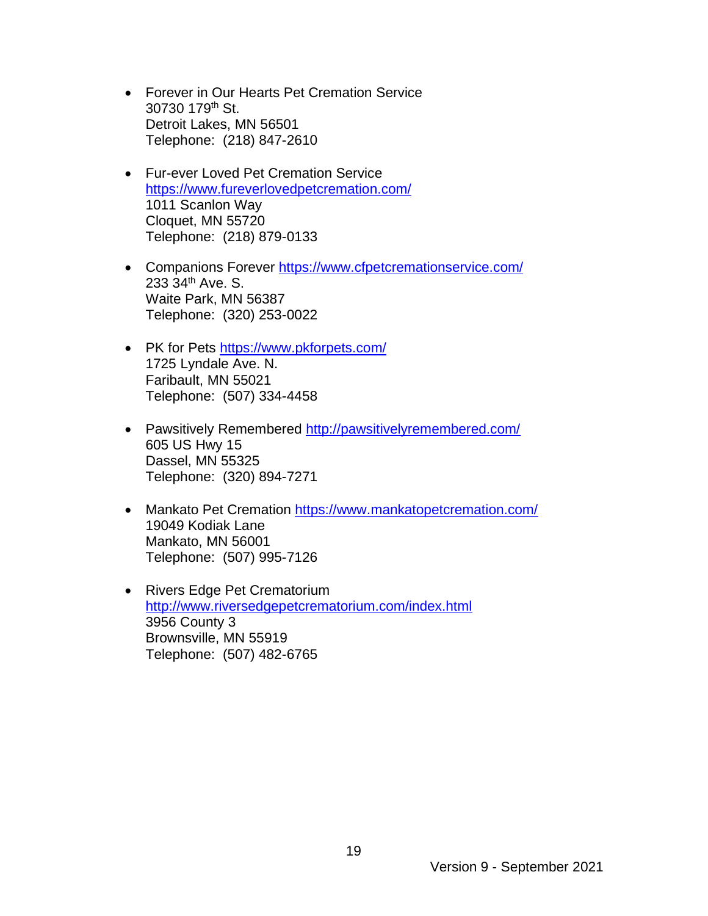- Forever in Our Hearts Pet Cremation Service
  30730 179th St.
  Detroit Lakes, MN 56501
  Telephone: (218) 847-2610

- Fur-ever Loved Pet Cremation Service
  https://www.fureverlovedpetcremation.com/
  1011 Scanlon Way
  Cloquet, MN 55720
  Telephone: (218) 879-0133

- Companions Forever https://www.cfpetcremationservice.com/
  233 34th Ave. S.
  Waite Park, MN 56387
  Telephone: (320) 253-0022

- PK for Pets https://www.pkforpets.com/
  1725 Lyndale Ave. N.
  Faribault, MN 55021
  Telephone: (507) 334-4458

- Pawsitively Remembered http://pawsitivelyremembered.com/
  605 US Hwy 15
  Dassel, MN 55325
  Telephone: (320) 894-7271

- Mankato Pet Cremation https://www.mankatopetcremation.com/
  19049 Kodiak Lane
  Mankato, MN 56001
  Telephone: (507) 995-7126

- Rivers Edge Pet Crematorium
  http://www.riversedgepetcrematorium.com/index.html
  3956 County 3
  Brownsville, MN 55919
  Telephone: (507) 482-6765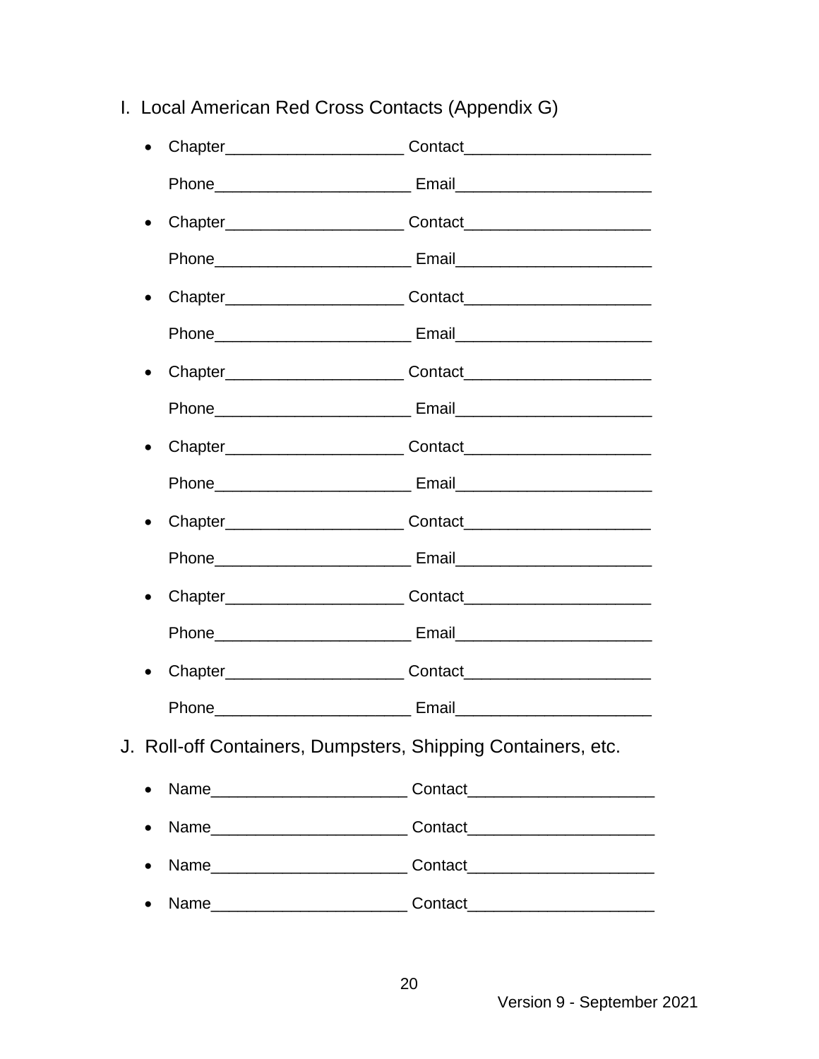## I. Local American Red Cross Contacts (Appendix G)

- Chapter____________________ Contact_____________________

  Phone______________________ Email______________________

- Chapter____________________ Contact_____________________

  Phone______________________ Email______________________

- Chapter____________________ Contact_____________________

  Phone______________________ Email______________________

- Chapter____________________ Contact_____________________

  Phone______________________ Email______________________

- Chapter____________________ Contact_____________________

  Phone______________________ Email______________________

- Chapter____________________ Contact_____________________

  Phone______________________ Email______________________

- Chapter____________________ Contact_____________________

  Phone______________________ Email______________________

- Chapter____________________ Contact_____________________

  Phone______________________ Email______________________

## J. Roll-off Containers, Dumpsters, Shipping Containers, etc.

- Name______________________ Contact_____________________
- Name______________________ Contact_____________________
- Name______________________ Contact_____________________
- Name______________________ Contact_____________________

Version 9 - September 2021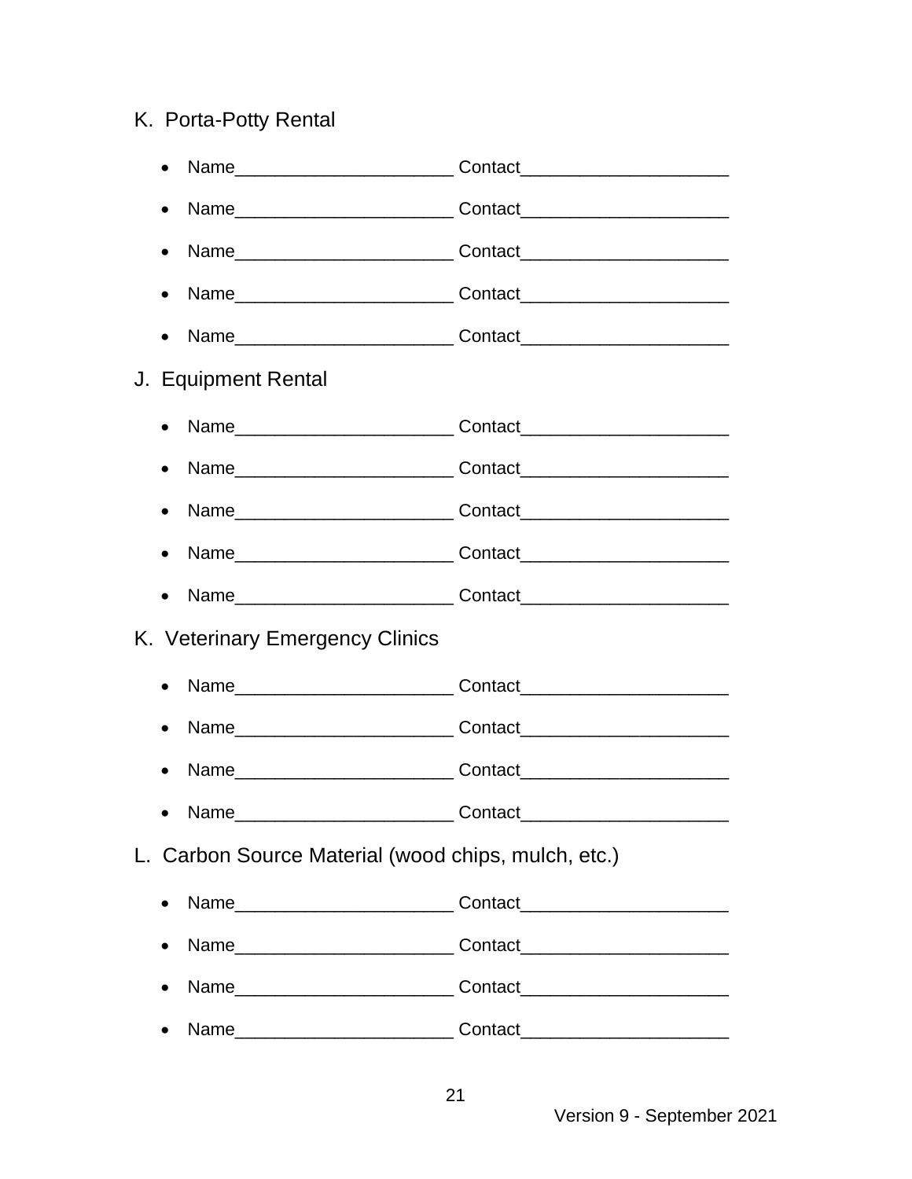K. Porta-Potty Rental

- Name______________________ Contact_____________________
- Name______________________ Contact_____________________
- Name______________________ Contact_____________________
- Name______________________ Contact_____________________
- Name______________________ Contact_____________________

J. Equipment Rental

- Name______________________ Contact_____________________
- Name______________________ Contact_____________________
- Name______________________ Contact_____________________
- Name______________________ Contact_____________________
- Name______________________ Contact_____________________

K. Veterinary Emergency Clinics

- Name______________________ Contact_____________________
- Name______________________ Contact_____________________
- Name______________________ Contact_____________________
- Name______________________ Contact_____________________

L. Carbon Source Material (wood chips, mulch, etc.)

- Name______________________ Contact_____________________
- Name______________________ Contact_____________________
- Name______________________ Contact_____________________
- Name______________________ Contact_____________________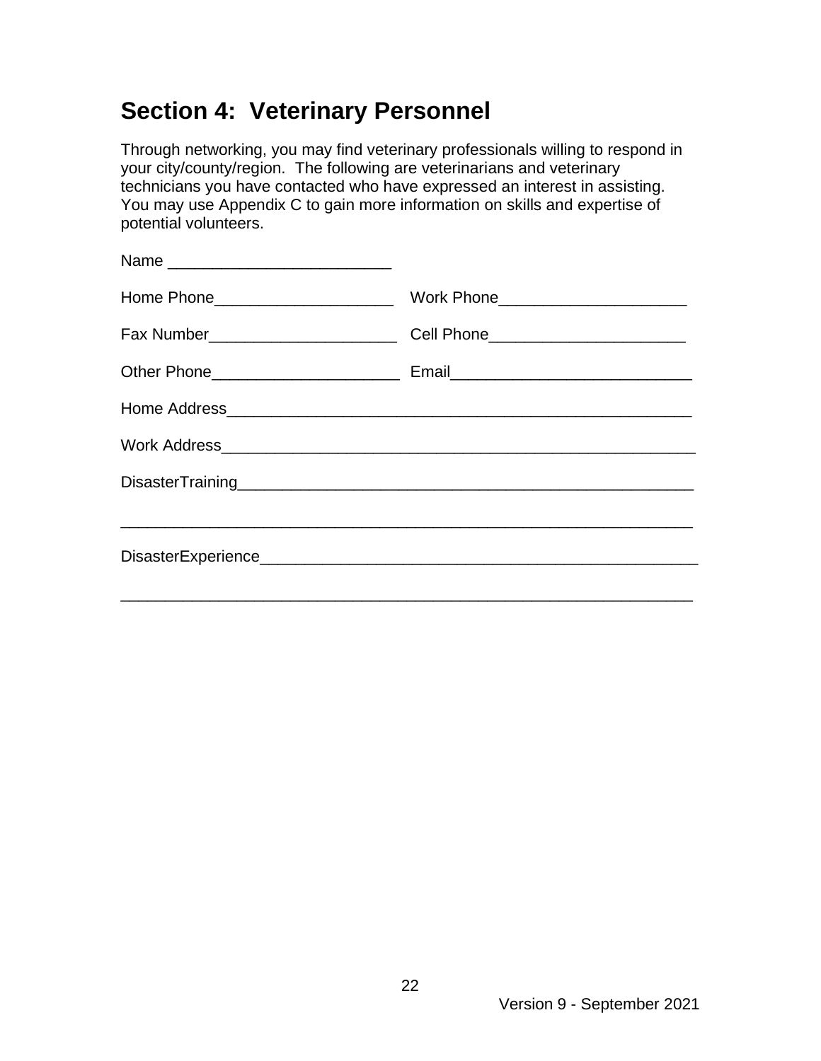## Section 4: Veterinary Personnel

Through networking, you may find veterinary professionals willing to respond in your city/county/region. The following are veterinarians and veterinary technicians you have contacted who have expressed an interest in assisting. You may use Appendix C to gain more information on skills and expertise of potential volunteers.

Name _________________________

Home Phone____________________ Work Phone_____________________

Fax Number_____________________ Cell Phone______________________

Other Phone_____________________ Email___________________________

Home Address_____________________________________________________

Work Address______________________________________________________

DisasterTraining____________________________________________________

_________________________________________________________________

DisasterExperience__________________________________________________

_________________________________________________________________

Version 9 - September 2021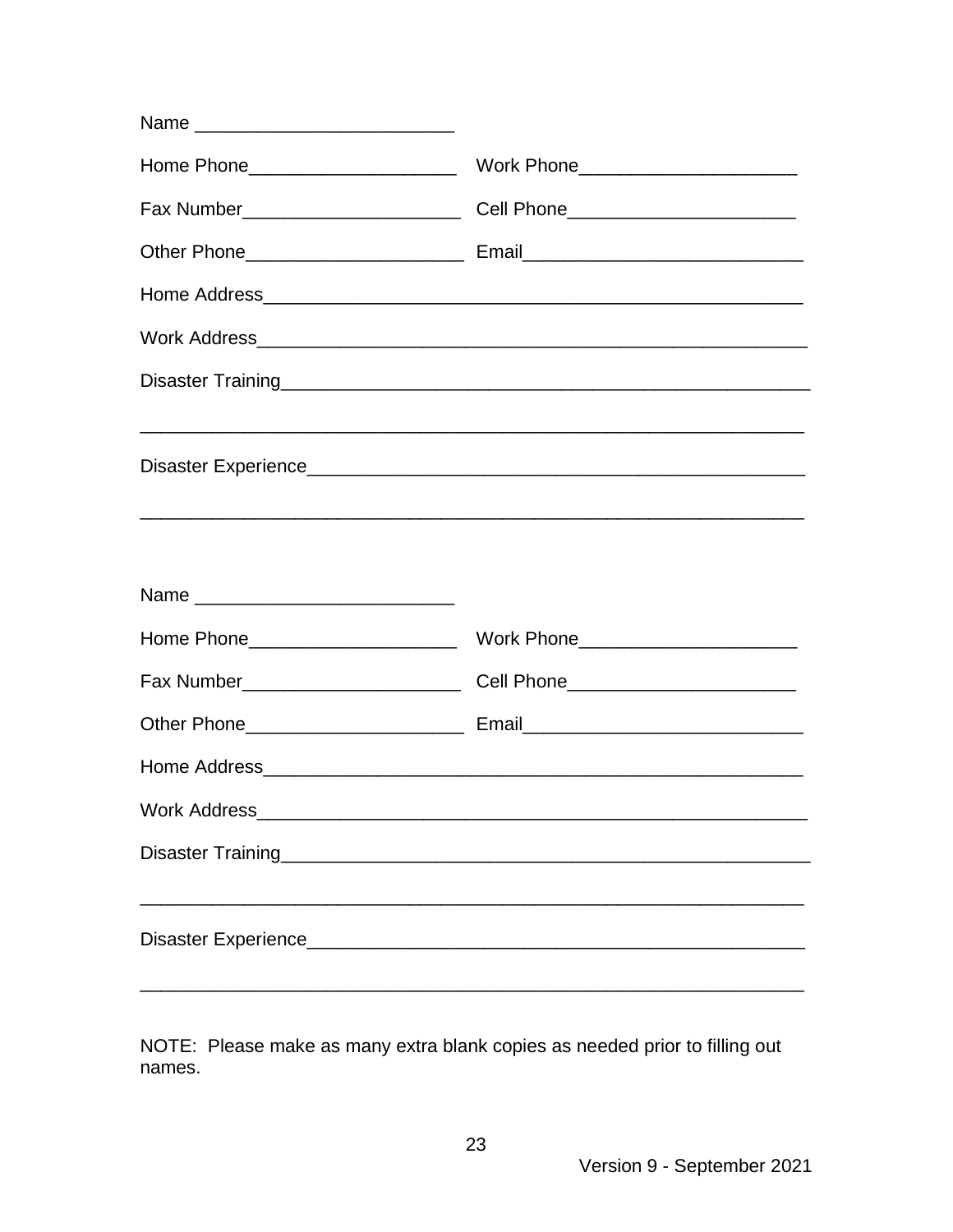Name _________________________

Home Phone____________________ Work Phone_____________________

Fax Number_____________________ Cell Phone______________________

Other Phone_____________________ Email___________________________

Home Address____________________________________________________

Work Address_____________________________________________________

Disaster Training_________________________________________________

_______________________________________________________________

Disaster Experience______________________________________________

_______________________________________________________________

Name _________________________

Home Phone____________________ Work Phone_____________________

Fax Number_____________________ Cell Phone______________________

Other Phone_____________________ Email___________________________

Home Address____________________________________________________

Work Address_____________________________________________________

Disaster Training_________________________________________________

_______________________________________________________________

Disaster Experience______________________________________________

_______________________________________________________________

NOTE: Please make as many extra blank copies as needed prior to filling out names.

Version 9 - September 2021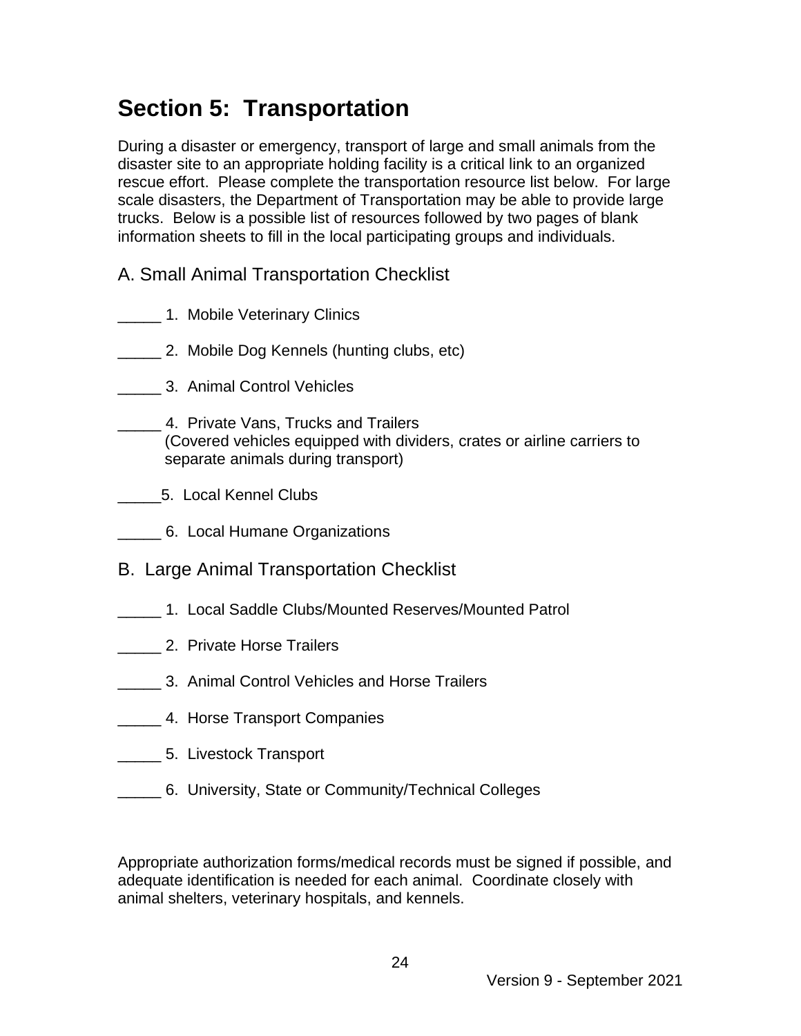# Section 5: Transportation

During a disaster or emergency, transport of large and small animals from the disaster site to an appropriate holding facility is a critical link to an organized rescue effort. Please complete the transportation resource list below. For large scale disasters, the Department of Transportation may be able to provide large trucks. Below is a possible list of resources followed by two pages of blank information sheets to fill in the local participating groups and individuals.

## A. Small Animal Transportation Checklist

_____ 1. Mobile Veterinary Clinics

_____ 2. Mobile Dog Kennels (hunting clubs, etc)

_____ 3. Animal Control Vehicles

_____ 4. Private Vans, Trucks and Trailers
(Covered vehicles equipped with dividers, crates or airline carriers to separate animals during transport)

_____5. Local Kennel Clubs

_____ 6. Local Humane Organizations

## B. Large Animal Transportation Checklist

_____ 1. Local Saddle Clubs/Mounted Reserves/Mounted Patrol

_____ 2. Private Horse Trailers

_____ 3. Animal Control Vehicles and Horse Trailers

_____ 4. Horse Transport Companies

_____ 5. Livestock Transport

_____ 6. University, State or Community/Technical Colleges

Appropriate authorization forms/medical records must be signed if possible, and adequate identification is needed for each animal. Coordinate closely with animal shelters, veterinary hospitals, and kennels.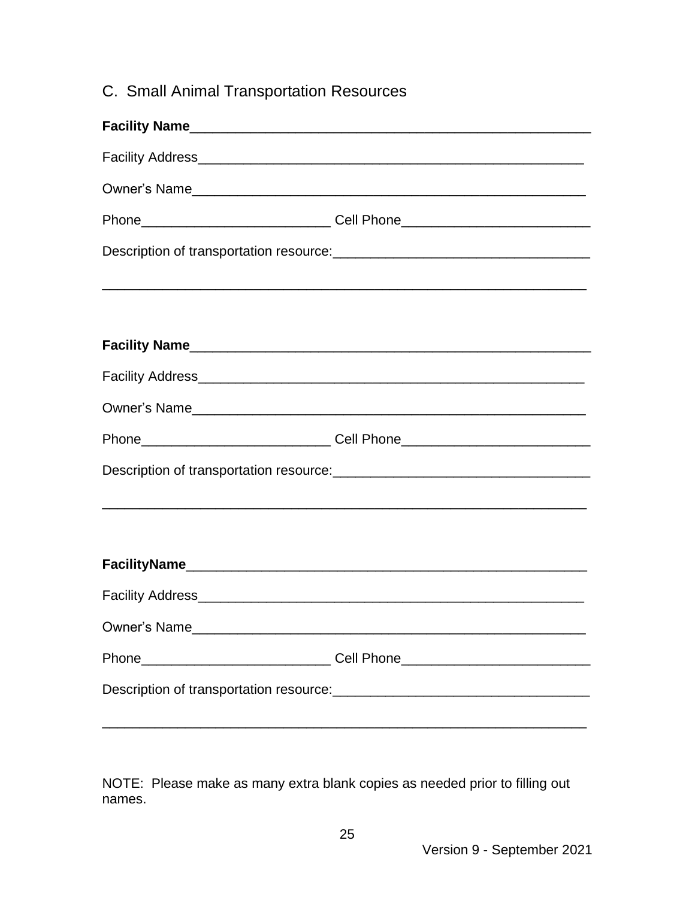## C. Small Animal Transportation Resources

**Facility Name**_____________________________________________________

Facility Address_____________________________________________________

Owner's Name_____________________________________________________

Phone_________________________ Cell Phone_________________________

Description of transportation resource:_________________________________

_________________________________________________________________

**Facility Name**_____________________________________________________

Facility Address_____________________________________________________

Owner's Name_____________________________________________________

Phone_________________________ Cell Phone_________________________

Description of transportation resource:_________________________________

_________________________________________________________________

**FacilityName**_____________________________________________________

Facility Address_____________________________________________________

Owner's Name_____________________________________________________

Phone_________________________ Cell Phone_________________________

Description of transportation resource:_________________________________

_________________________________________________________________

NOTE: Please make as many extra blank copies as needed prior to filling out names.

Version 9 - September 2021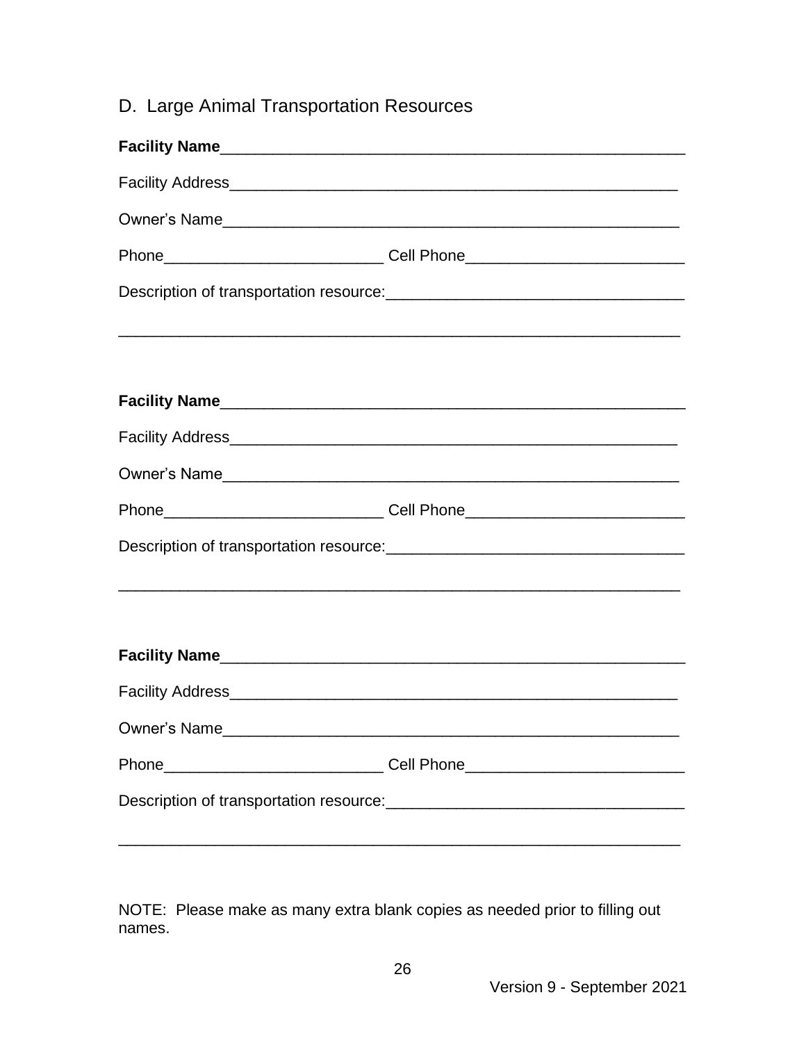## D. Large Animal Transportation Resources

**Facility Name**_______________________________________________________

Facility Address_____________________________________________________

Owner's Name_______________________________________________________

Phone_________________________ Cell Phone_________________________

Description of transportation resource:__________________________________

_______________________________________________________________

**Facility Name**_______________________________________________________

Facility Address_____________________________________________________

Owner's Name_______________________________________________________

Phone_________________________ Cell Phone_________________________

Description of transportation resource:__________________________________

_______________________________________________________________

**Facility Name**_______________________________________________________

Facility Address_____________________________________________________

Owner's Name_______________________________________________________

Phone_________________________ Cell Phone_________________________

Description of transportation resource:__________________________________

_______________________________________________________________

NOTE: Please make as many extra blank copies as needed prior to filling out names.

Version 9 - September 2021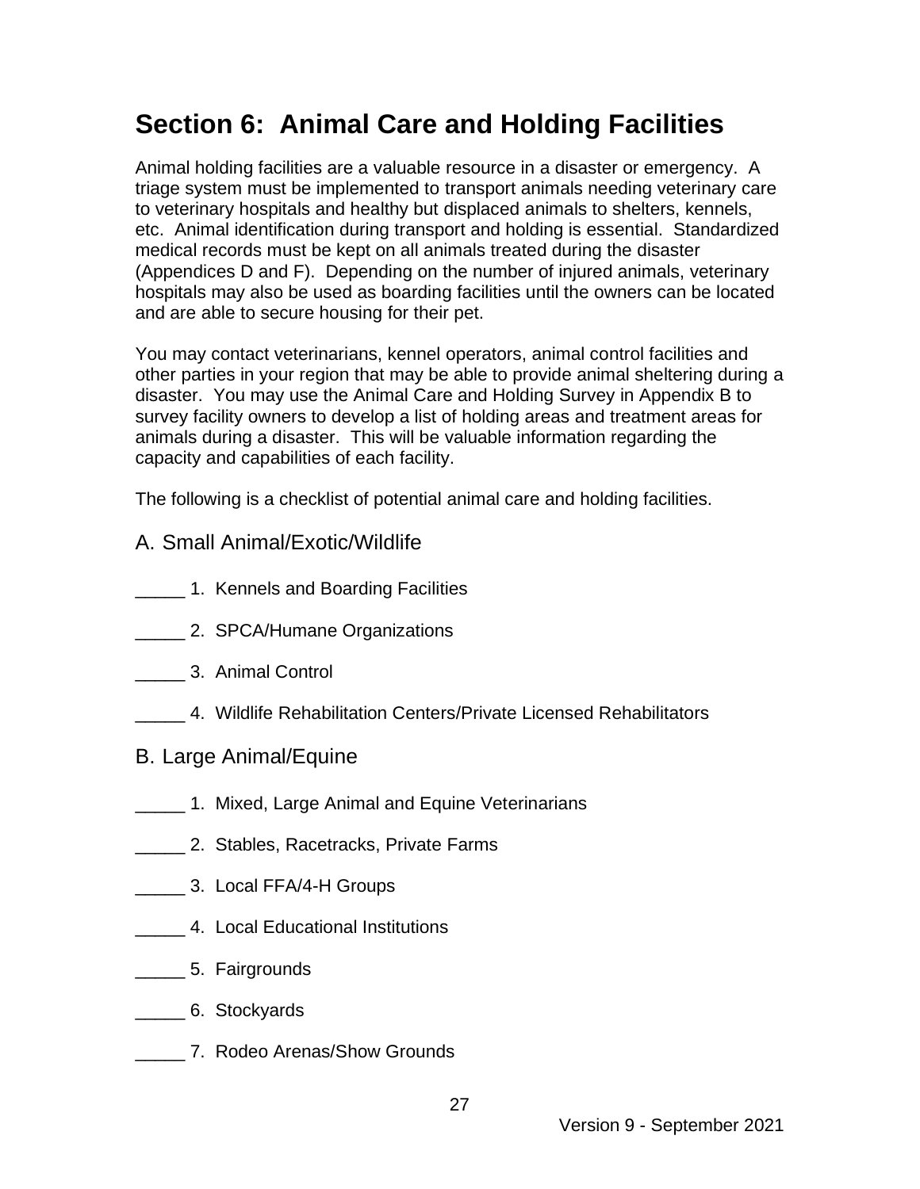# Section 6: Animal Care and Holding Facilities

Animal holding facilities are a valuable resource in a disaster or emergency. A triage system must be implemented to transport animals needing veterinary care to veterinary hospitals and healthy but displaced animals to shelters, kennels, etc. Animal identification during transport and holding is essential. Standardized medical records must be kept on all animals treated during the disaster (Appendices D and F). Depending on the number of injured animals, veterinary hospitals may also be used as boarding facilities until the owners can be located and are able to secure housing for their pet.

You may contact veterinarians, kennel operators, animal control facilities and other parties in your region that may be able to provide animal sheltering during a disaster. You may use the Animal Care and Holding Survey in Appendix B to survey facility owners to develop a list of holding areas and treatment areas for animals during a disaster. This will be valuable information regarding the capacity and capabilities of each facility.

The following is a checklist of potential animal care and holding facilities.

## A. Small Animal/Exotic/Wildlife

_____ 1. Kennels and Boarding Facilities

_____ 2. SPCA/Humane Organizations

_____ 3. Animal Control

_____ 4. Wildlife Rehabilitation Centers/Private Licensed Rehabilitators

## B. Large Animal/Equine

_____ 1. Mixed, Large Animal and Equine Veterinarians

_____ 2. Stables, Racetracks, Private Farms

_____ 3. Local FFA/4-H Groups

_____ 4. Local Educational Institutions

_____ 5. Fairgrounds

_____ 6. Stockyards

_____ 7. Rodeo Arenas/Show Grounds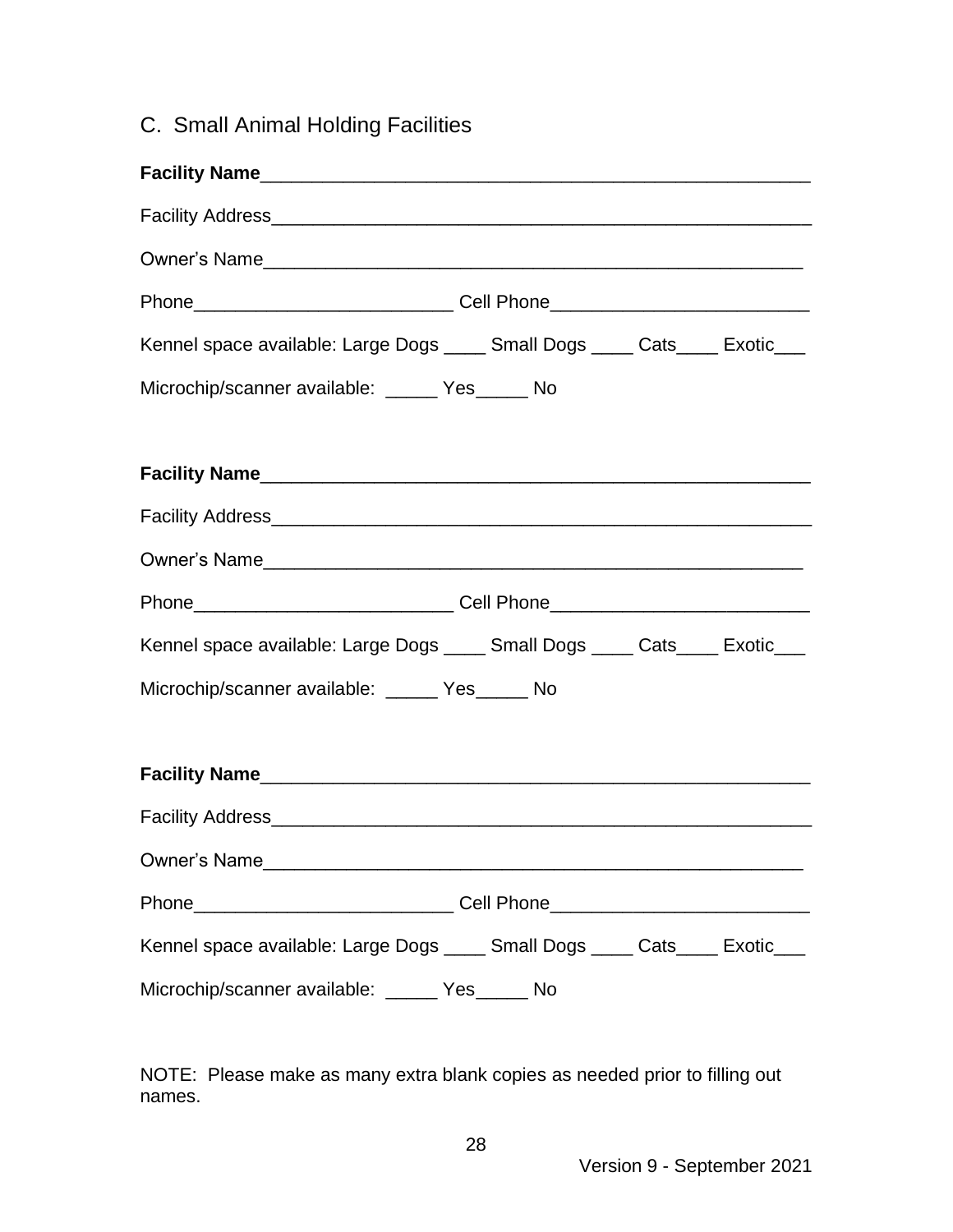## C. Small Animal Holding Facilities

**Facility Name**_____________________________________________________

Facility Address_____________________________________________________

Owner's Name_____________________________________________________

Phone_________________________ Cell Phone_________________________

Kennel space available: Large Dogs ____ Small Dogs ____ Cats____ Exotic___

Microchip/scanner available: _____ Yes_____ No

**Facility Name**_____________________________________________________

Facility Address_____________________________________________________

Owner's Name_____________________________________________________

Phone_________________________ Cell Phone_________________________

Kennel space available: Large Dogs ____ Small Dogs ____ Cats____ Exotic___

Microchip/scanner available: _____ Yes_____ No

**Facility Name**_____________________________________________________

Facility Address_____________________________________________________

Owner's Name_____________________________________________________

Phone_________________________ Cell Phone_________________________

Kennel space available: Large Dogs ____ Small Dogs ____ Cats____ Exotic___

Microchip/scanner available: _____ Yes_____ No

NOTE: Please make as many extra blank copies as needed prior to filling out names.

Version 9 - September 2021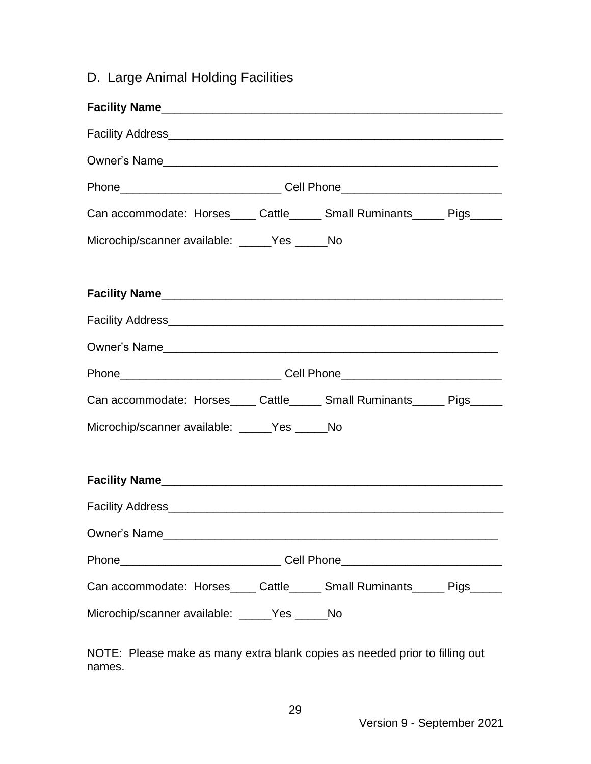## D. Large Animal Holding Facilities

**Facility Name**_____________________________________________________

Facility Address_____________________________________________________

Owner's Name_____________________________________________________

Phone_________________________ Cell Phone_________________________

Can accommodate: Horses____ Cattle_____ Small Ruminants_____ Pigs_____

Microchip/scanner available: _____Yes _____No

**Facility Name**_____________________________________________________

Facility Address_____________________________________________________

Owner's Name_____________________________________________________

Phone_________________________ Cell Phone_________________________

Can accommodate: Horses____ Cattle_____ Small Ruminants_____ Pigs_____

Microchip/scanner available: _____Yes _____No

**Facility Name**_____________________________________________________

Facility Address_____________________________________________________

Owner's Name_____________________________________________________

Phone_________________________ Cell Phone_________________________

Can accommodate: Horses____ Cattle_____ Small Ruminants_____ Pigs_____

Microchip/scanner available: _____Yes _____No

NOTE: Please make as many extra blank copies as needed prior to filling out names.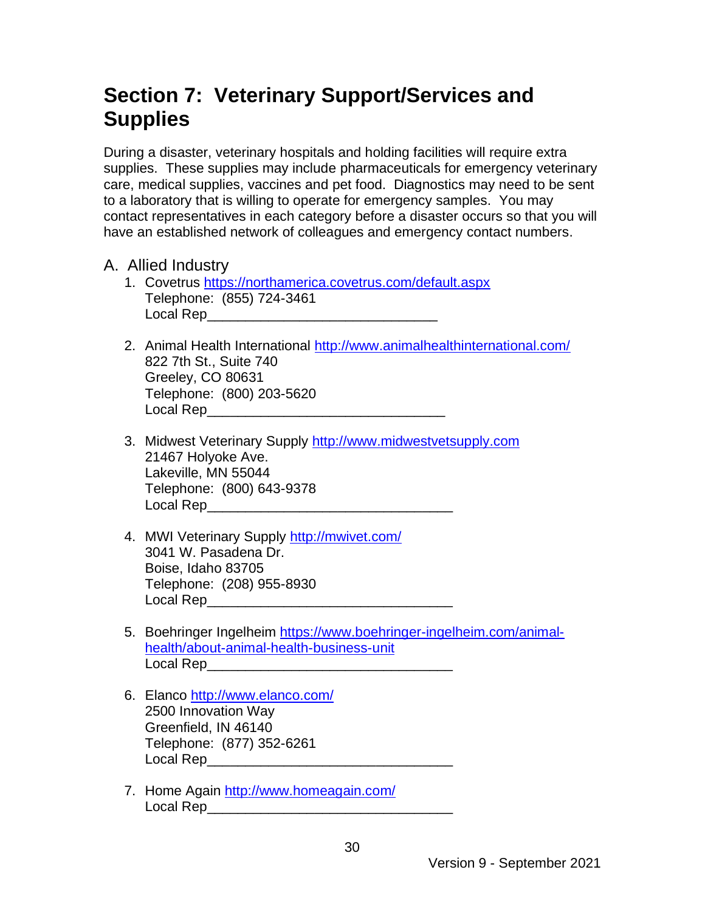# Section 7: Veterinary Support/Services and Supplies

During a disaster, veterinary hospitals and holding facilities will require extra supplies. These supplies may include pharmaceuticals for emergency veterinary care, medical supplies, vaccines and pet food. Diagnostics may need to be sent to a laboratory that is willing to operate for emergency samples. You may contact representatives in each category before a disaster occurs so that you will have an established network of colleagues and emergency contact numbers.

## A. Allied Industry

1. Covetrus https://northamerica.covetrus.com/default.aspx
   Telephone: (855) 724-3461
   Local Rep______________________________

2. Animal Health International http://www.animalhealthinternational.com/
   822 7th St., Suite 740
   Greeley, CO 80631
   Telephone: (800) 203-5620
   Local Rep_______________________________

3. Midwest Veterinary Supply http://www.midwestvetsupply.com
   21467 Holyoke Ave.
   Lakeville, MN 55044
   Telephone: (800) 643-9378
   Local Rep________________________________

4. MWI Veterinary Supply http://mwivet.com/
   3041 W. Pasadena Dr.
   Boise, Idaho 83705
   Telephone: (208) 955-8930
   Local Rep________________________________

5. Boehringer Ingelheim https://www.boehringer-ingelheim.com/animal-health/about-animal-health-business-unit
   Local Rep________________________________

6. Elanco http://www.elanco.com/
   2500 Innovation Way
   Greenfield, IN 46140
   Telephone: (877) 352-6261
   Local Rep________________________________

7. Home Again http://www.homeagain.com/
   Local Rep________________________________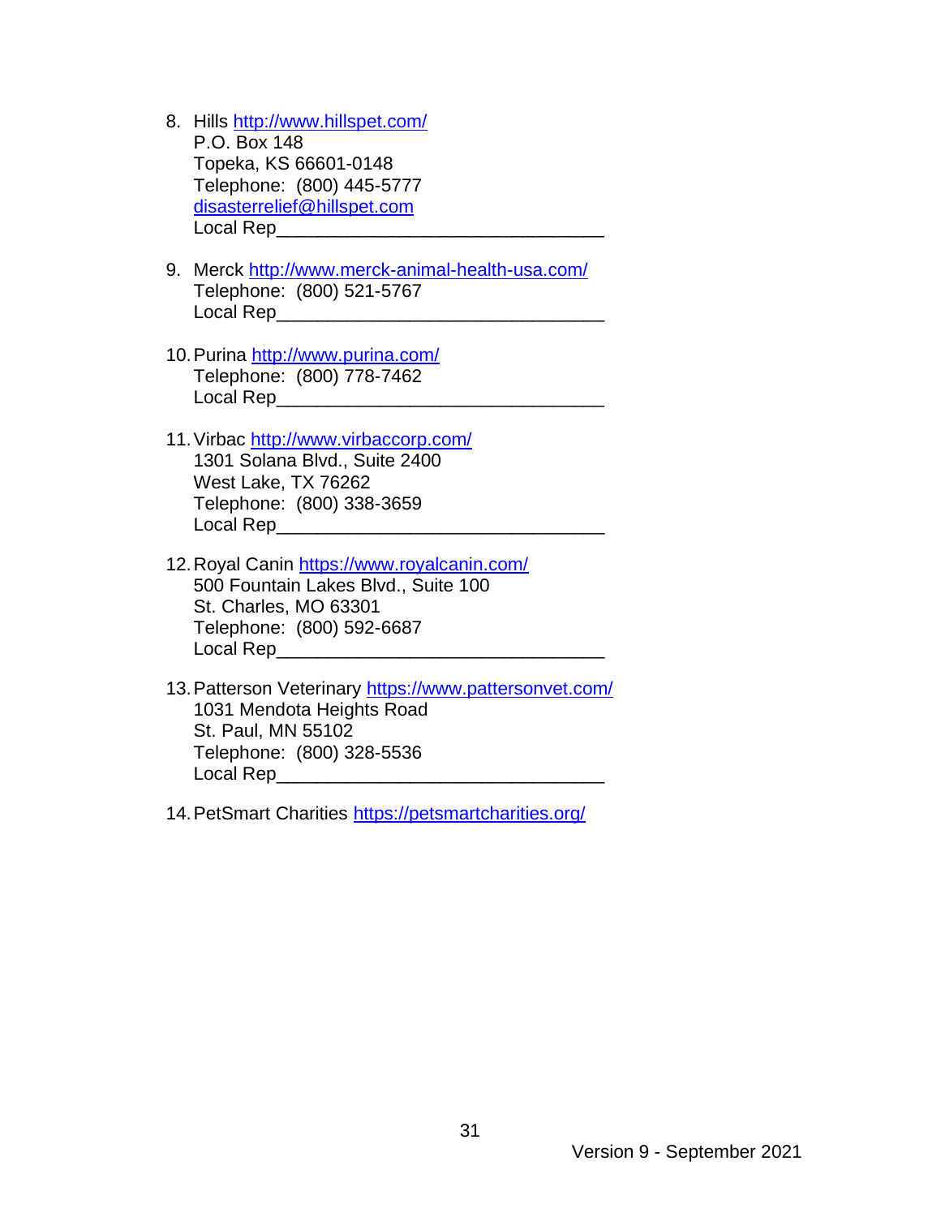8. Hills http://www.hillspet.com/
   P.O. Box 148
   Topeka, KS 66601-0148
   Telephone: (800) 445-5777
   disasterrelief@hillspet.com
   Local Rep________________________________

9. Merck http://www.merck-animal-health-usa.com/
   Telephone: (800) 521-5767
   Local Rep________________________________

10. Purina http://www.purina.com/
    Telephone: (800) 778-7462
    Local Rep________________________________

11. Virbac http://www.virbaccorp.com/
    1301 Solana Blvd., Suite 2400
    West Lake, TX 76262
    Telephone: (800) 338-3659
    Local Rep________________________________

12. Royal Canin https://www.royalcanin.com/
    500 Fountain Lakes Blvd., Suite 100
    St. Charles, MO 63301
    Telephone: (800) 592-6687
    Local Rep________________________________

13. Patterson Veterinary https://www.pattersonvet.com/
    1031 Mendota Heights Road
    St. Paul, MN 55102
    Telephone: (800) 328-5536
    Local Rep________________________________

14. PetSmart Charities https://petsmartcharities.org/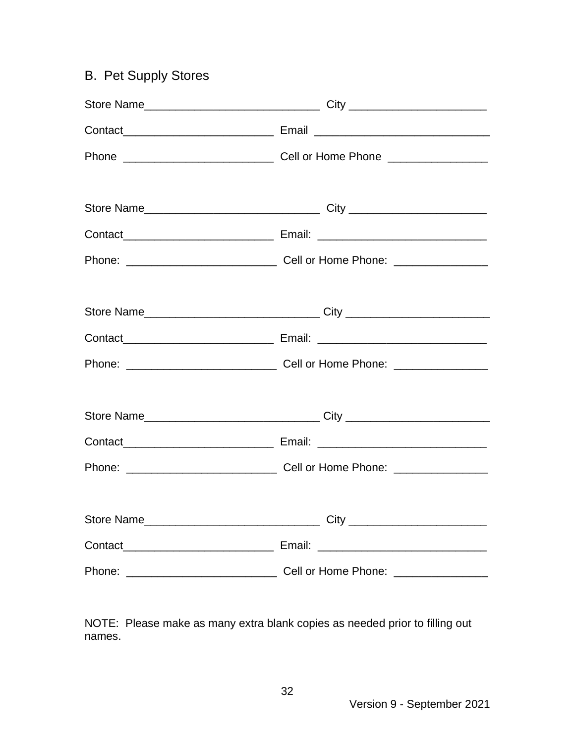## B. Pet Supply Stores

Store Name____________________________ City ______________________

Contact________________________ Email ____________________________

Phone ________________________ Cell or Home Phone ________________

Store Name____________________________ City ______________________

Contact________________________ Email: ___________________________

Phone: ________________________ Cell or Home Phone: _______________

Store Name____________________________ City _______________________

Contact________________________ Email: ___________________________

Phone: ________________________ Cell or Home Phone: _______________

Store Name____________________________ City _______________________

Contact________________________ Email: ___________________________

Phone: ________________________ Cell or Home Phone: _______________

Store Name____________________________ City ______________________

Contact________________________ Email: ___________________________

Phone: ________________________ Cell or Home Phone: _______________

NOTE: Please make as many extra blank copies as needed prior to filling out names.

Version 9 - September 2021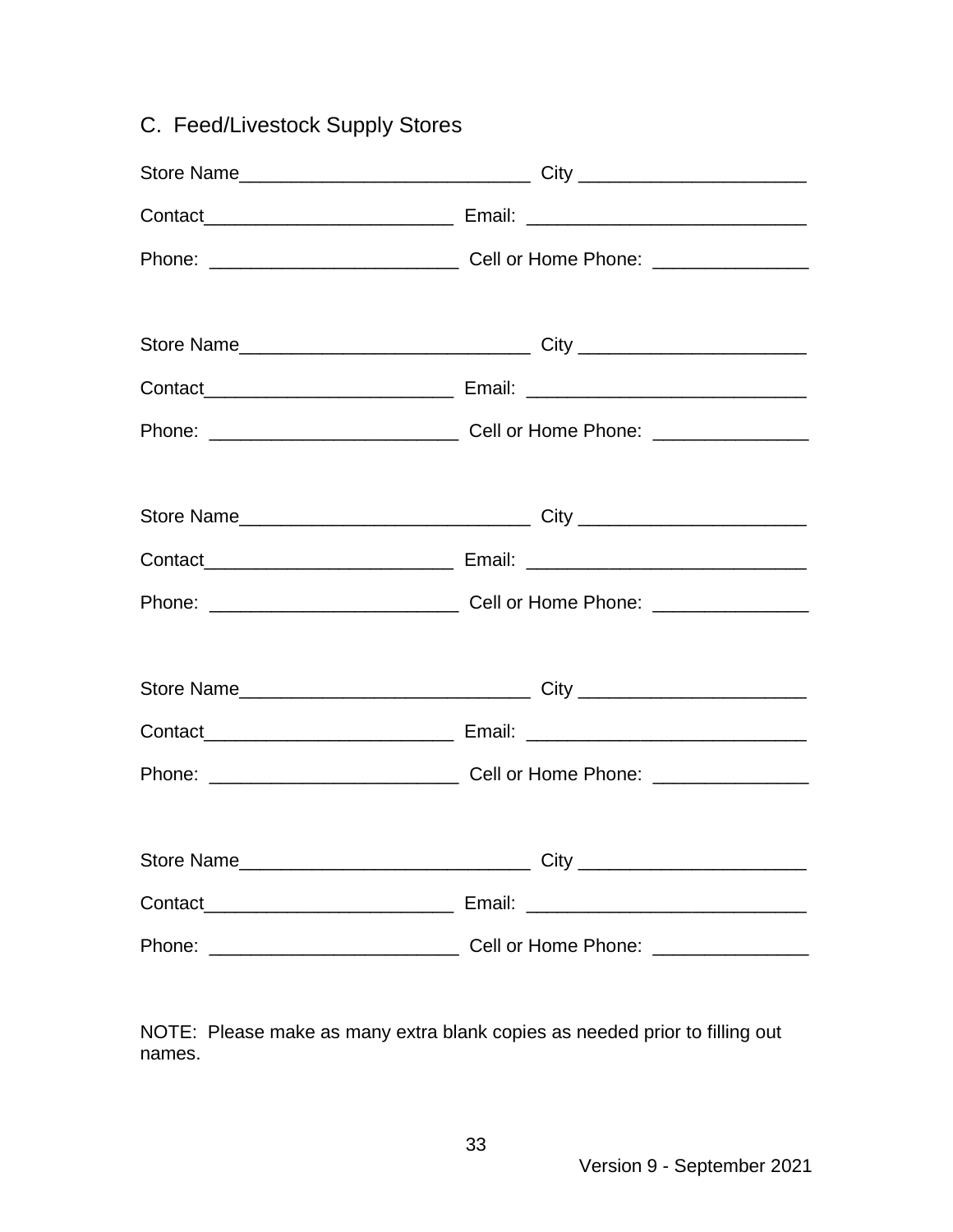## C. Feed/Livestock Supply Stores

Store Name____________________________ City ______________________

Contact________________________ Email: ___________________________

Phone: ________________________ Cell or Home Phone: _______________

Store Name____________________________ City ______________________

Contact________________________ Email: ___________________________

Phone: ________________________ Cell or Home Phone: _______________

Store Name____________________________ City ______________________

Contact________________________ Email: ___________________________

Phone: ________________________ Cell or Home Phone: _______________

Store Name____________________________ City ______________________

Contact________________________ Email: ___________________________

Phone: ________________________ Cell or Home Phone: _______________

Store Name____________________________ City ______________________

Contact________________________ Email: ___________________________

Phone: ________________________ Cell or Home Phone: _______________

NOTE: Please make as many extra blank copies as needed prior to filling out names.

Version 9 - September 2021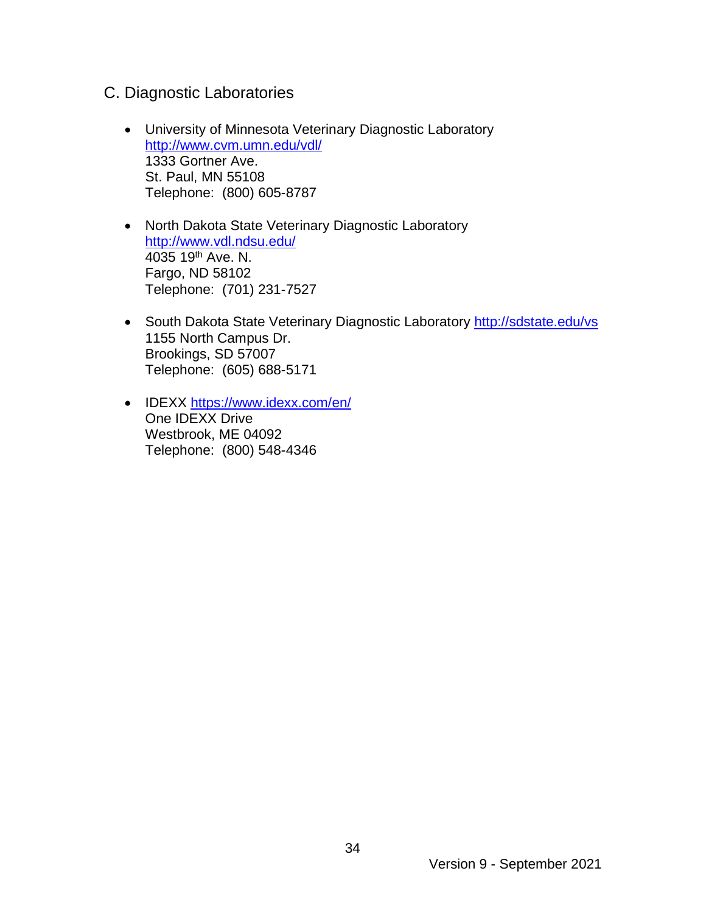## C. Diagnostic Laboratories

- University of Minnesota Veterinary Diagnostic Laboratory
  http://www.cvm.umn.edu/vdl/
  1333 Gortner Ave.
  St. Paul, MN 55108
  Telephone: (800) 605-8787

- North Dakota State Veterinary Diagnostic Laboratory
  http://www.vdl.ndsu.edu/
  4035 19th Ave. N.
  Fargo, ND 58102
  Telephone: (701) 231-7527

- South Dakota State Veterinary Diagnostic Laboratory http://sdstate.edu/vs
  1155 North Campus Dr.
  Brookings, SD 57007
  Telephone: (605) 688-5171

- IDEXX https://www.idexx.com/en/
  One IDEXX Drive
  Westbrook, ME 04092
  Telephone: (800) 548-4346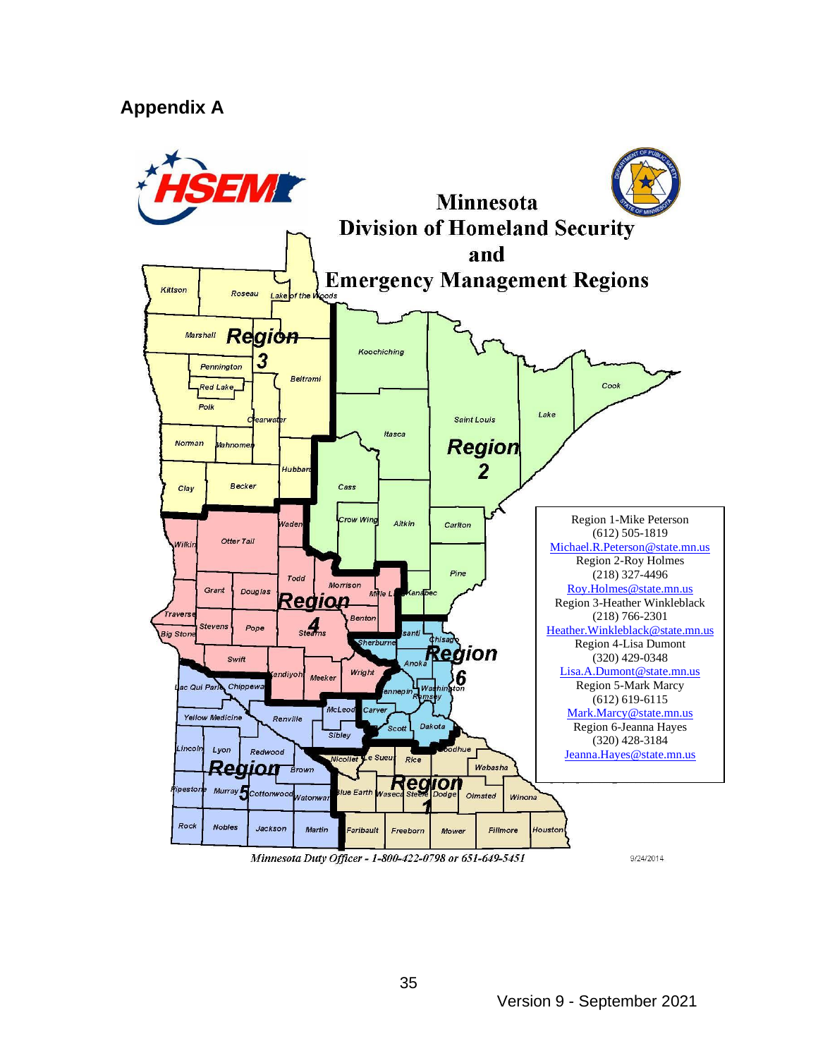## Appendix A

Minnesota Division of Homeland Security and Emergency Management Regions

Region 1-Mike Peterson
(612) 505-1819
Michael.R.Peterson@state.mn.us
Region 2-Roy Holmes
(218) 327-4496
Roy.Holmes@state.mn.us
Region 3-Heather Winkleblack
(218) 766-2301
Heather.Winkleblack@state.mn.us
Region 4-Lisa Dumont
(320) 429-0348
Lisa.A.Dumont@state.mn.us
Region 5-Mark Marcy
(612) 619-6115
Mark.Marcy@state.mn.us
Region 6-Jeanna Hayes
(320) 428-3184
Jeanna.Hayes@state.mn.us

*Minnesota Duty Officer - 1-800-422-0798 or 651-649-5451*

9/24/2014

Version 9 - September 2021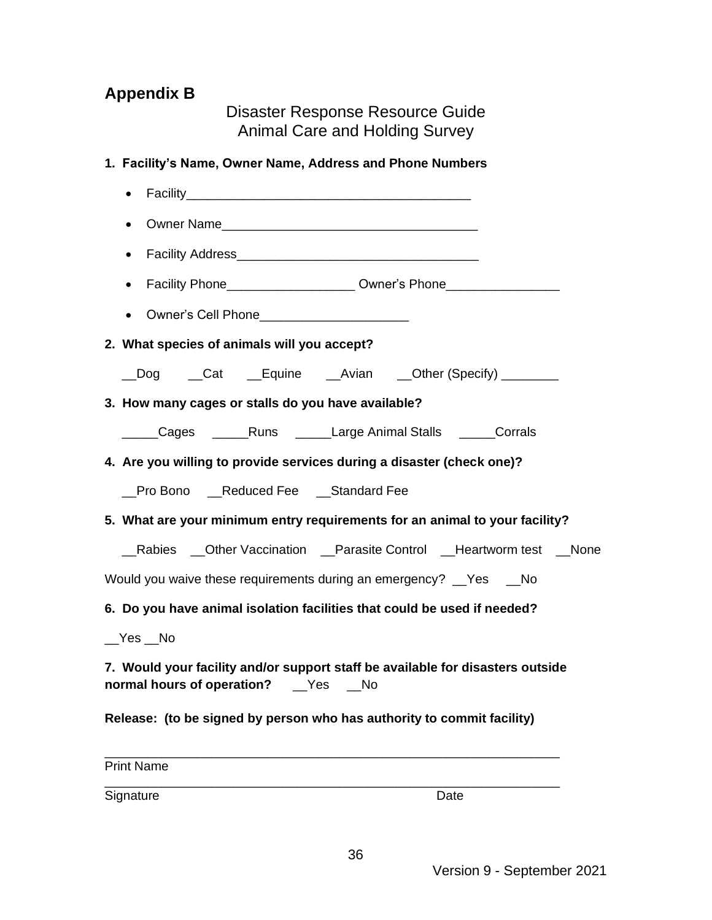## Appendix B

Disaster Response Resource Guide
Animal Care and Holding Survey

**1. Facility's Name, Owner Name, Address and Phone Numbers**

- Facility________________________________________
- Owner Name____________________________________
- Facility Address__________________________________
- Facility Phone_________________ Owner's Phone________________
- Owner's Cell Phone_____________________

**2. What species of animals will you accept?**

__Dog __Cat __Equine __Avian __Other (Specify) ________

**3. How many cages or stalls do you have available?**

_____Cages _____Runs _____Large Animal Stalls _____Corrals

**4. Are you willing to provide services during a disaster (check one)?**

__Pro Bono __Reduced Fee __Standard Fee

**5. What are your minimum entry requirements for an animal to your facility?**

__Rabies __Other Vaccination __Parasite Control __Heartworm test __None

Would you waive these requirements during an emergency? __Yes __No

**6. Do you have animal isolation facilities that could be used if needed?**

__Yes __No

**7. Would your facility and/or support staff be available for disasters outside normal hours of operation?** __Yes __No

**Release: (to be signed by person who has authority to commit facility)**

_______________________________________________________________
Print Name

_______________________________________________________________
Signature Date

Version 9 - September 2021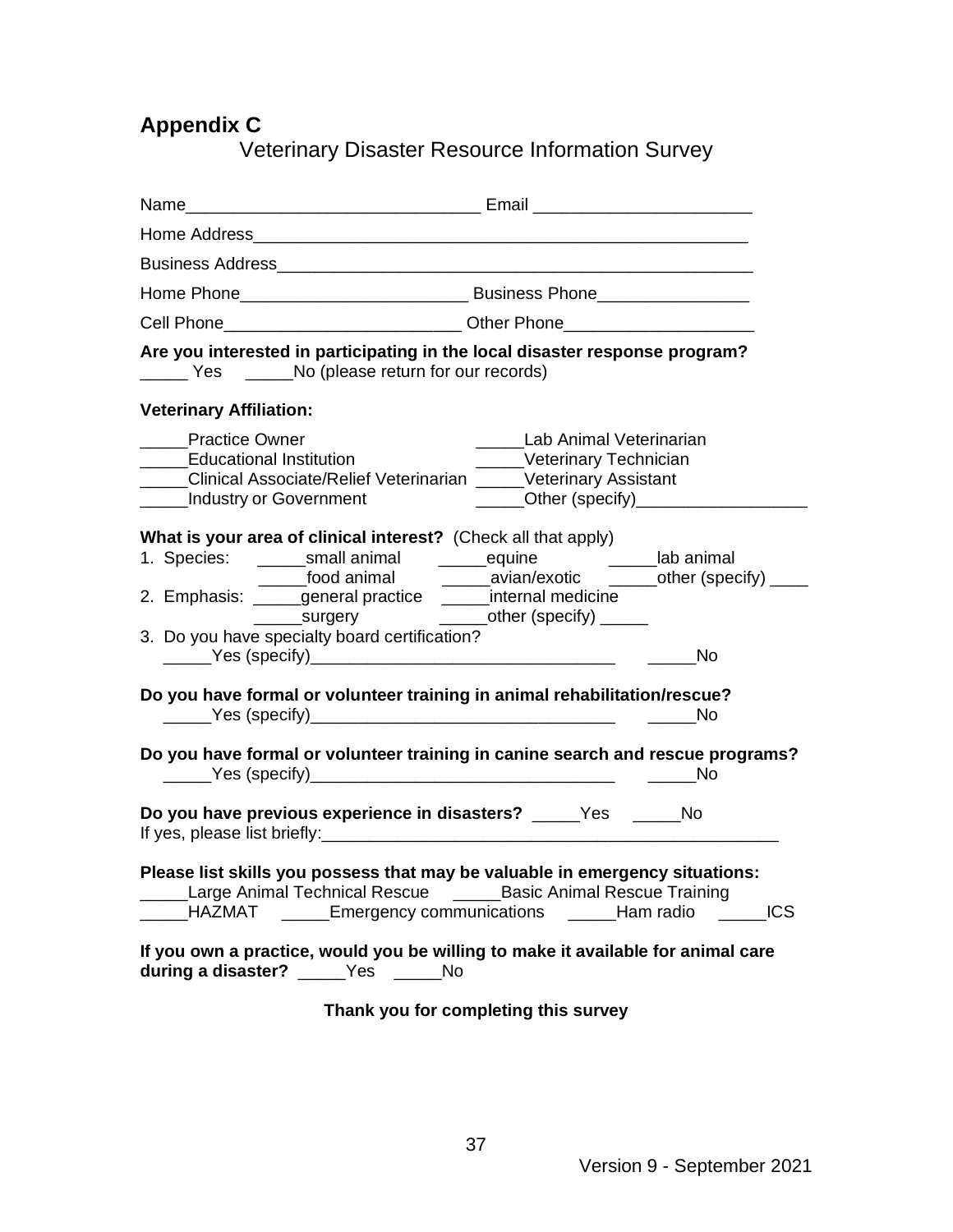# Appendix C

## Veterinary Disaster Resource Information Survey

Name_______________________________ Email ______________________

Home Address_____________________________________________________

Business Address__________________________________________________

Home Phone________________________ Business Phone________________

Cell Phone_________________________ Other Phone____________________

**Are you interested in participating in the local disaster response program?**
_____ Yes _____No (please return for our records)

**Veterinary Affiliation:**

_____Practice Owner
_____Educational Institution
_____Clinical Associate/Relief Veterinarian
_____Industry or Government
_____Lab Animal Veterinarian
_____Veterinary Technician
_____Veterinary Assistant
_____Other (specify)__________________

**What is your area of clinical interest?** (Check all that apply)

1. Species: _____small animal _____equine _____lab animal
   _____food animal _____avian/exotic _____other (specify) ____
2. Emphasis: _____general practice _____internal medicine
   _____surgery _____other (specify) _____
3. Do you have specialty board certification?
   _____Yes (specify)________________________________ _____No

**Do you have formal or volunteer training in animal rehabilitation/rescue?**
_____Yes (specify)________________________________ _____No

**Do you have formal or volunteer training in canine search and rescue programs?**
_____Yes (specify)________________________________ _____No

**Do you have previous experience in disasters?** _____Yes _____No
If yes, please list briefly:______________________________________________

**Please list skills you possess that may be valuable in emergency situations:**
_____Large Animal Technical Rescue _____Basic Animal Rescue Training
_____HAZMAT _____Emergency communications _____Ham radio _____ICS

**If you own a practice, would you be willing to make it available for animal care during a disaster?** _____Yes _____No

**Thank you for completing this survey**

Version 9 - September 2021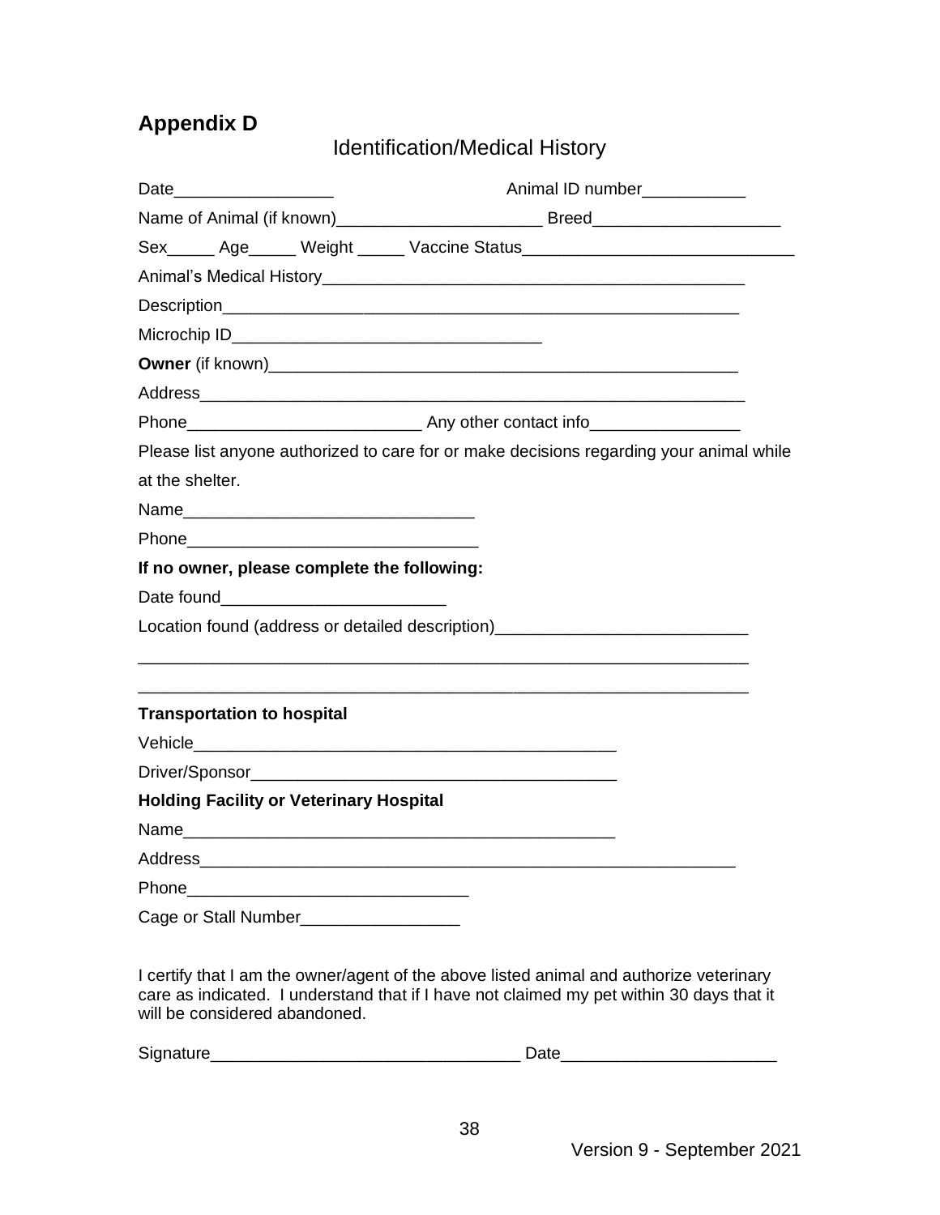## Appendix D

Identification/Medical History

Date_________________ Animal ID number___________

Name of Animal (if known)______________________ Breed____________________

Sex_____ Age_____ Weight _____ Vaccine Status_____________________________

Animal's Medical History_______________________________________________

Description_________________________________________________________

Microchip ID_________________________________

**Owner** (if known)___________________________________________________

Address____________________________________________________________

Phone_________________________ Any other contact info________________

Please list anyone authorized to care for or make decisions regarding your animal while at the shelter.

Name_______________________________

Phone_______________________________

**If no owner, please complete the following:**

Date found________________________

Location found (address or detailed description)___________________________

___________________________________________________________________

___________________________________________________________________

**Transportation to hospital**

Vehicle_____________________________________________

Driver/Sponsor________________________________________

**Holding Facility or Veterinary Hospital**

Name______________________________________________

Address___________________________________________________________

Phone______________________________

Cage or Stall Number_________________

I certify that I am the owner/agent of the above listed animal and authorize veterinary care as indicated. I understand that if I have not claimed my pet within 30 days that it will be considered abandoned.

Signature_________________________________ Date_______________________

Version 9 - September 2021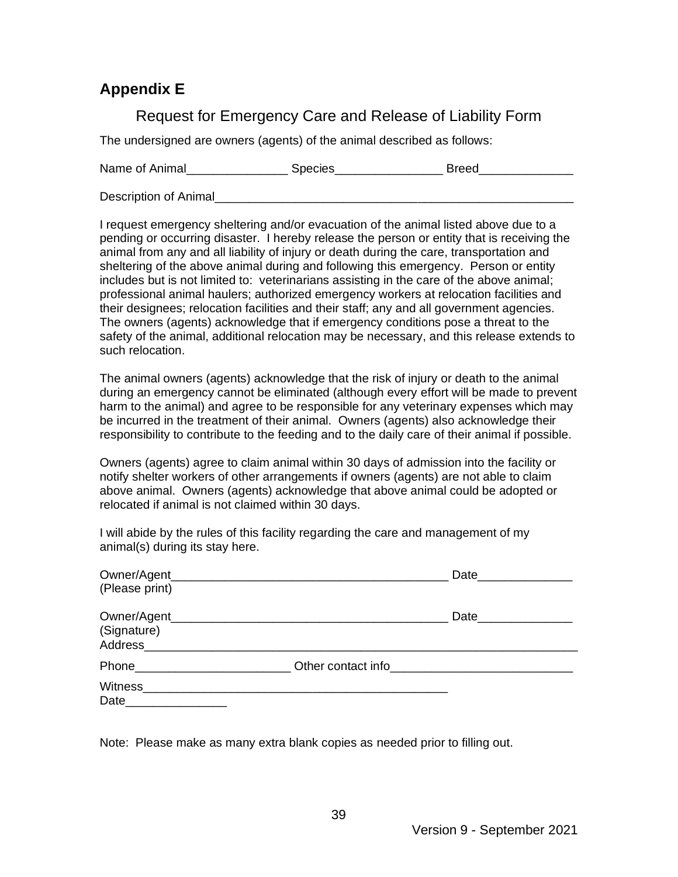## Appendix E

### Request for Emergency Care and Release of Liability Form

The undersigned are owners (agents) of the animal described as follows:

Name of Animal_______________ Species________________ Breed______________

Description of Animal_______________________________________________________

I request emergency sheltering and/or evacuation of the animal listed above due to a pending or occurring disaster. I hereby release the person or entity that is receiving the animal from any and all liability of injury or death during the care, transportation and sheltering of the above animal during and following this emergency. Person or entity includes but is not limited to: veterinarians assisting in the care of the above animal; professional animal haulers; authorized emergency workers at relocation facilities and their designees; relocation facilities and their staff; any and all government agencies. The owners (agents) acknowledge that if emergency conditions pose a threat to the safety of the animal, additional relocation may be necessary, and this release extends to such relocation.

The animal owners (agents) acknowledge that the risk of injury or death to the animal during an emergency cannot be eliminated (although every effort will be made to prevent harm to the animal) and agree to be responsible for any veterinary expenses which may be incurred in the treatment of their animal. Owners (agents) also acknowledge their responsibility to contribute to the feeding and to the daily care of their animal if possible.

Owners (agents) agree to claim animal within 30 days of admission into the facility or notify shelter workers of other arrangements if owners (agents) are not able to claim above animal. Owners (agents) acknowledge that above animal could be adopted or relocated if animal is not claimed within 30 days.

I will abide by the rules of this facility regarding the care and management of my animal(s) during its stay here.

Owner/Agent__________________________________________ Date______________
(Please print)

Owner/Agent__________________________________________ Date______________
(Signature)
Address_____________________________________________________________________

Phone_______________________ Other contact info___________________________

Witness_______________________________________________
Date_______________

Note: Please make as many extra blank copies as needed prior to filling out.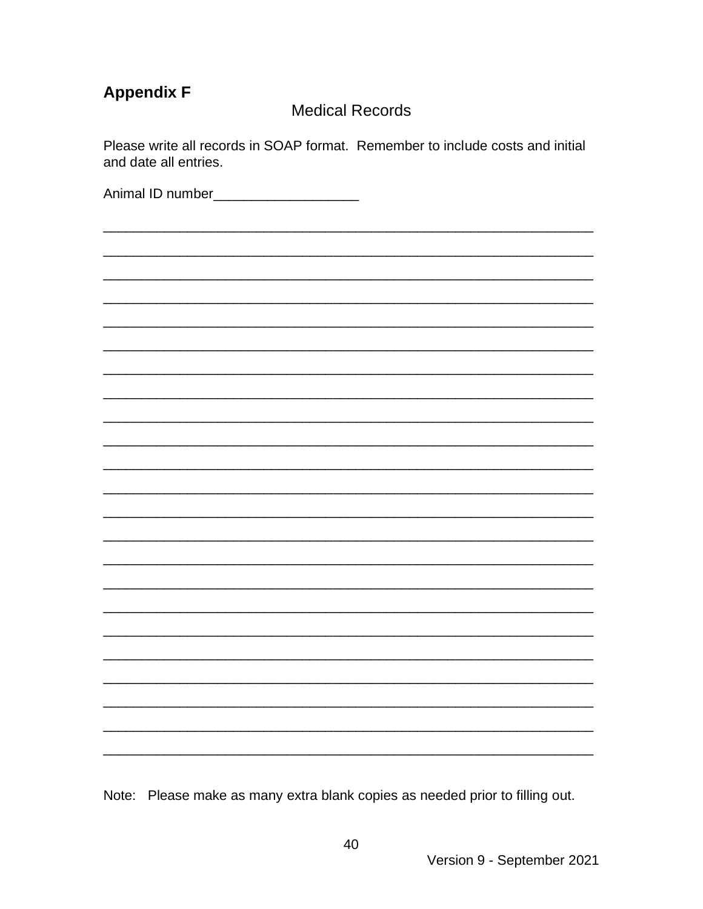## Appendix F

Medical Records

Please write all records in SOAP format. Remember to include costs and initial and date all entries.

Animal ID number___________________

_________________________________________________________________

_________________________________________________________________

_________________________________________________________________

_________________________________________________________________

_________________________________________________________________

_________________________________________________________________

_________________________________________________________________

_________________________________________________________________

_________________________________________________________________

_________________________________________________________________

_________________________________________________________________

_________________________________________________________________

_________________________________________________________________

_________________________________________________________________

_________________________________________________________________

_________________________________________________________________

_________________________________________________________________

_________________________________________________________________

_________________________________________________________________

_________________________________________________________________

_________________________________________________________________

_________________________________________________________________

_________________________________________________________________

Note: Please make as many extra blank copies as needed prior to filling out.

Version 9 - September 2021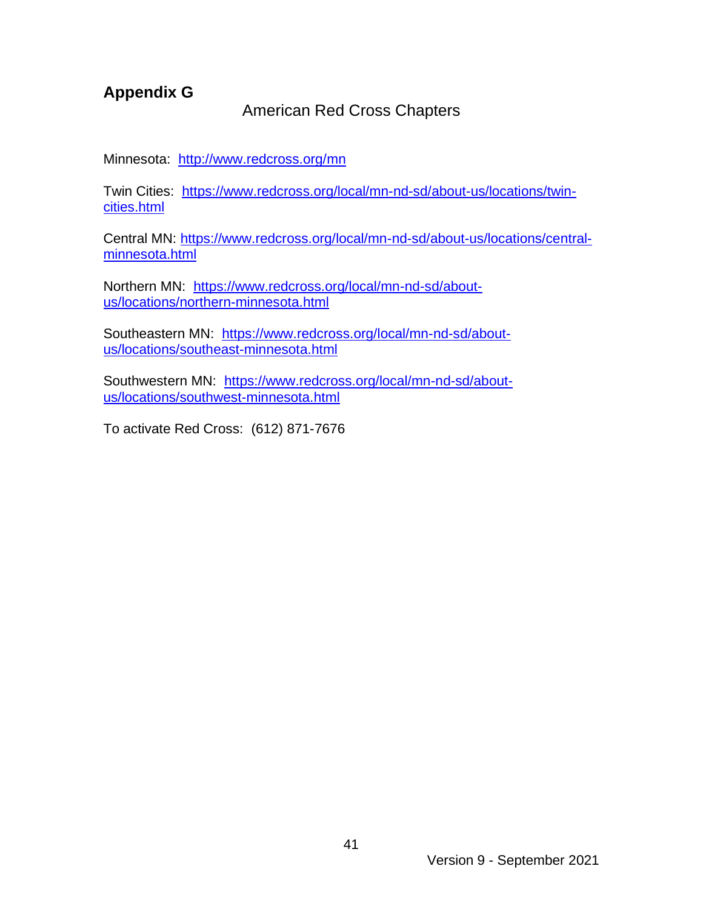## Appendix G

American Red Cross Chapters

Minnesota: http://www.redcross.org/mn

Twin Cities: https://www.redcross.org/local/mn-nd-sd/about-us/locations/twin-cities.html

Central MN: https://www.redcross.org/local/mn-nd-sd/about-us/locations/central-minnesota.html

Northern MN: https://www.redcross.org/local/mn-nd-sd/about-us/locations/northern-minnesota.html

Southeastern MN: https://www.redcross.org/local/mn-nd-sd/about-us/locations/southeast-minnesota.html

Southwestern MN: https://www.redcross.org/local/mn-nd-sd/about-us/locations/southwest-minnesota.html

To activate Red Cross: (612) 871-7676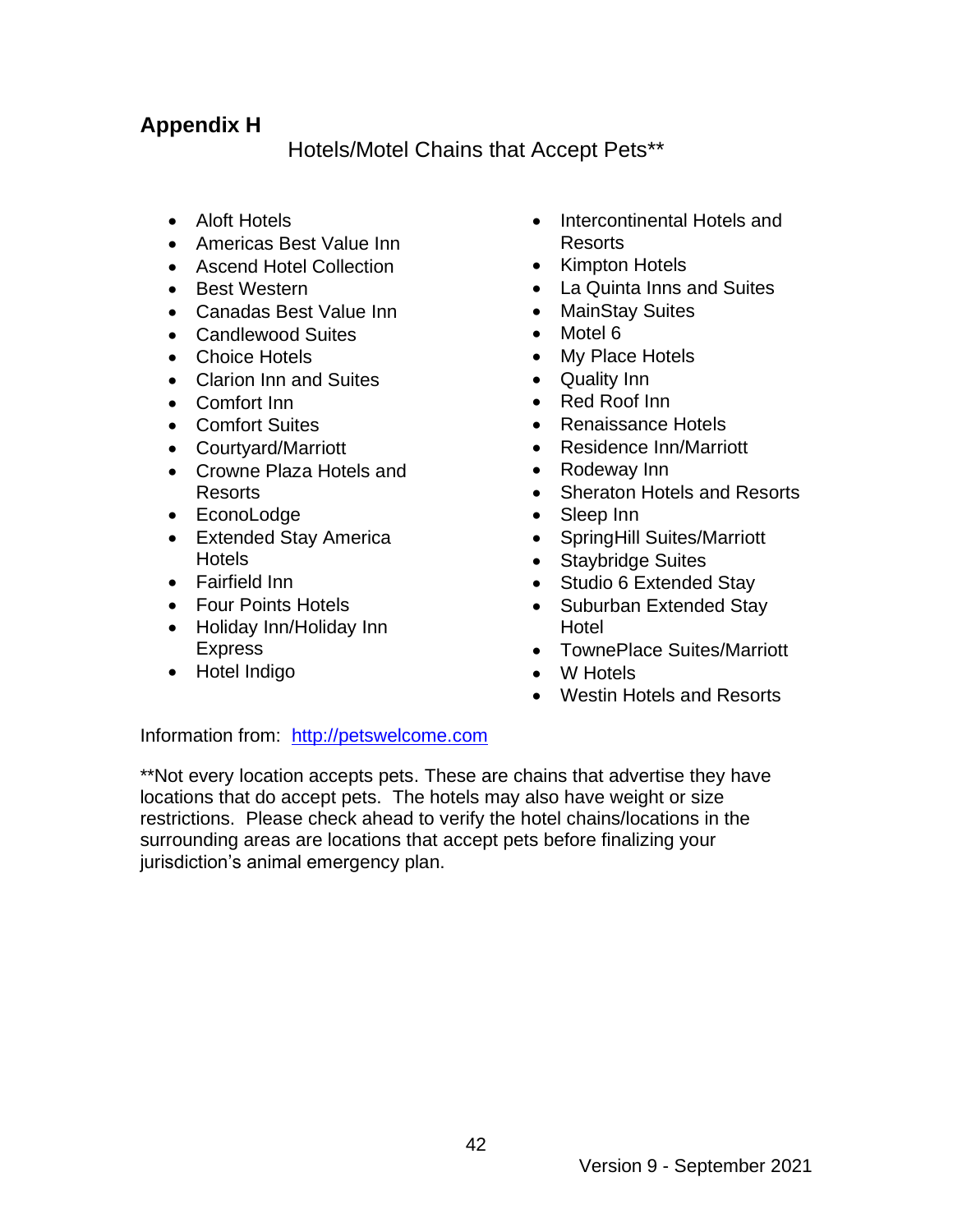## Appendix H

Hotels/Motel Chains that Accept Pets**

- Aloft Hotels
- Americas Best Value Inn
- Ascend Hotel Collection
- Best Western
- Canadas Best Value Inn
- Candlewood Suites
- Choice Hotels
- Clarion Inn and Suites
- Comfort Inn
- Comfort Suites
- Courtyard/Marriott
- Crowne Plaza Hotels and Resorts
- EconoLodge
- Extended Stay America Hotels
- Fairfield Inn
- Four Points Hotels
- Holiday Inn/Holiday Inn Express
- Hotel Indigo
- Intercontinental Hotels and Resorts
- Kimpton Hotels
- La Quinta Inns and Suites
- MainStay Suites
- Motel 6
- My Place Hotels
- Quality Inn
- Red Roof Inn
- Renaissance Hotels
- Residence Inn/Marriott
- Rodeway Inn
- Sheraton Hotels and Resorts
- Sleep Inn
- SpringHill Suites/Marriott
- Staybridge Suites
- Studio 6 Extended Stay
- Suburban Extended Stay Hotel
- TownePlace Suites/Marriott
- W Hotels
- Westin Hotels and Resorts

Information from: [http://petswelcome.com](http://petswelcome.com)

**Not every location accepts pets. These are chains that advertise they have locations that do accept pets. The hotels may also have weight or size restrictions. Please check ahead to verify the hotel chains/locations in the surrounding areas are locations that accept pets before finalizing your jurisdiction's animal emergency plan.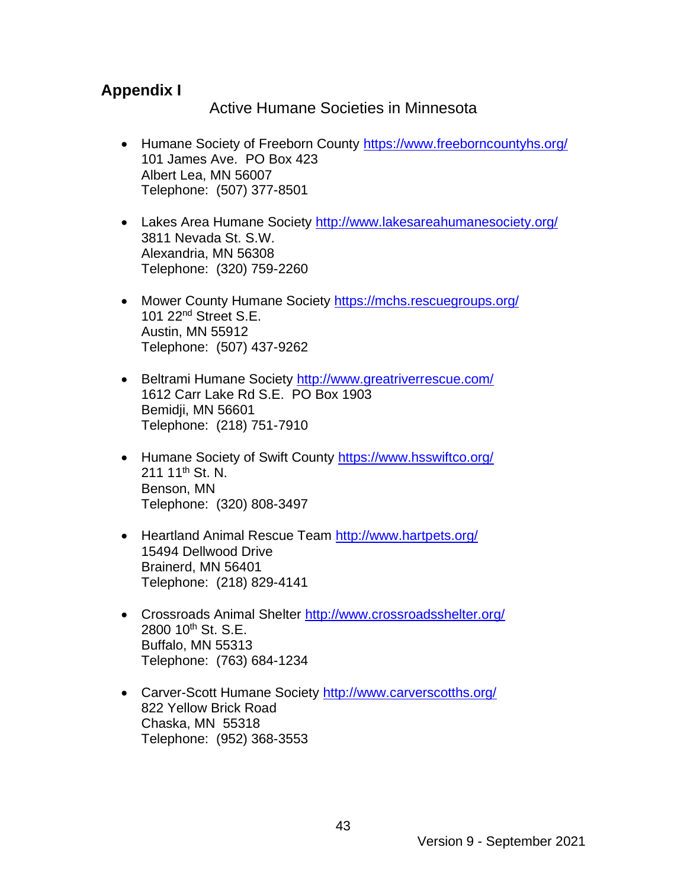## Appendix I

### Active Humane Societies in Minnesota

- Humane Society of Freeborn County https://www.freeborncountyhs.org/
  101 James Ave.  PO Box 423
  Albert Lea, MN 56007
  Telephone:  (507) 377-8501

- Lakes Area Humane Society http://www.lakesareahumanesociety.org/
  3811 Nevada St. S.W.
  Alexandria, MN 56308
  Telephone:  (320) 759-2260

- Mower County Humane Society https://mchs.rescuegroups.org/
  101 22nd Street S.E.
  Austin, MN 55912
  Telephone:  (507) 437-9262

- Beltrami Humane Society http://www.greatriverrescue.com/
  1612 Carr Lake Rd S.E.  PO Box 1903
  Bemidji, MN 56601
  Telephone:  (218) 751-7910

- Humane Society of Swift County https://www.hsswiftco.org/
  211 11th St. N.
  Benson, MN
  Telephone:  (320) 808-3497

- Heartland Animal Rescue Team http://www.hartpets.org/
  15494 Dellwood Drive
  Brainerd, MN 56401
  Telephone:  (218) 829-4141

- Crossroads Animal Shelter http://www.crossroadsshelter.org/
  2800 10th St. S.E.
  Buffalo, MN 55313
  Telephone:  (763) 684-1234

- Carver-Scott Humane Society http://www.carverscotths.org/
  822 Yellow Brick Road
  Chaska, MN  55318
  Telephone:  (952) 368-3553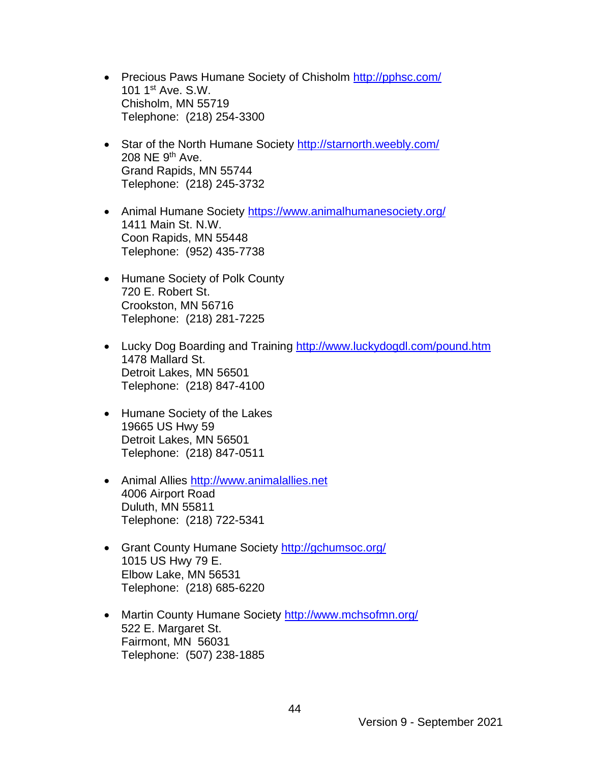- Precious Paws Humane Society of Chisholm http://pphsc.com/
  101 1st Ave. S.W.
  Chisholm, MN 55719
  Telephone: (218) 254-3300

- Star of the North Humane Society http://starnorth.weebly.com/
  208 NE 9th Ave.
  Grand Rapids, MN 55744
  Telephone: (218) 245-3732

- Animal Humane Society https://www.animalhumanesociety.org/
  1411 Main St. N.W.
  Coon Rapids, MN 55448
  Telephone: (952) 435-7738

- Humane Society of Polk County
  720 E. Robert St.
  Crookston, MN 56716
  Telephone: (218) 281-7225

- Lucky Dog Boarding and Training http://www.luckydogdl.com/pound.htm
  1478 Mallard St.
  Detroit Lakes, MN 56501
  Telephone: (218) 847-4100

- Humane Society of the Lakes
  19665 US Hwy 59
  Detroit Lakes, MN 56501
  Telephone: (218) 847-0511

- Animal Allies http://www.animalallies.net
  4006 Airport Road
  Duluth, MN 55811
  Telephone: (218) 722-5341

- Grant County Humane Society http://gchumsoc.org/
  1015 US Hwy 79 E.
  Elbow Lake, MN 56531
  Telephone: (218) 685-6220

- Martin County Humane Society http://www.mchsofmn.org/
  522 E. Margaret St.
  Fairmont, MN 56031
  Telephone: (507) 238-1885

Version 9 - September 2021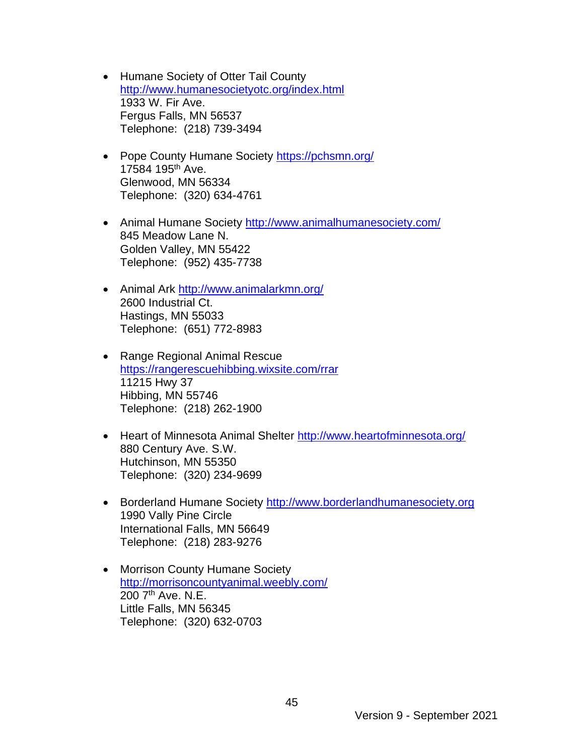- Humane Society of Otter Tail County
  [http://www.humanesocietyotc.org/index.html](http://www.humanesocietyotc.org/index.html)
  1933 W. Fir Ave.
  Fergus Falls, MN 56537
  Telephone: (218) 739-3494

- Pope County Humane Society [https://pchsmn.org/](https://pchsmn.org/)
  17584 195th Ave.
  Glenwood, MN 56334
  Telephone: (320) 634-4761

- Animal Humane Society [http://www.animalhumanesociety.com/](http://www.animalhumanesociety.com/)
  845 Meadow Lane N.
  Golden Valley, MN 55422
  Telephone: (952) 435-7738

- Animal Ark [http://www.animalarkmn.org/](http://www.animalarkmn.org/)
  2600 Industrial Ct.
  Hastings, MN 55033
  Telephone: (651) 772-8983

- Range Regional Animal Rescue
  [https://rangerescuehibbing.wixsite.com/rrar](https://rangerescuehibbing.wixsite.com/rrar)
  11215 Hwy 37
  Hibbing, MN 55746
  Telephone: (218) 262-1900

- Heart of Minnesota Animal Shelter [http://www.heartofminnesota.org/](http://www.heartofminnesota.org/)
  880 Century Ave. S.W.
  Hutchinson, MN 55350
  Telephone: (320) 234-9699

- Borderland Humane Society [http://www.borderlandhumanesociety.org](http://www.borderlandhumanesociety.org)
  1990 Vally Pine Circle
  International Falls, MN 56649
  Telephone: (218) 283-9276

- Morrison County Humane Society
  [http://morrisoncountyanimal.weebly.com/](http://morrisoncountyanimal.weebly.com/)
  200 7th Ave. N.E.
  Little Falls, MN 56345
  Telephone: (320) 632-0703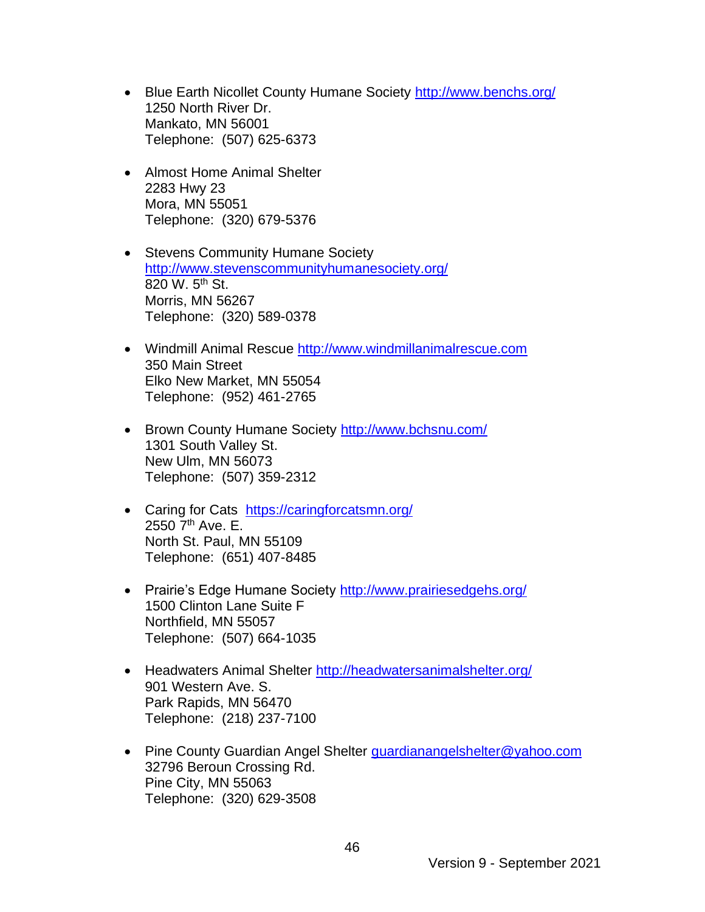- Blue Earth Nicollet County Humane Society http://www.benchs.org/
  1250 North River Dr.
  Mankato, MN 56001
  Telephone: (507) 625-6373

- Almost Home Animal Shelter
  2283 Hwy 23
  Mora, MN 55051
  Telephone: (320) 679-5376

- Stevens Community Humane Society
  http://www.stevenscommunityhumanesociety.org/
  820 W. 5th St.
  Morris, MN 56267
  Telephone: (320) 589-0378

- Windmill Animal Rescue http://www.windmillanimalrescue.com
  350 Main Street
  Elko New Market, MN 55054
  Telephone: (952) 461-2765

- Brown County Humane Society http://www.bchsnu.com/
  1301 South Valley St.
  New Ulm, MN 56073
  Telephone: (507) 359-2312

- Caring for Cats https://caringforcatsmn.org/
  2550 7th Ave. E.
  North St. Paul, MN 55109
  Telephone: (651) 407-8485

- Prairie's Edge Humane Society http://www.prairiesedgehs.org/
  1500 Clinton Lane Suite F
  Northfield, MN 55057
  Telephone: (507) 664-1035

- Headwaters Animal Shelter http://headwatersanimalshelter.org/
  901 Western Ave. S.
  Park Rapids, MN 56470
  Telephone: (218) 237-7100

- Pine County Guardian Angel Shelter guardianangelshelter@yahoo.com
  32796 Beroun Crossing Rd.
  Pine City, MN 55063
  Telephone: (320) 629-3508

Version 9 - September 2021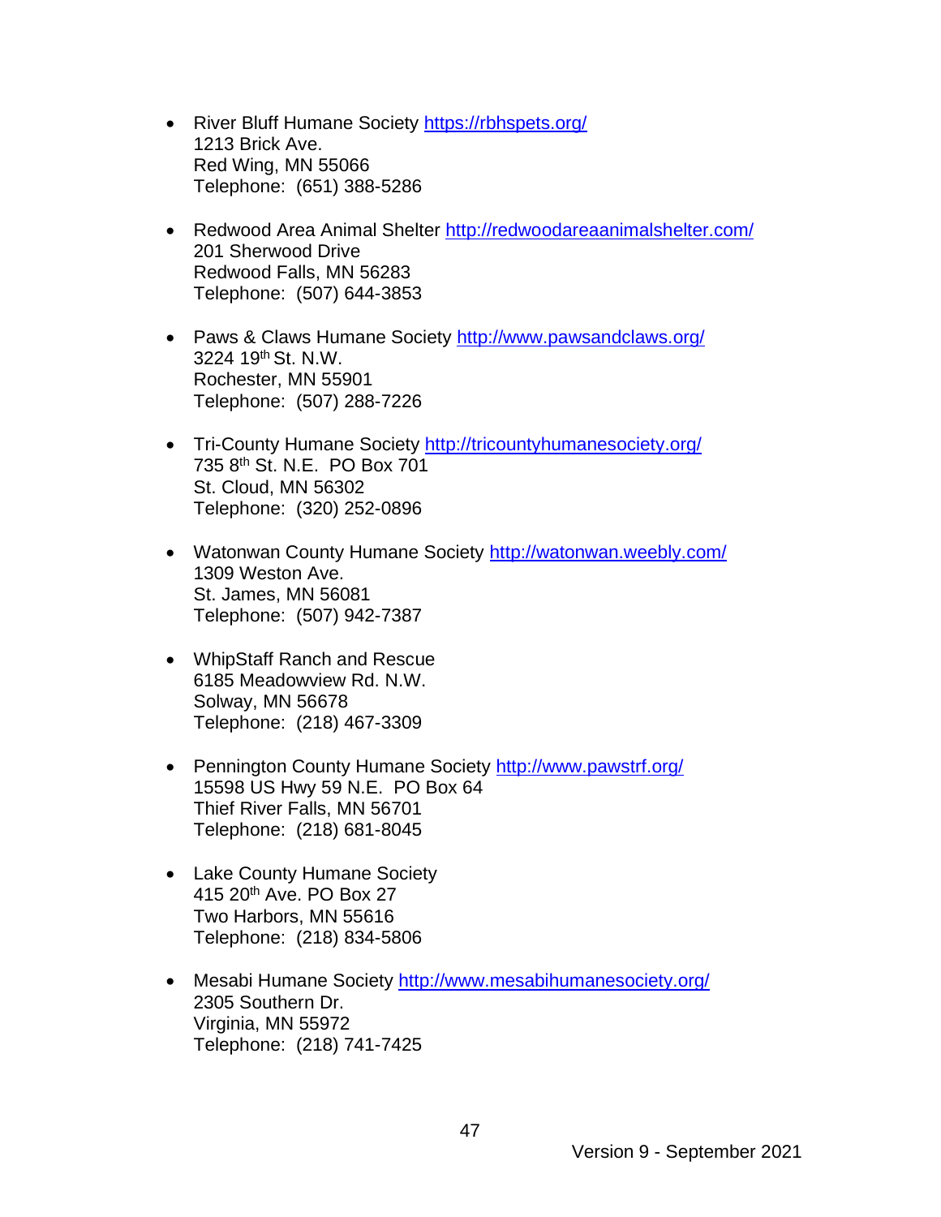- River Bluff Humane Society https://rbhspets.org/
  1213 Brick Ave.
  Red Wing, MN 55066
  Telephone: (651) 388-5286

- Redwood Area Animal Shelter http://redwoodareaanimalshelter.com/
  201 Sherwood Drive
  Redwood Falls, MN 56283
  Telephone: (507) 644-3853

- Paws & Claws Humane Society http://www.pawsandclaws.org/
  3224 19th St. N.W.
  Rochester, MN 55901
  Telephone: (507) 288-7226

- Tri-County Humane Society http://tricountyhumanesociety.org/
  735 8th St. N.E. PO Box 701
  St. Cloud, MN 56302
  Telephone: (320) 252-0896

- Watonwan County Humane Society http://watonwan.weebly.com/
  1309 Weston Ave.
  St. James, MN 56081
  Telephone: (507) 942-7387

- WhipStaff Ranch and Rescue
  6185 Meadowview Rd. N.W.
  Solway, MN 56678
  Telephone: (218) 467-3309

- Pennington County Humane Society http://www.pawstrf.org/
  15598 US Hwy 59 N.E. PO Box 64
  Thief River Falls, MN 56701
  Telephone: (218) 681-8045

- Lake County Humane Society
  415 20th Ave. PO Box 27
  Two Harbors, MN 55616
  Telephone: (218) 834-5806

- Mesabi Humane Society http://www.mesabihumanesociety.org/
  2305 Southern Dr.
  Virginia, MN 55972
  Telephone: (218) 741-7425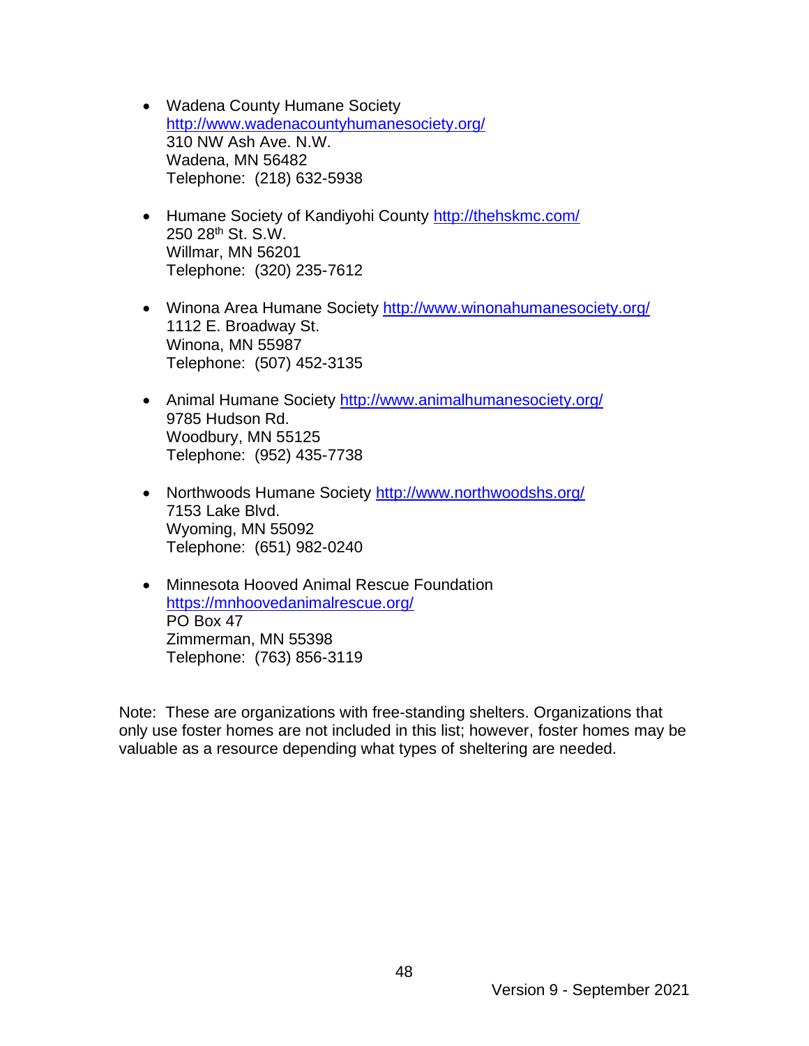- Wadena County Humane Society
  http://www.wadenacountyhumanesociety.org/
  310 NW Ash Ave. N.W.
  Wadena, MN 56482
  Telephone: (218) 632-5938

- Humane Society of Kandiyohi County http://thehskmc.com/
  250 28th St. S.W.
  Willmar, MN 56201
  Telephone: (320) 235-7612

- Winona Area Humane Society http://www.winonahumanesociety.org/
  1112 E. Broadway St.
  Winona, MN 55987
  Telephone: (507) 452-3135

- Animal Humane Society http://www.animalhumanesociety.org/
  9785 Hudson Rd.
  Woodbury, MN 55125
  Telephone: (952) 435-7738

- Northwoods Humane Society http://www.northwoodshs.org/
  7153 Lake Blvd.
  Wyoming, MN 55092
  Telephone: (651) 982-0240

- Minnesota Hooved Animal Rescue Foundation
  https://mnhoovedanimalrescue.org/
  PO Box 47
  Zimmerman, MN 55398
  Telephone: (763) 856-3119

Note: These are organizations with free-standing shelters. Organizations that only use foster homes are not included in this list; however, foster homes may be valuable as a resource depending what types of sheltering are needed.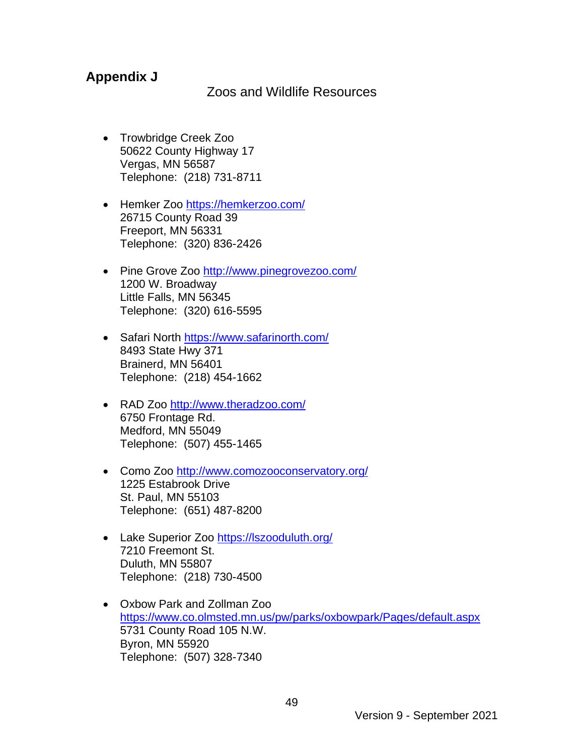## Appendix J

### Zoos and Wildlife Resources

- Trowbridge Creek Zoo
  50622 County Highway 17
  Vergas, MN 56587
  Telephone: (218) 731-8711

- Hemker Zoo https://hemkerzoo.com/
  26715 County Road 39
  Freeport, MN 56331
  Telephone: (320) 836-2426

- Pine Grove Zoo http://www.pinegrovezoo.com/
  1200 W. Broadway
  Little Falls, MN 56345
  Telephone: (320) 616-5595

- Safari North https://www.safarinorth.com/
  8493 State Hwy 371
  Brainerd, MN 56401
  Telephone: (218) 454-1662

- RAD Zoo http://www.theradzoo.com/
  6750 Frontage Rd.
  Medford, MN 55049
  Telephone: (507) 455-1465

- Como Zoo http://www.comozooconservatory.org/
  1225 Estabrook Drive
  St. Paul, MN 55103
  Telephone: (651) 487-8200

- Lake Superior Zoo https://lszooduluth.org/
  7210 Freemont St.
  Duluth, MN 55807
  Telephone: (218) 730-4500

- Oxbow Park and Zollman Zoo
  https://www.co.olmsted.mn.us/pw/parks/oxbowpark/Pages/default.aspx
  5731 County Road 105 N.W.
  Byron, MN 55920
  Telephone: (507) 328-7340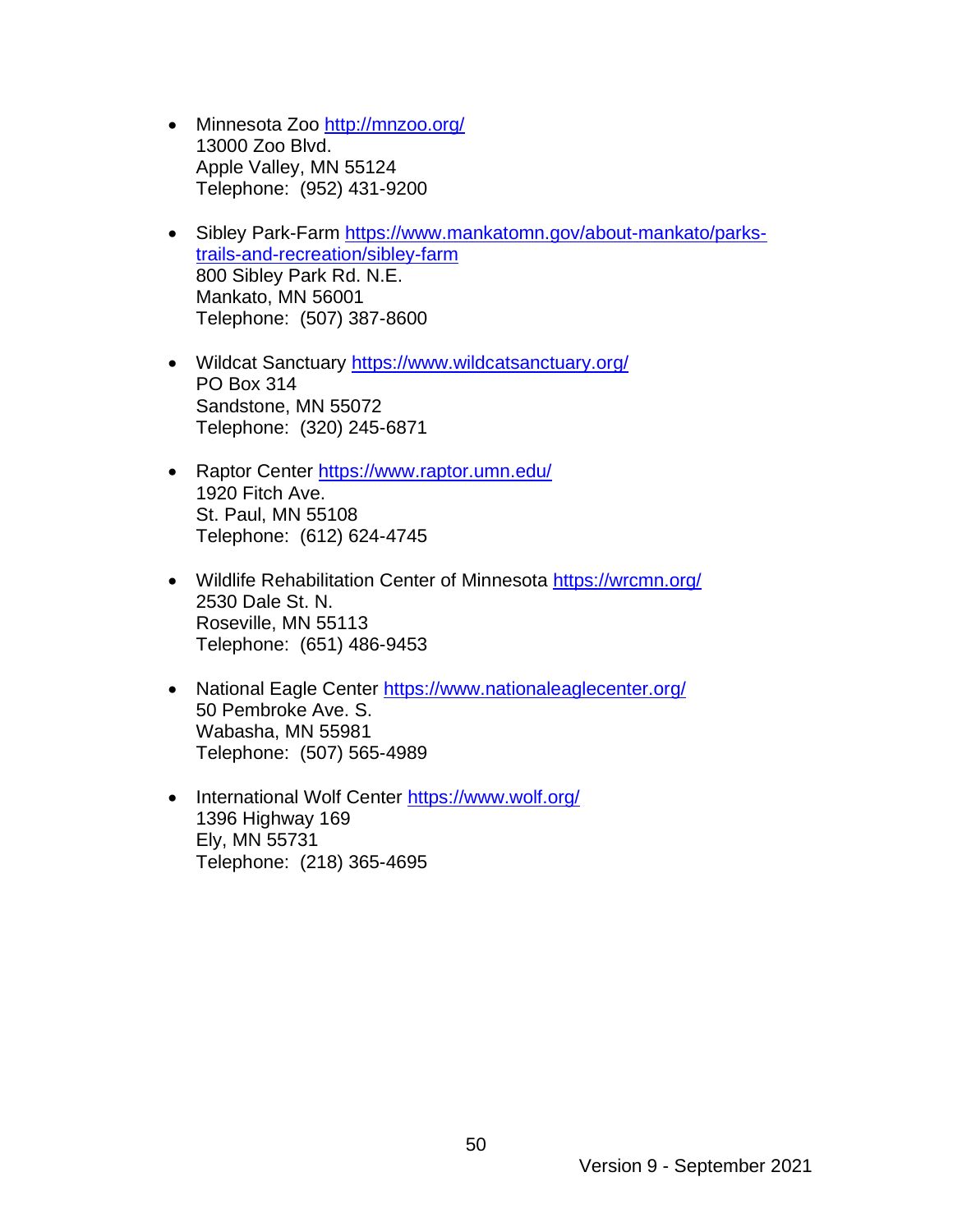- Minnesota Zoo http://mnzoo.org/
  13000 Zoo Blvd.
  Apple Valley, MN 55124
  Telephone: (952) 431-9200

- Sibley Park-Farm https://www.mankatomn.gov/about-mankato/parks-trails-and-recreation/sibley-farm
  800 Sibley Park Rd. N.E.
  Mankato, MN 56001
  Telephone: (507) 387-8600

- Wildcat Sanctuary https://www.wildcatsanctuary.org/
  PO Box 314
  Sandstone, MN 55072
  Telephone: (320) 245-6871

- Raptor Center https://www.raptor.umn.edu/
  1920 Fitch Ave.
  St. Paul, MN 55108
  Telephone: (612) 624-4745

- Wildlife Rehabilitation Center of Minnesota https://wrcmn.org/
  2530 Dale St. N.
  Roseville, MN 55113
  Telephone: (651) 486-9453

- National Eagle Center https://www.nationaleaglecenter.org/
  50 Pembroke Ave. S.
  Wabasha, MN 55981
  Telephone: (507) 565-4989

- International Wolf Center https://www.wolf.org/
  1396 Highway 169
  Ely, MN 55731
  Telephone: (218) 365-4695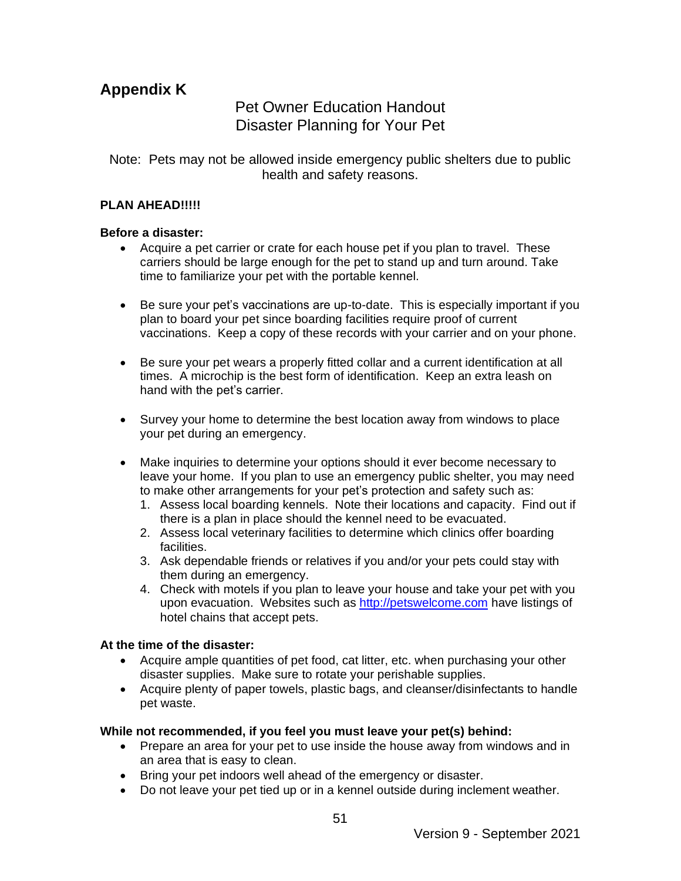# Appendix K

## Pet Owner Education Handout
## Disaster Planning for Your Pet

Note: Pets may not be allowed inside emergency public shelters due to public health and safety reasons.

**PLAN AHEAD!!!!!**

**Before a disaster:**

- Acquire a pet carrier or crate for each house pet if you plan to travel. These carriers should be large enough for the pet to stand up and turn around. Take time to familiarize your pet with the portable kennel.
- Be sure your pet's vaccinations are up-to-date. This is especially important if you plan to board your pet since boarding facilities require proof of current vaccinations. Keep a copy of these records with your carrier and on your phone.
- Be sure your pet wears a properly fitted collar and a current identification at all times. A microchip is the best form of identification. Keep an extra leash on hand with the pet's carrier.
- Survey your home to determine the best location away from windows to place your pet during an emergency.
- Make inquiries to determine your options should it ever become necessary to leave your home. If you plan to use an emergency public shelter, you may need to make other arrangements for your pet's protection and safety such as:
  1. Assess local boarding kennels. Note their locations and capacity. Find out if there is a plan in place should the kennel need to be evacuated.
  2. Assess local veterinary facilities to determine which clinics offer boarding facilities.
  3. Ask dependable friends or relatives if you and/or your pets could stay with them during an emergency.
  4. Check with motels if you plan to leave your house and take your pet with you upon evacuation. Websites such as [http://petswelcome.com](http://petswelcome.com) have listings of hotel chains that accept pets.

**At the time of the disaster:**

- Acquire ample quantities of pet food, cat litter, etc. when purchasing your other disaster supplies. Make sure to rotate your perishable supplies.
- Acquire plenty of paper towels, plastic bags, and cleanser/disinfectants to handle pet waste.

**While not recommended, if you feel you must leave your pet(s) behind:**

- Prepare an area for your pet to use inside the house away from windows and in an area that is easy to clean.
- Bring your pet indoors well ahead of the emergency or disaster.
- Do not leave your pet tied up or in a kennel outside during inclement weather.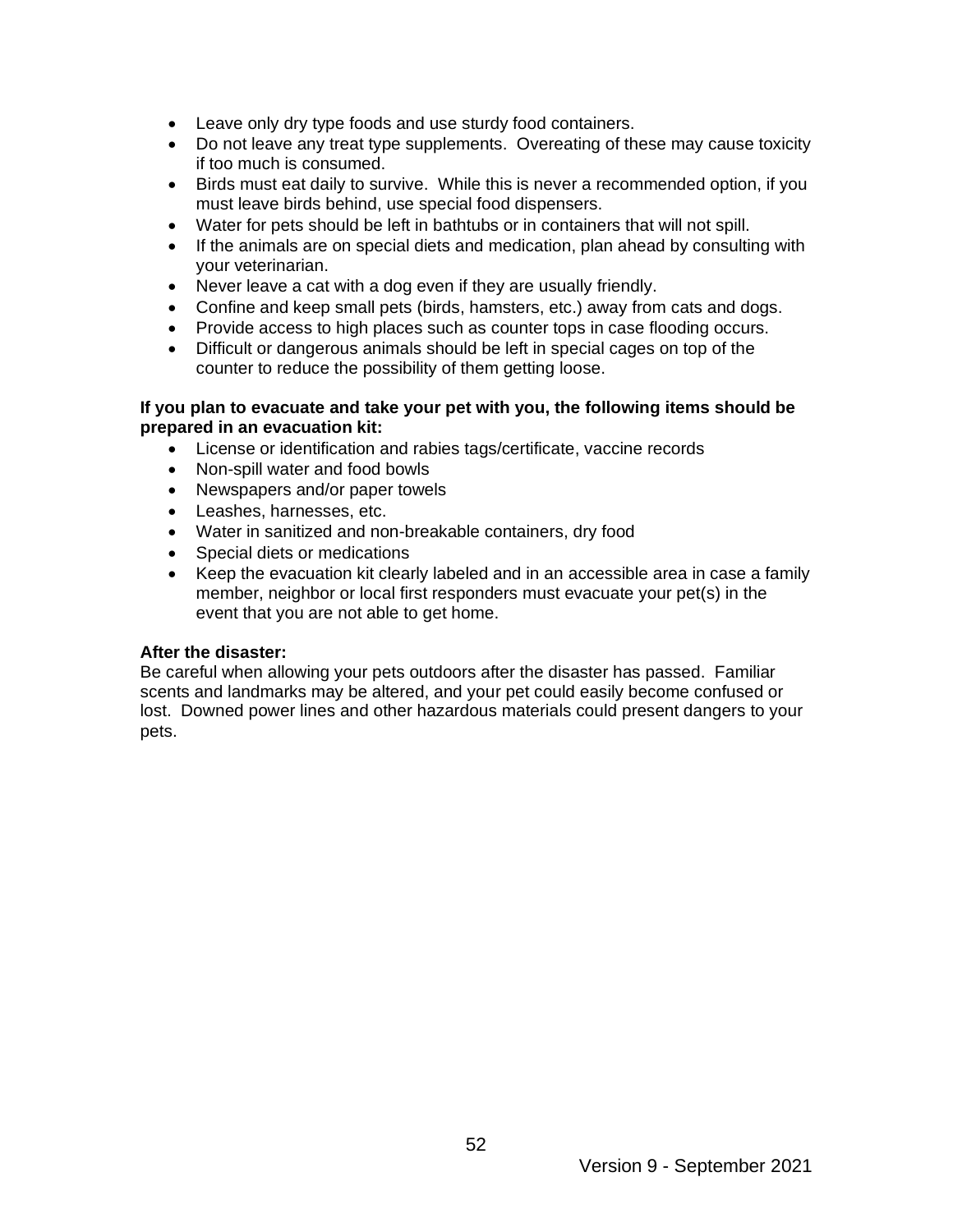- Leave only dry type foods and use sturdy food containers.
- Do not leave any treat type supplements. Overeating of these may cause toxicity if too much is consumed.
- Birds must eat daily to survive. While this is never a recommended option, if you must leave birds behind, use special food dispensers.
- Water for pets should be left in bathtubs or in containers that will not spill.
- If the animals are on special diets and medication, plan ahead by consulting with your veterinarian.
- Never leave a cat with a dog even if they are usually friendly.
- Confine and keep small pets (birds, hamsters, etc.) away from cats and dogs.
- Provide access to high places such as counter tops in case flooding occurs.
- Difficult or dangerous animals should be left in special cages on top of the counter to reduce the possibility of them getting loose.

**If you plan to evacuate and take your pet with you, the following items should be prepared in an evacuation kit:**

- License or identification and rabies tags/certificate, vaccine records
- Non-spill water and food bowls
- Newspapers and/or paper towels
- Leashes, harnesses, etc.
- Water in sanitized and non-breakable containers, dry food
- Special diets or medications
- Keep the evacuation kit clearly labeled and in an accessible area in case a family member, neighbor or local first responders must evacuate your pet(s) in the event that you are not able to get home.

**After the disaster:**

Be careful when allowing your pets outdoors after the disaster has passed. Familiar scents and landmarks may be altered, and your pet could easily become confused or lost. Downed power lines and other hazardous materials could present dangers to your pets.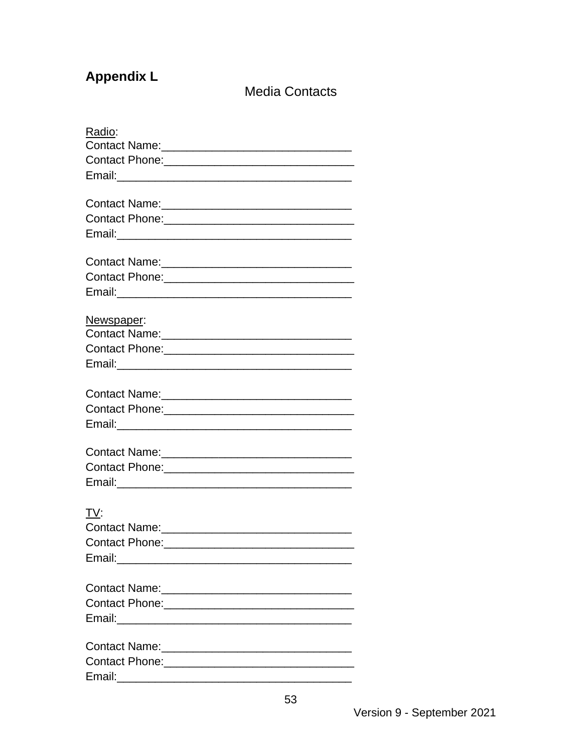## Appendix L

Media Contacts

Radio:

Contact Name:______________________________
Contact Phone:______________________________
Email:_____________________________________

Contact Name:______________________________
Contact Phone:______________________________
Email:_____________________________________

Contact Name:______________________________
Contact Phone:______________________________
Email:_____________________________________

Newspaper:

Contact Name:______________________________
Contact Phone:______________________________
Email:_____________________________________

Contact Name:______________________________
Contact Phone:______________________________
Email:_____________________________________

Contact Name:______________________________
Contact Phone:______________________________
Email:_____________________________________

TV:

Contact Name:______________________________
Contact Phone:______________________________
Email:_____________________________________

Contact Name:______________________________
Contact Phone:______________________________
Email:_____________________________________

Contact Name:______________________________
Contact Phone:______________________________
Email:_____________________________________

Version 9 - September 2021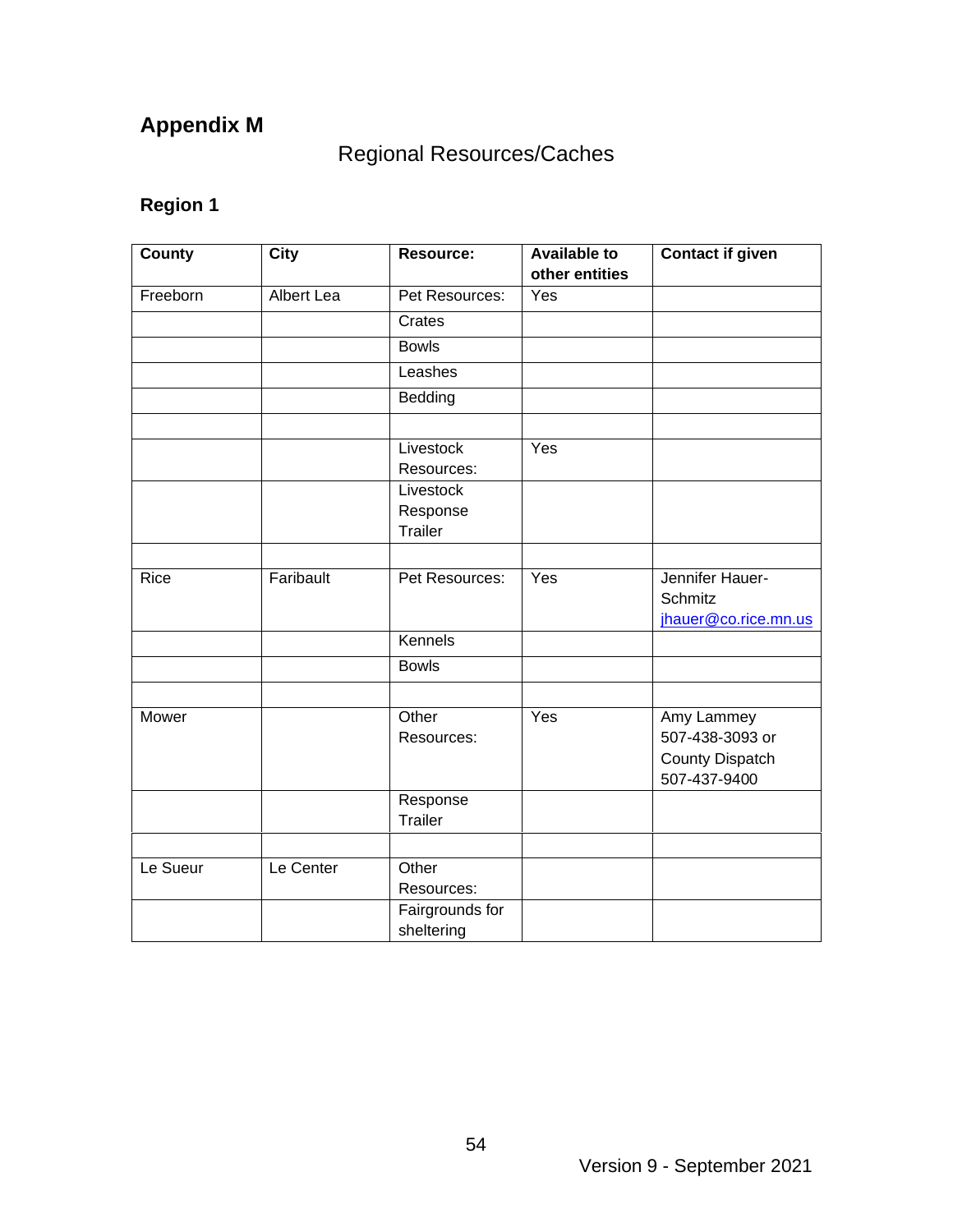# Appendix M

## Regional Resources/Caches

### Region 1

| County | City | Resource: | Available to other entities | Contact if given |
|---|---|---|---|---|
| Freeborn | Albert Lea | Pet Resources: | Yes | |
| | | Crates | | |
| | | Bowls | | |
| | | Leashes | | |
| | | Bedding | | |
| | | | | |
| | | Livestock Resources: | Yes | |
| | | Livestock Response Trailer | | |
| | | | | |
| Rice | Faribault | Pet Resources: | Yes | Jennifer Hauer-Schmitz jhauer@co.rice.mn.us |
| | | Kennels | | |
| | | Bowls | | |
| | | | | |
| Mower | | Other Resources: | Yes | Amy Lammey 507-438-3093 or County Dispatch 507-437-9400 |
| | | Response Trailer | | |
| | | | | |
| Le Sueur | Le Center | Other Resources: | | |
| | | Fairgrounds for sheltering | | |

Version 9 - September 2021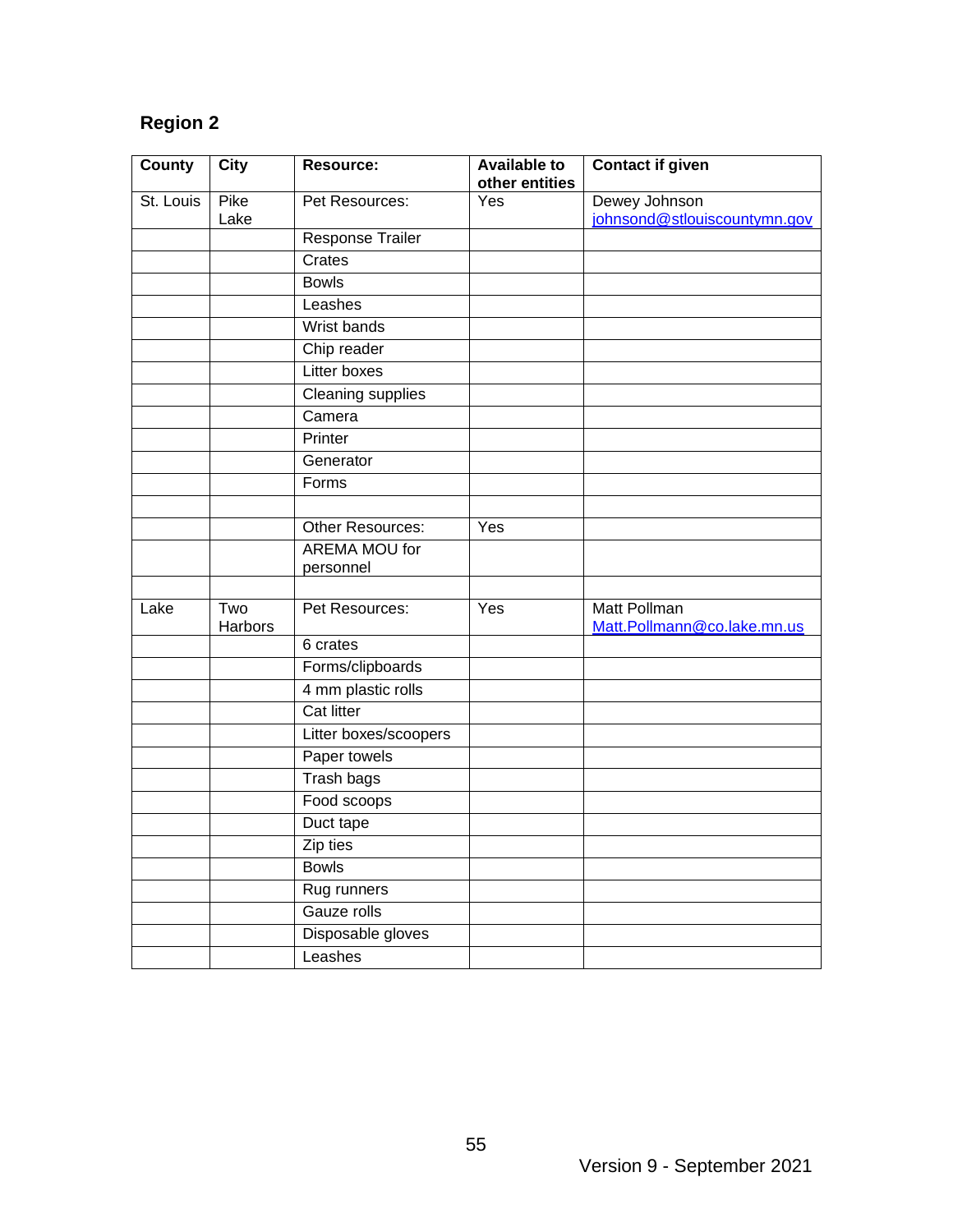## Region 2

| County | City | Resource: | Available to other entities | Contact if given |
|---|---|---|---|---|
| St. Louis | Pike Lake | Pet Resources: | Yes | Dewey Johnson johnsond@stlouiscountymn.gov |
| | | Response Trailer | | |
| | | Crates | | |
| | | Bowls | | |
| | | Leashes | | |
| | | Wrist bands | | |
| | | Chip reader | | |
| | | Litter boxes | | |
| | | Cleaning supplies | | |
| | | Camera | | |
| | | Printer | | |
| | | Generator | | |
| | | Forms | | |
| | | | | |
| | | Other Resources: | Yes | |
| | | AREMA MOU for personnel | | |
| | | | | |
| Lake | Two Harbors | Pet Resources: | Yes | Matt Pollman Matt.Pollmann@co.lake.mn.us |
| | | 6 crates | | |
| | | Forms/clipboards | | |
| | | 4 mm plastic rolls | | |
| | | Cat litter | | |
| | | Litter boxes/scoopers | | |
| | | Paper towels | | |
| | | Trash bags | | |
| | | Food scoops | | |
| | | Duct tape | | |
| | | Zip ties | | |
| | | Bowls | | |
| | | Rug runners | | |
| | | Gauze rolls | | |
| | | Disposable gloves | | |
| | | Leashes | | |

Version 9 - September 2021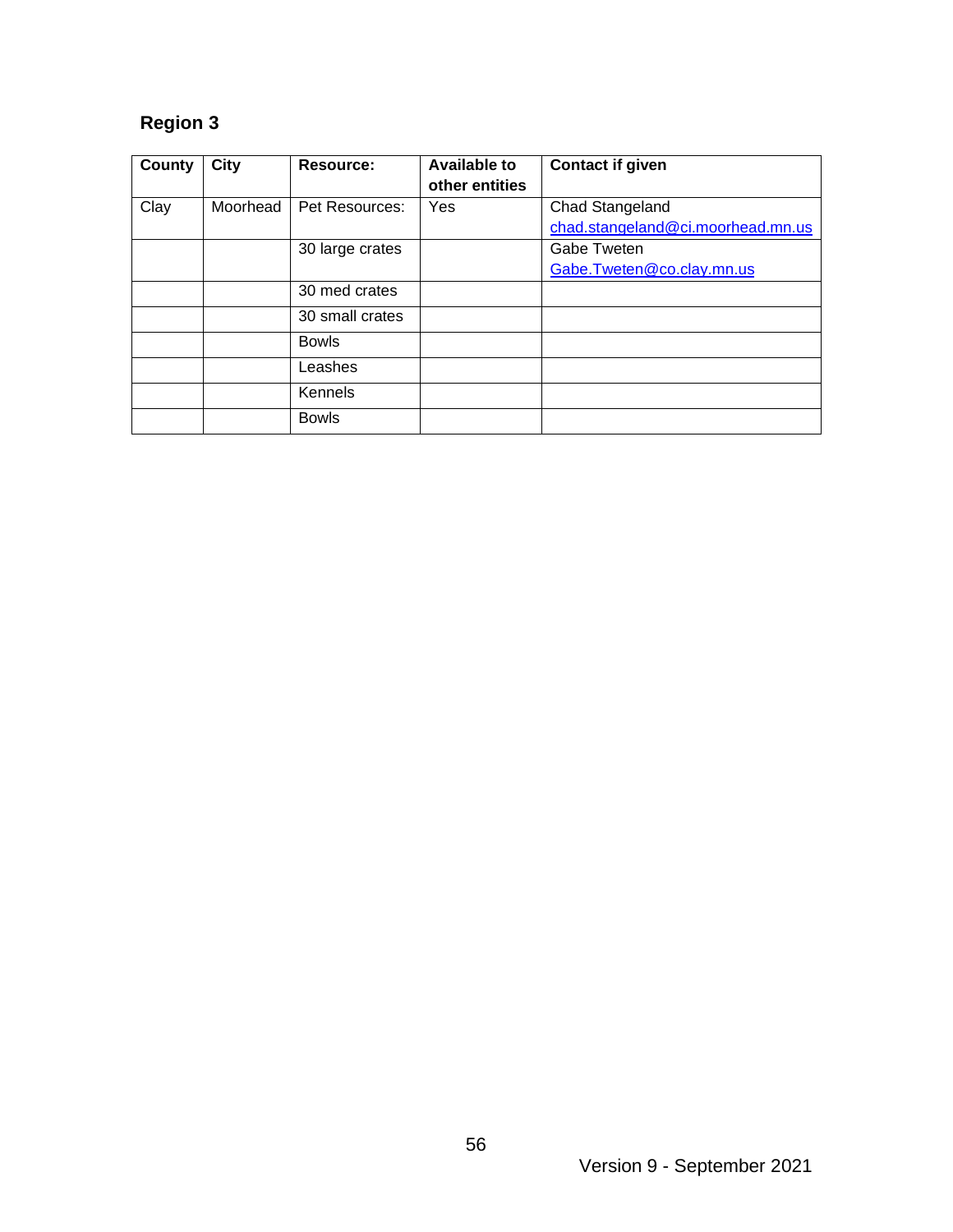## Region 3

| County | City | Resource: | Available to other entities | Contact if given |
|---|---|---|---|---|
| Clay | Moorhead | Pet Resources: | Yes | Chad Stangeland chad.stangeland@ci.moorhead.mn.us |
| | | 30 large crates | | Gabe Tweten Gabe.Tweten@co.clay.mn.us |
| | | 30 med crates | | |
| | | 30 small crates | | |
| | | Bowls | | |
| | | Leashes | | |
| | | Kennels | | |
| | | Bowls | | |

Version 9 - September 2021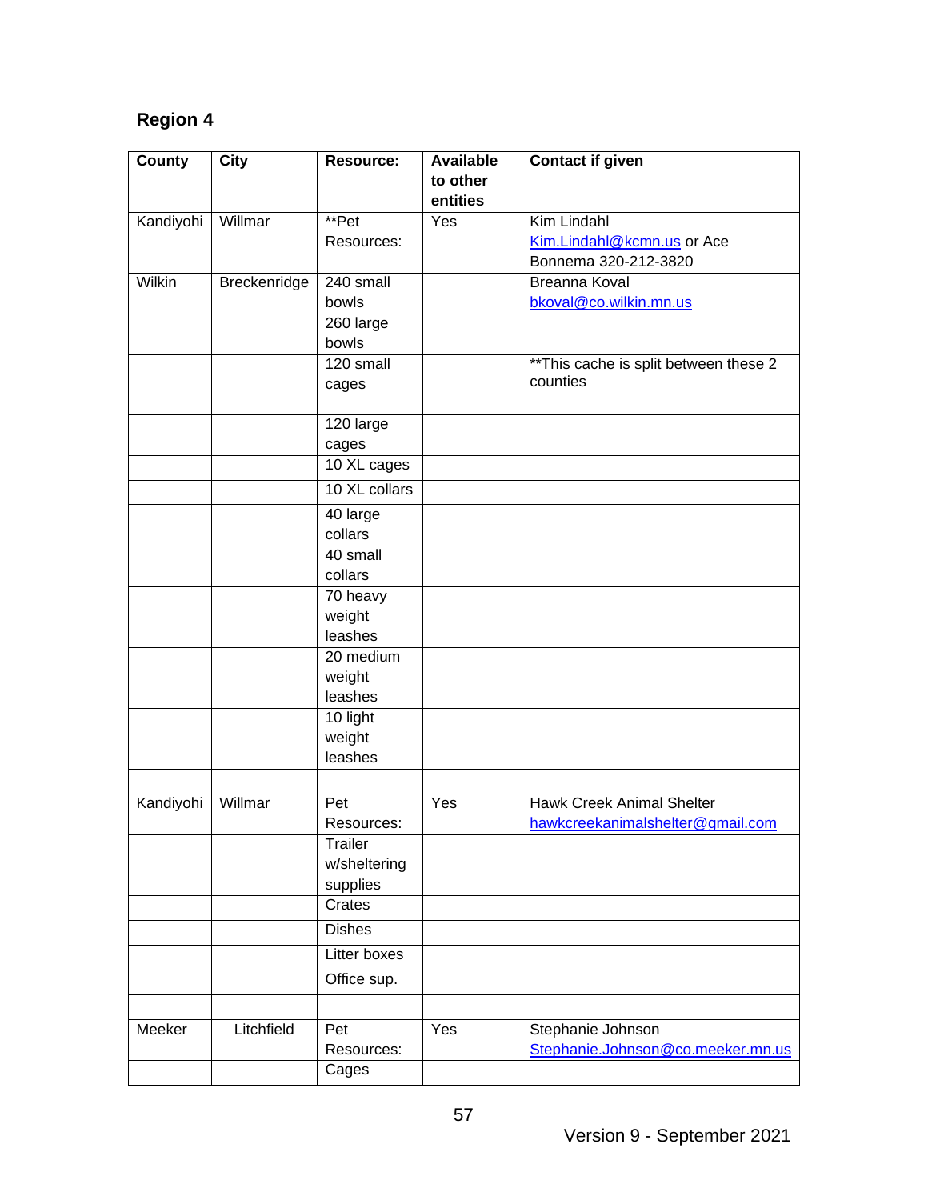## Region 4

| County | City | Resource: | Available to other entities | Contact if given |
|---|---|---|---|---|
| Kandiyohi | Willmar | **Pet Resources: | Yes | Kim Lindahl Kim.Lindahl@kcmn.us or Ace Bonnema 320-212-3820 |
| Wilkin | Breckenridge | 240 small bowls | | Breanna Koval bkoval@co.wilkin.mn.us |
| | | 260 large bowls | | |
| | | 120 small cages | | **This cache is split between these 2 counties |
| | | 120 large cages | | |
| | | 10 XL cages | | |
| | | 10 XL collars | | |
| | | 40 large collars | | |
| | | 40 small collars | | |
| | | 70 heavy weight leashes | | |
| | | 20 medium weight leashes | | |
| | | 10 light weight leashes | | |
| | | | | |
| Kandiyohi | Willmar | Pet Resources: | Yes | Hawk Creek Animal Shelter hawkcreekanimalshelter@gmail.com |
| | | Trailer w/sheltering supplies | | |
| | | Crates | | |
| | | Dishes | | |
| | | Litter boxes | | |
| | | Office sup. | | |
| | | | | |
| Meeker | Litchfield | Pet Resources: | Yes | Stephanie Johnson Stephanie.Johnson@co.meeker.mn.us |
| | | Cages | | |

Version 9 - September 2021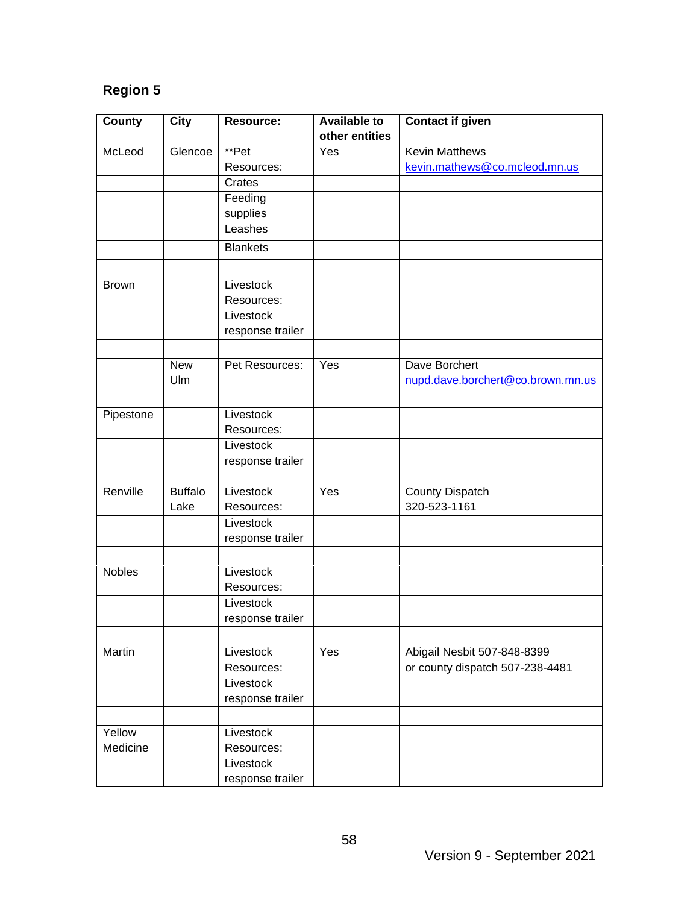## Region 5

| County | City | Resource: | Available to other entities | Contact if given |
|---|---|---|---|---|
| McLeod | Glencoe | **Pet Resources: | Yes | Kevin Matthews kevin.mathews@co.mcleod.mn.us |
| | | Crates | | |
| | | Feeding supplies | | |
| | | Leashes | | |
| | | Blankets | | |
| | | | | |
| Brown | | Livestock Resources: | | |
| | | Livestock response trailer | | |
| | | | | |
| | New Ulm | Pet Resources: | Yes | Dave Borchert nupd.dave.borchert@co.brown.mn.us |
| | | | | |
| Pipestone | | Livestock Resources: | | |
| | | Livestock response trailer | | |
| | | | | |
| Renville | Buffalo Lake | Livestock Resources: | Yes | County Dispatch 320-523-1161 |
| | | Livestock response trailer | | |
| | | | | |
| Nobles | | Livestock Resources: | | |
| | | Livestock response trailer | | |
| | | | | |
| Martin | | Livestock Resources: | Yes | Abigail Nesbit 507-848-8399 or county dispatch 507-238-4481 |
| | | Livestock response trailer | | |
| | | | | |
| Yellow Medicine | | Livestock Resources: | | |
| | | Livestock response trailer | | |

Version 9 - September 2021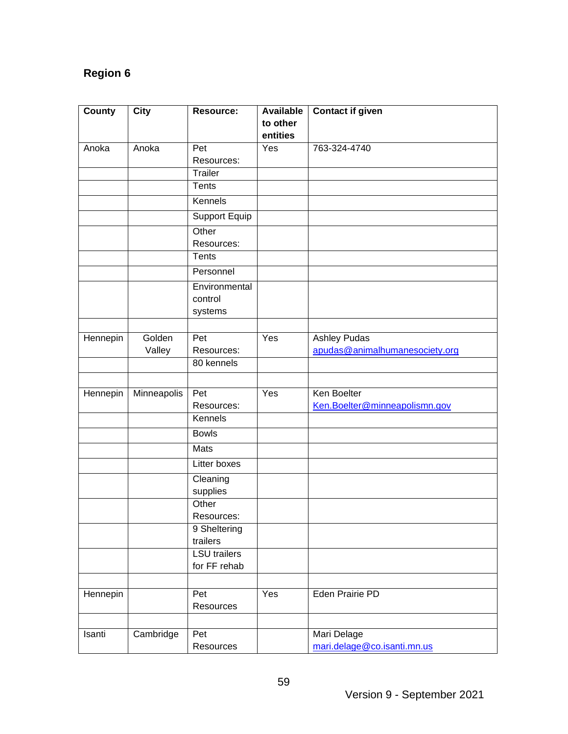## Region 6

| County | City | Resource: | Available to other entities | Contact if given |
|---|---|---|---|---|
| Anoka | Anoka | Pet Resources: | Yes | 763-324-4740 |
| | | Trailer | | |
| | | Tents | | |
| | | Kennels | | |
| | | Support Equip | | |
| | | Other Resources: | | |
| | | Tents | | |
| | | Personnel | | |
| | | Environmental control systems | | |
| | | | | |
| Hennepin | Golden Valley | Pet Resources: | Yes | Ashley Pudas apudas@animalhumanesociety.org |
| | | 80 kennels | | |
| | | | | |
| Hennepin | Minneapolis | Pet Resources: | Yes | Ken Boelter Ken.Boelter@minneapolismn.gov |
| | | Kennels | | |
| | | Bowls | | |
| | | Mats | | |
| | | Litter boxes | | |
| | | Cleaning supplies | | |
| | | Other Resources: | | |
| | | 9 Sheltering trailers | | |
| | | LSU trailers for FF rehab | | |
| | | | | |
| Hennepin | | Pet Resources | Yes | Eden Prairie PD |
| | | | | |
| Isanti | Cambridge | Pet Resources | | Mari Delage mari.delage@co.isanti.mn.us |

Version 9 - September 2021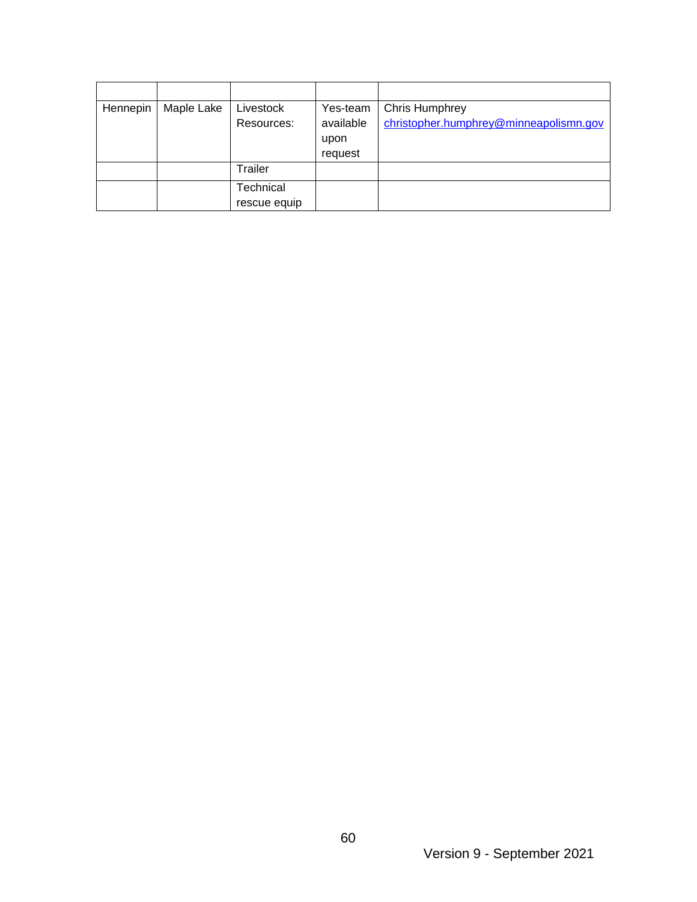| | | | | |
|---|---|---|---|---|
| Hennepin | Maple Lake | Livestock Resources: | Yes-team available upon request | Chris Humphrey christopher.humphrey@minneapolismn.gov |
| | | Trailer | | |
| | | Technical rescue equip | | |

Version 9 - September 2021